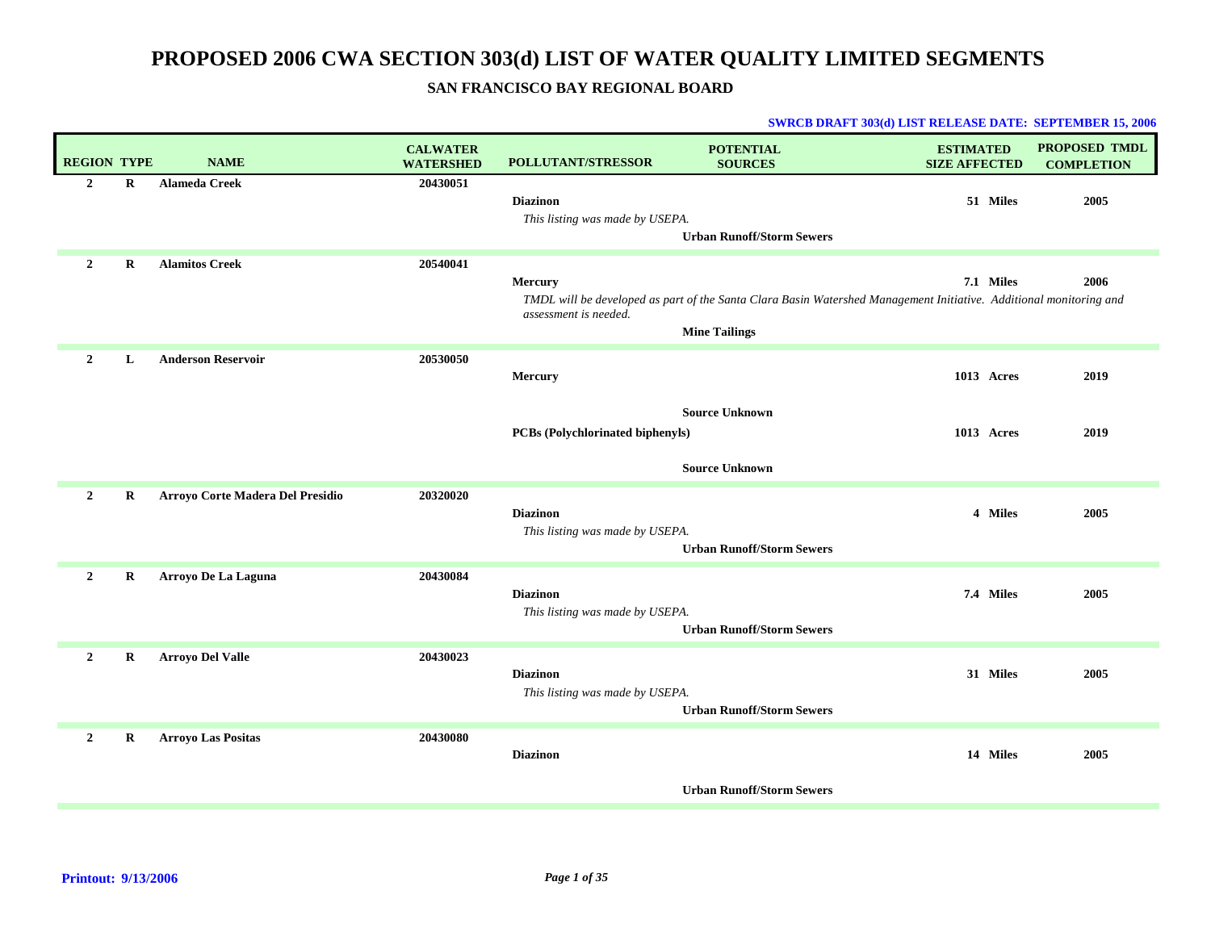# PROPOSED 2006 CWA SECTION 303(d) LIST OF WATER QUALITY LIMITED SEGMENTS

## SAN FRANCISCO BAY REGIONAL BOARD

**SWRCB DRAFT 303(d) LIST RELEASE DATE: SEPTEMBER 15, 2006**

| REGION | TYPE | NAME | CALWATER WATERSHED | POLLUTANT/STRESSOR | POTENTIAL SOURCES | ESTIMATED SIZE AFFECTED | PROPOSED TMDL COMPLETION |
|---|---|---|---|---|---|---|---|
| 2 | R | Alameda Creek | 20430051 | | | | |
| | | | | Diazinon | | 51 Miles | 2005 |
| | | | | *This listing was made by USEPA.* | | | |
| | | | | | Urban Runoff/Storm Sewers | | |
| 2 | R | Alamitos Creek | 20540041 | | | | |
| | | | | Mercury | | 7.1 Miles | 2006 |
| | | | | *TMDL will be developed as part of the Santa Clara Basin Watershed Management Initiative. Additional monitoring and assessment is needed.* | | | |
| | | | | | Mine Tailings | | |
| 2 | L | Anderson Reservoir | 20530050 | | | | |
| | | | | Mercury | | 1013 Acres | 2019 |
| | | | | | Source Unknown | | |
| | | | | PCBs (Polychlorinated biphenyls) | | 1013 Acres | 2019 |
| | | | | | Source Unknown | | |
| 2 | R | Arroyo Corte Madera Del Presidio | 20320020 | | | | |
| | | | | Diazinon | | 4 Miles | 2005 |
| | | | | *This listing was made by USEPA.* | | | |
| | | | | | Urban Runoff/Storm Sewers | | |
| 2 | R | Arroyo De La Laguna | 20430084 | | | | |
| | | | | Diazinon | | 7.4 Miles | 2005 |
| | | | | *This listing was made by USEPA.* | | | |
| | | | | | Urban Runoff/Storm Sewers | | |
| 2 | R | Arroyo Del Valle | 20430023 | | | | |
| | | | | Diazinon | | 31 Miles | 2005 |
| | | | | *This listing was made by USEPA.* | | | |
| | | | | | Urban Runoff/Storm Sewers | | |
| 2 | R | Arroyo Las Positas | 20430080 | | | | |
| | | | | Diazinon | | 14 Miles | 2005 |
| | | | | | Urban Runoff/Storm Sewers | | |

**Printout: 9/13/2006**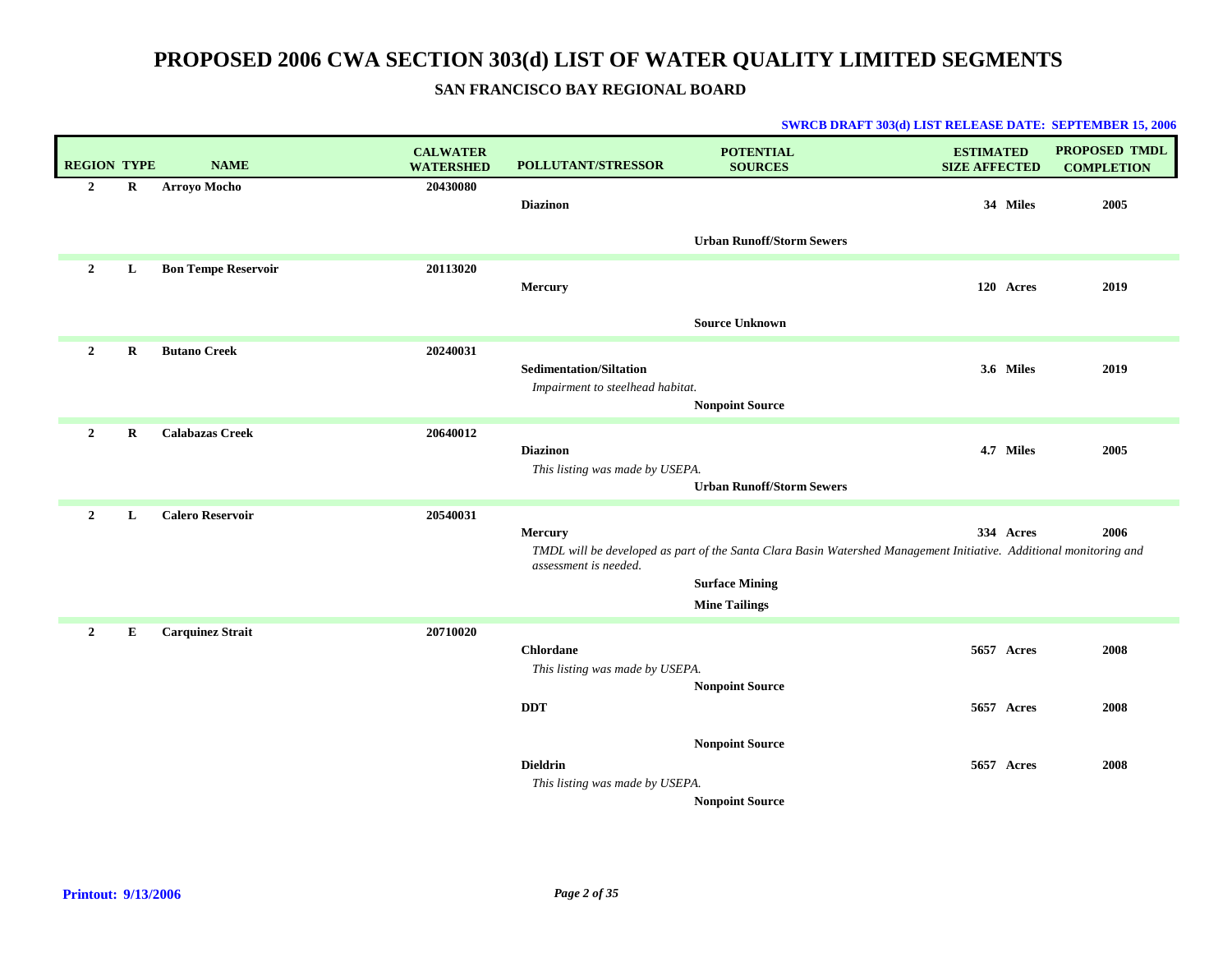# PROPOSED 2006 CWA SECTION 303(d) LIST OF WATER QUALITY LIMITED SEGMENTS

## SAN FRANCISCO BAY REGIONAL BOARD

**SWRCB DRAFT 303(d) LIST RELEASE DATE: SEPTEMBER 15, 2006**

| REGION | TYPE | NAME | CALWATER WATERSHED | POLLUTANT/STRESSOR | POTENTIAL SOURCES | ESTIMATED SIZE AFFECTED | PROPOSED TMDL COMPLETION |
|---|---|---|---|---|---|---|---|
| 2 | R | **Arroyo Mocho** | 20430080 | | | | |
| | | | | **Diazinon** | | 34 Miles | 2005 |
| | | | | | Urban Runoff/Storm Sewers | | |
| 2 | L | **Bon Tempe Reservoir** | 20113020 | | | | |
| | | | | **Mercury** | | 120 Acres | 2019 |
| | | | | | Source Unknown | | |
| 2 | R | **Butano Creek** | 20240031 | | | | |
| | | | | **Sedimentation/Siltation** | | 3.6 Miles | 2019 |
| | | | | *Impairment to steelhead habitat.* | | | |
| | | | | | Nonpoint Source | | |
| 2 | R | **Calabazas Creek** | 20640012 | | | | |
| | | | | **Diazinon** | | 4.7 Miles | 2005 |
| | | | | *This listing was made by USEPA.* | | | |
| | | | | | Urban Runoff/Storm Sewers | | |
| 2 | L | **Calero Reservoir** | 20540031 | | | | |
| | | | | **Mercury** | | 334 Acres | 2006 |
| | | | | *TMDL will be developed as part of the Santa Clara Basin Watershed Management Initiative. Additional monitoring and assessment is needed.* | | | |
| | | | | | Surface Mining | | |
| | | | | | Mine Tailings | | |
| 2 | E | **Carquinez Strait** | 20710020 | | | | |
| | | | | **Chlordane** | | 5657 Acres | 2008 |
| | | | | *This listing was made by USEPA.* | | | |
| | | | | | Nonpoint Source | | |
| | | | | **DDT** | | 5657 Acres | 2008 |
| | | | | | Nonpoint Source | | |
| | | | | **Dieldrin** | | 5657 Acres | 2008 |
| | | | | *This listing was made by USEPA.* | | | |
| | | | | | Nonpoint Source | | |

**Printout: 9/13/2006**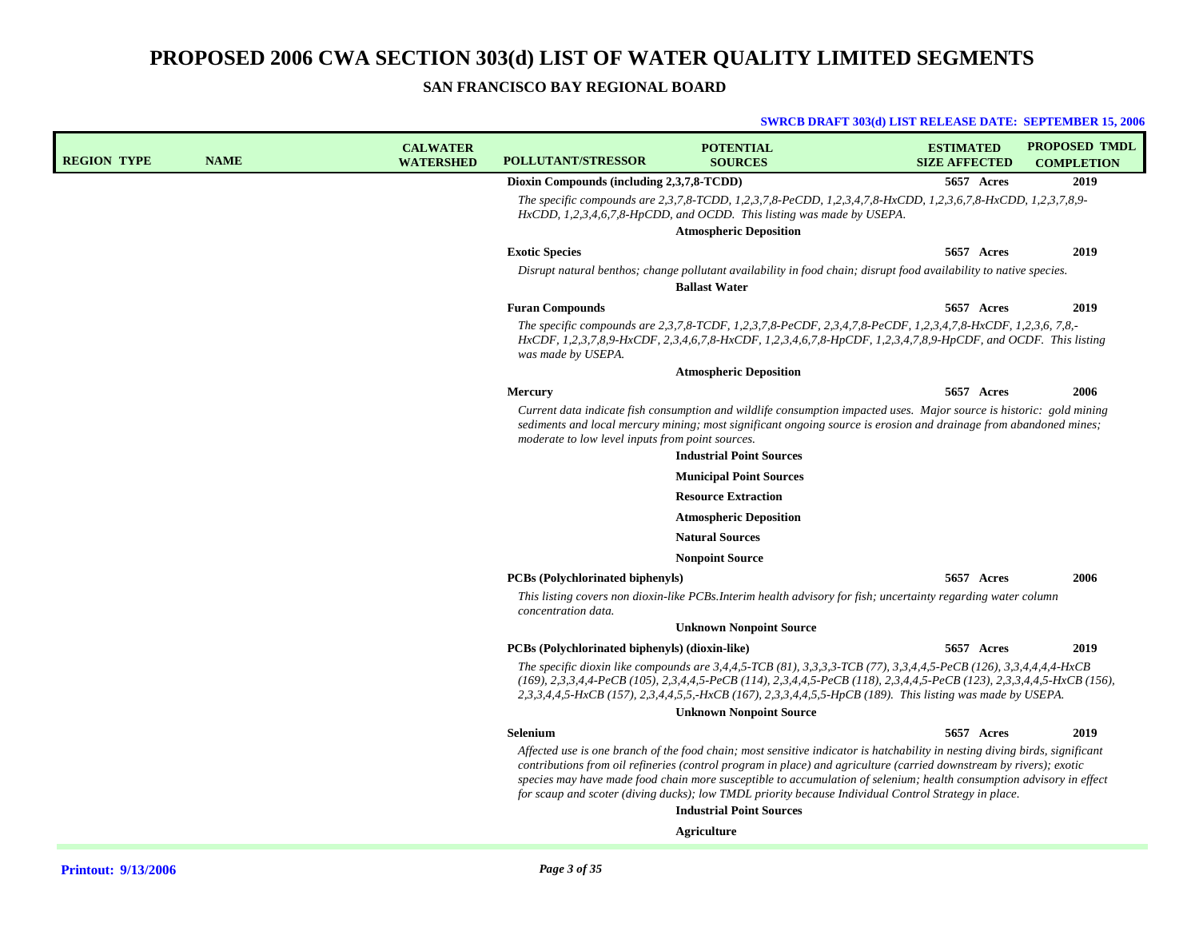# PROPOSED 2006 CWA SECTION 303(d) LIST OF WATER QUALITY LIMITED SEGMENTS

## SAN FRANCISCO BAY REGIONAL BOARD

**SWRCB DRAFT 303(d) LIST RELEASE DATE: SEPTEMBER 15, 2006**

| REGION | TYPE | NAME | CALWATER WATERSHED | POLLUTANT/STRESSOR | POTENTIAL SOURCES | ESTIMATED SIZE AFFECTED | PROPOSED TMDL COMPLETION |
|---|---|---|---|---|---|---|---|
| | | | | **Dioxin Compounds (including 2,3,7,8-TCDD)** | | **5657 Acres** | **2019** |
| | | | | *The specific compounds are 2,3,7,8-TCDD, 1,2,3,7,8-PeCDD, 1,2,3,4,7,8-HxCDD, 1,2,3,6,7,8-HxCDD, 1,2,3,7,8,9-HxCDD, 1,2,3,4,6,7,8-HpCDD, and OCDD. This listing was made by USEPA.* | | | |
| | | | | | **Atmospheric Deposition** | | |
| | | | | **Exotic Species** | | **5657 Acres** | **2019** |
| | | | | *Disrupt natural benthos; change pollutant availability in food chain; disrupt food availability to native species.* | | | |
| | | | | | **Ballast Water** | | |
| | | | | **Furan Compounds** | | **5657 Acres** | **2019** |
| | | | | *The specific compounds are 2,3,7,8-TCDF, 1,2,3,7,8-PeCDF, 2,3,4,7,8-PeCDF, 1,2,3,4,7,8-HxCDF, 1,2,3,6, 7,8,-HxCDF, 1,2,3,7,8,9-HxCDF, 2,3,4,6,7,8-HxCDF, 1,2,3,4,6,7,8-HpCDF, 1,2,3,4,7,8,9-HpCDF, and OCDF. This listing was made by USEPA.* | | | |
| | | | | | **Atmospheric Deposition** | | |
| | | | | **Mercury** | | **5657 Acres** | **2006** |
| | | | | *Current data indicate fish consumption and wildlife consumption impacted uses. Major source is historic: gold mining sediments and local mercury mining; most significant ongoing source is erosion and drainage from abandoned mines; moderate to low level inputs from point sources.* | | | |
| | | | | | **Industrial Point Sources** | | |
| | | | | | **Municipal Point Sources** | | |
| | | | | | **Resource Extraction** | | |
| | | | | | **Atmospheric Deposition** | | |
| | | | | | **Natural Sources** | | |
| | | | | | **Nonpoint Source** | | |
| | | | | **PCBs (Polychlorinated biphenyls)** | | **5657 Acres** | **2006** |
| | | | | *This listing covers non dioxin-like PCBs.Interim health advisory for fish; uncertainty regarding water column concentration data.* | | | |
| | | | | | **Unknown Nonpoint Source** | | |
| | | | | **PCBs (Polychlorinated biphenyls) (dioxin-like)** | | **5657 Acres** | **2019** |
| | | | | *The specific dioxin like compounds are 3,4,4,5-TCB (81), 3,3,3,3-TCB (77), 3,3,4,4,5-PeCB (126), 3,3,4,4,4,4-HxCB (169), 2,3,3,4,4-PeCB (105), 2,3,4,4,5-PeCB (114), 2,3,4,4,5-PeCB (118), 2,3,4,4,5-PeCB (123), 2,3,3,4,4,5-HxCB (156), 2,3,3,4,4,5-HxCB (157), 2,3,4,4,5,5,-HxCB (167), 2,3,3,4,4,5,5-HpCB (189). This listing was made by USEPA.* | | | |
| | | | | | **Unknown Nonpoint Source** | | |
| | | | | **Selenium** | | **5657 Acres** | **2019** |
| | | | | *Affected use is one branch of the food chain; most sensitive indicator is hatchability in nesting diving birds, significant contributions from oil refineries (control program in place) and agriculture (carried downstream by rivers); exotic species may have made food chain more susceptible to accumulation of selenium; health consumption advisory in effect for scaup and scoter (diving ducks); low TMDL priority because Individual Control Strategy in place.* | | | |
| | | | | | **Industrial Point Sources** | | |
| | | | | | **Agriculture** | | |

**Printout: 9/13/2006**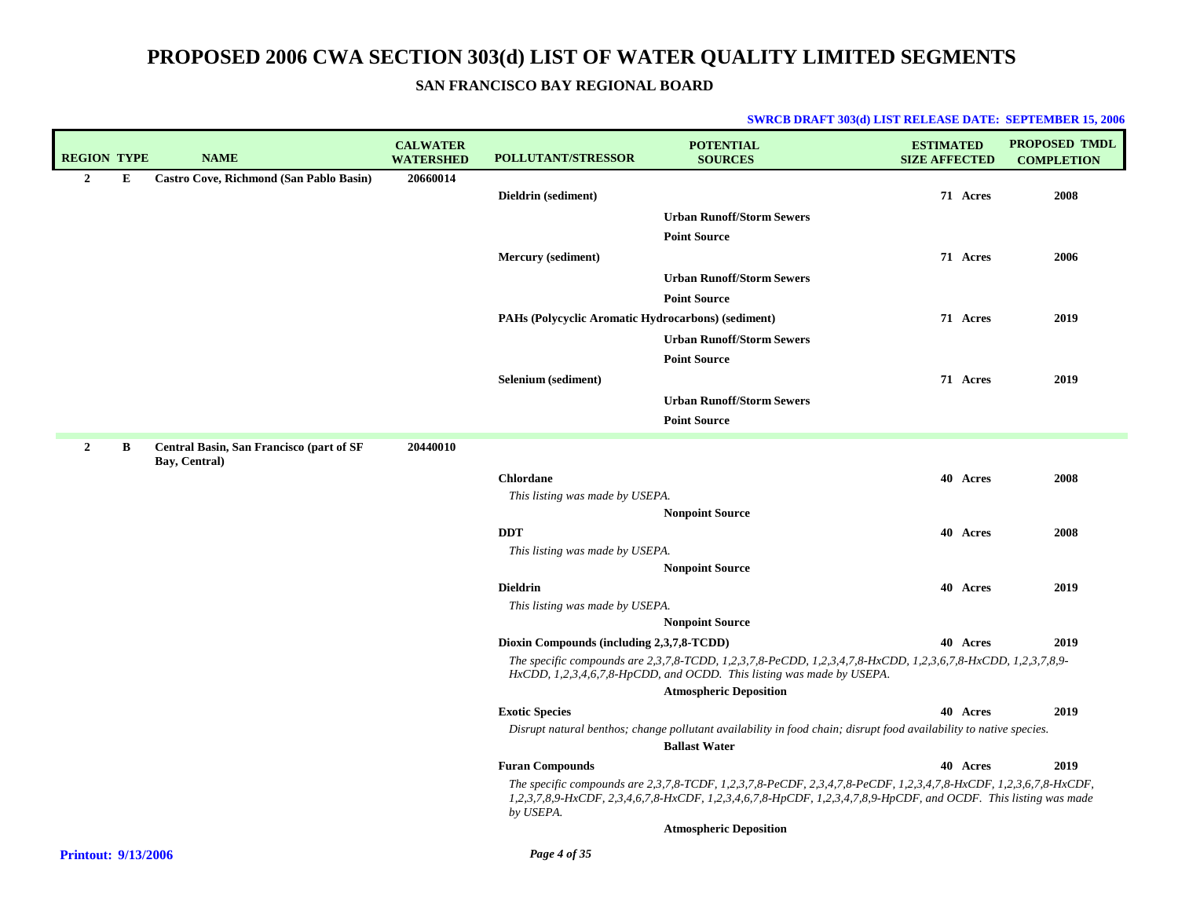# PROPOSED 2006 CWA SECTION 303(d) LIST OF WATER QUALITY LIMITED SEGMENTS

## SAN FRANCISCO BAY REGIONAL BOARD

**SWRCB DRAFT 303(d) LIST RELEASE DATE: SEPTEMBER 15, 2006**

| REGION | TYPE | NAME | CALWATER WATERSHED | POLLUTANT/STRESSOR | POTENTIAL SOURCES | ESTIMATED SIZE AFFECTED | PROPOSED TMDL COMPLETION |
|---|---|---|---|---|---|---|---|
| 2 | E | Castro Cove, Richmond (San Pablo Basin) | 20660014 | | | | |
| | | | | Dieldrin (sediment) | | 71 Acres | 2008 |
| | | | | | Urban Runoff/Storm Sewers | | |
| | | | | | Point Source | | |
| | | | | Mercury (sediment) | | 71 Acres | 2006 |
| | | | | | Urban Runoff/Storm Sewers | | |
| | | | | | Point Source | | |
| | | | | PAHs (Polycyclic Aromatic Hydrocarbons) (sediment) | | 71 Acres | 2019 |
| | | | | | Urban Runoff/Storm Sewers | | |
| | | | | | Point Source | | |
| | | | | Selenium (sediment) | | 71 Acres | 2019 |
| | | | | | Urban Runoff/Storm Sewers | | |
| | | | | | Point Source | | |
| 2 | B | Central Basin, San Francisco (part of SF Bay, Central) | 20440010 | | | | |
| | | | | Chlordane | | 40 Acres | 2008 |
| | | | | *This listing was made by USEPA.* | | | |
| | | | | | Nonpoint Source | | |
| | | | | DDT | | 40 Acres | 2008 |
| | | | | *This listing was made by USEPA.* | | | |
| | | | | | Nonpoint Source | | |
| | | | | Dieldrin | | 40 Acres | 2019 |
| | | | | *This listing was made by USEPA.* | | | |
| | | | | | Nonpoint Source | | |
| | | | | Dioxin Compounds (including 2,3,7,8-TCDD) | | 40 Acres | 2019 |
| | | | | *The specific compounds are 2,3,7,8-TCDD, 1,2,3,7,8-PeCDD, 1,2,3,4,7,8-HxCDD, 1,2,3,6,7,8-HxCDD, 1,2,3,7,8,9-HxCDD, 1,2,3,4,6,7,8-HpCDD, and OCDD. This listing was made by USEPA.* | | | |
| | | | | | Atmospheric Deposition | | |
| | | | | Exotic Species | | 40 Acres | 2019 |
| | | | | *Disrupt natural benthos; change pollutant availability in food chain; disrupt food availability to native species.* | | | |
| | | | | | Ballast Water | | |
| | | | | Furan Compounds | | 40 Acres | 2019 |
| | | | | *The specific compounds are 2,3,7,8-TCDF, 1,2,3,7,8-PeCDF, 2,3,4,7,8-PeCDF, 1,2,3,4,7,8-HxCDF, 1,2,3,6,7,8-HxCDF, 1,2,3,7,8,9-HxCDF, 2,3,4,6,7,8-HxCDF, 1,2,3,4,6,7,8-HpCDF, 1,2,3,4,7,8,9-HpCDF, and OCDF. This listing was made by USEPA.* | | | |
| | | | | | Atmospheric Deposition | | |

**Printout: 9/13/2006**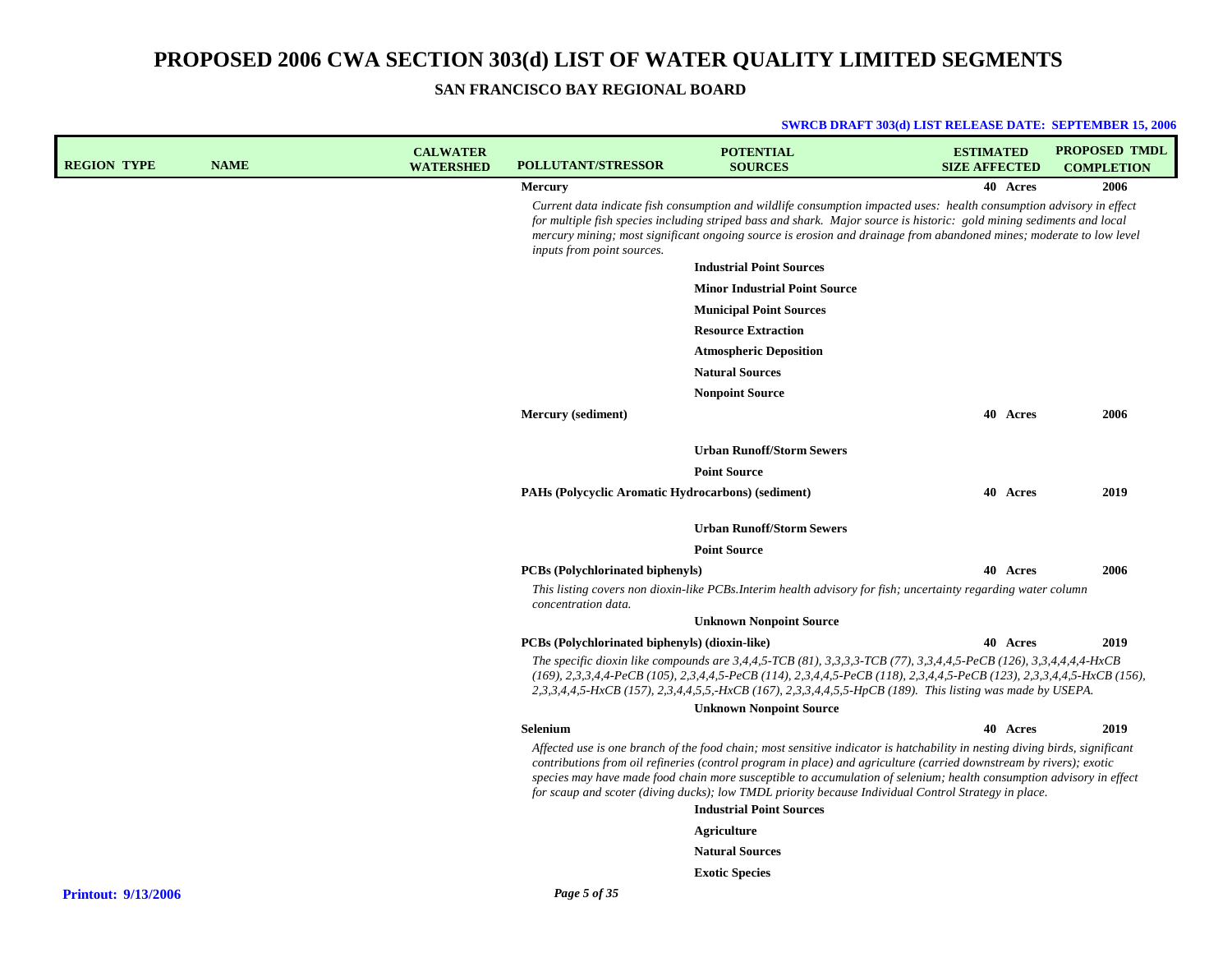# PROPOSED 2006 CWA SECTION 303(d) LIST OF WATER QUALITY LIMITED SEGMENTS

## SAN FRANCISCO BAY REGIONAL BOARD

**SWRCB DRAFT 303(d) LIST RELEASE DATE: SEPTEMBER 15, 2006**

| REGION | TYPE | NAME | CALWATER WATERSHED | POLLUTANT/STRESSOR | POTENTIAL SOURCES | ESTIMATED SIZE AFFECTED | PROPOSED TMDL COMPLETION |
|---|---|---|---|---|---|---|---|
| | | | | **Mercury** | | **40 Acres** | **2006** |
| | | | | *Current data indicate fish consumption and wildlife consumption impacted uses: health consumption advisory in effect for multiple fish species including striped bass and shark. Major source is historic: gold mining sediments and local mercury mining; most significant ongoing source is erosion and drainage from abandoned mines; moderate to low level inputs from point sources.* | | | |
| | | | | | **Industrial Point Sources** | | |
| | | | | | **Minor Industrial Point Source** | | |
| | | | | | **Municipal Point Sources** | | |
| | | | | | **Resource Extraction** | | |
| | | | | | **Atmospheric Deposition** | | |
| | | | | | **Natural Sources** | | |
| | | | | | **Nonpoint Source** | | |
| | | | | **Mercury (sediment)** | | **40 Acres** | **2006** |
| | | | | | **Urban Runoff/Storm Sewers** | | |
| | | | | | **Point Source** | | |
| | | | | **PAHs (Polycyclic Aromatic Hydrocarbons) (sediment)** | | **40 Acres** | **2019** |
| | | | | | **Urban Runoff/Storm Sewers** | | |
| | | | | | **Point Source** | | |
| | | | | **PCBs (Polychlorinated biphenyls)** | | **40 Acres** | **2006** |
| | | | | *This listing covers non dioxin-like PCBs.Interim health advisory for fish; uncertainty regarding water column concentration data.* | | | |
| | | | | | **Unknown Nonpoint Source** | | |
| | | | | **PCBs (Polychlorinated biphenyls) (dioxin-like)** | | **40 Acres** | **2019** |
| | | | | *The specific dioxin like compounds are 3,4,4,5-TCB (81), 3,3,3,3-TCB (77), 3,3,4,4,5-PeCB (126), 3,3,4,4,4,4-HxCB (169), 2,3,3,4,4-PeCB (105), 2,3,4,4,5-PeCB (114), 2,3,4,4,5-PeCB (118), 2,3,4,4,5-PeCB (123), 2,3,3,4,4,5-HxCB (156), 2,3,3,4,4,5-HxCB (157), 2,3,4,4,5,5,-HxCB (167), 2,3,3,4,4,5,5-HpCB (189). This listing was made by USEPA.* | | | |
| | | | | | **Unknown Nonpoint Source** | | |
| | | | | **Selenium** | | **40 Acres** | **2019** |
| | | | | *Affected use is one branch of the food chain; most sensitive indicator is hatchability in nesting diving birds, significant contributions from oil refineries (control program in place) and agriculture (carried downstream by rivers); exotic species may have made food chain more susceptible to accumulation of selenium; health consumption advisory in effect for scaup and scoter (diving ducks); low TMDL priority because Individual Control Strategy in place.* | | | |
| | | | | | **Industrial Point Sources** | | |
| | | | | | **Agriculture** | | |
| | | | | | **Natural Sources** | | |
| | | | | | **Exotic Species** | | |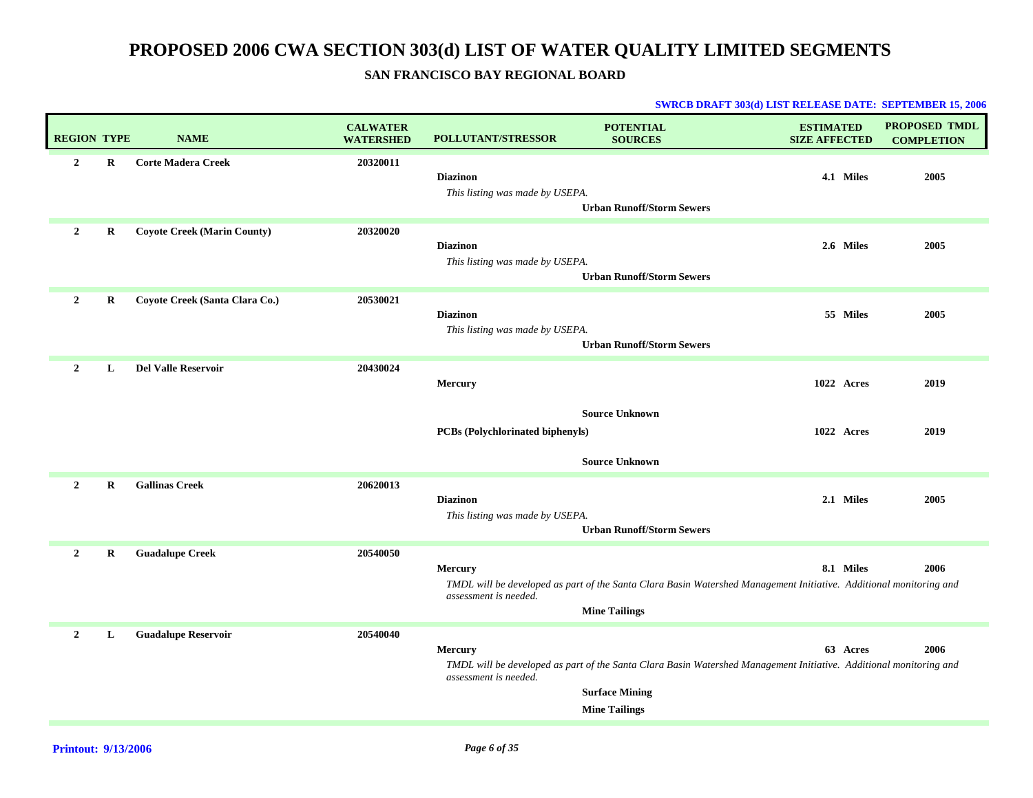# PROPOSED 2006 CWA SECTION 303(d) LIST OF WATER QUALITY LIMITED SEGMENTS

## SAN FRANCISCO BAY REGIONAL BOARD

**SWRCB DRAFT 303(d) LIST RELEASE DATE: SEPTEMBER 15, 2006**

| REGION | TYPE | NAME | CALWATER WATERSHED | POLLUTANT/STRESSOR | POTENTIAL SOURCES | ESTIMATED SIZE AFFECTED | PROPOSED TMDL COMPLETION |
|---|---|---|---|---|---|---|---|
| 2 | R | Corte Madera Creek | 20320011 | | | | |
| | | | | Diazinon | | 4.1 Miles | 2005 |
| | | | | *This listing was made by USEPA.* | | | |
| | | | | | Urban Runoff/Storm Sewers | | |
| 2 | R | Coyote Creek (Marin County) | 20320020 | | | | |
| | | | | Diazinon | | 2.6 Miles | 2005 |
| | | | | *This listing was made by USEPA.* | | | |
| | | | | | Urban Runoff/Storm Sewers | | |
| 2 | R | Coyote Creek (Santa Clara Co.) | 20530021 | | | | |
| | | | | Diazinon | | 55 Miles | 2005 |
| | | | | *This listing was made by USEPA.* | | | |
| | | | | | Urban Runoff/Storm Sewers | | |
| 2 | L | Del Valle Reservoir | 20430024 | | | | |
| | | | | Mercury | | 1022 Acres | 2019 |
| | | | | | Source Unknown | | |
| | | | | PCBs (Polychlorinated biphenyls) | | 1022 Acres | 2019 |
| | | | | | Source Unknown | | |
| 2 | R | Gallinas Creek | 20620013 | | | | |
| | | | | Diazinon | | 2.1 Miles | 2005 |
| | | | | *This listing was made by USEPA.* | | | |
| | | | | | Urban Runoff/Storm Sewers | | |
| 2 | R | Guadalupe Creek | 20540050 | | | | |
| | | | | Mercury | | 8.1 Miles | 2006 |
| | | | | *TMDL will be developed as part of the Santa Clara Basin Watershed Management Initiative. Additional monitoring and assessment is needed.* | | | |
| | | | | | Mine Tailings | | |
| 2 | L | Guadalupe Reservoir | 20540040 | | | | |
| | | | | Mercury | | 63 Acres | 2006 |
| | | | | *TMDL will be developed as part of the Santa Clara Basin Watershed Management Initiative. Additional monitoring and assessment is needed.* | | | |
| | | | | | Surface Mining | | |
| | | | | | Mine Tailings | | |

**Printout: 9/13/2006**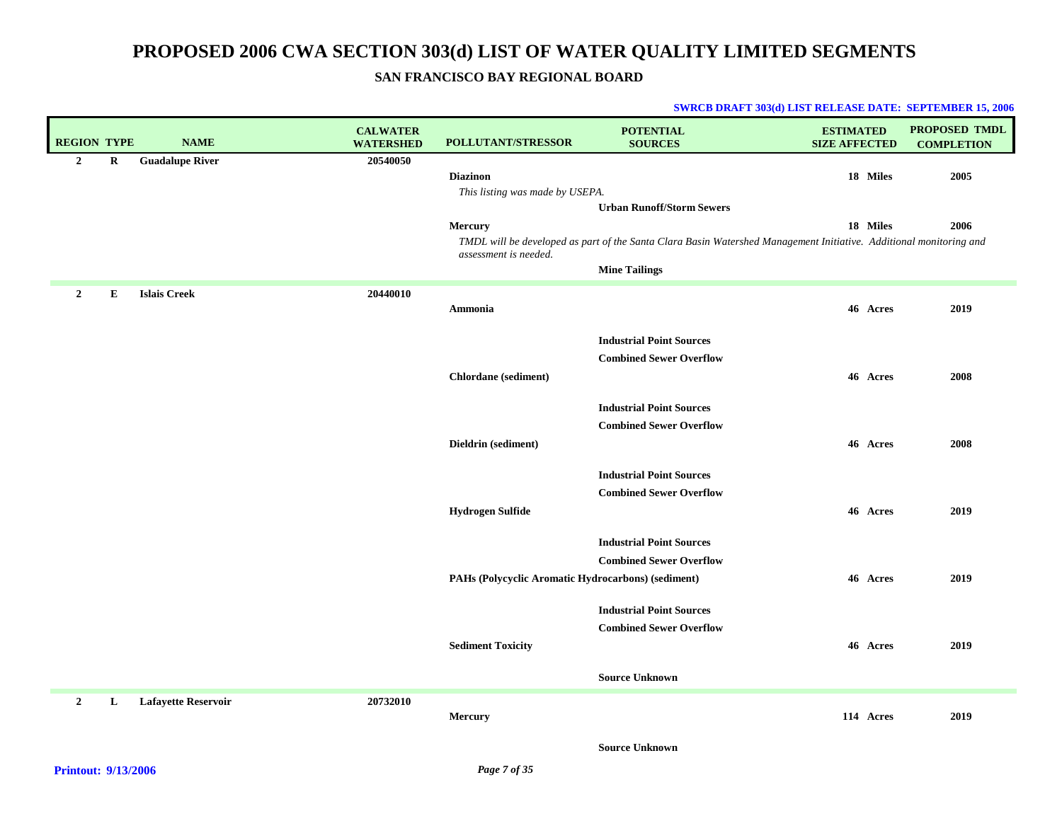# PROPOSED 2006 CWA SECTION 303(d) LIST OF WATER QUALITY LIMITED SEGMENTS

## SAN FRANCISCO BAY REGIONAL BOARD

**SWRCB DRAFT 303(d) LIST RELEASE DATE: SEPTEMBER 15, 2006**

| REGION | TYPE | NAME | CALWATER WATERSHED | POLLUTANT/STRESSOR | POTENTIAL SOURCES | ESTIMATED SIZE AFFECTED | PROPOSED TMDL COMPLETION |
|---|---|---|---|---|---|---|---|
| 2 | R | Guadalupe River | 20540050 | | | | |
| | | | | Diazinon | | 18 Miles | 2005 |
| | | | | *This listing was made by USEPA.* | | | |
| | | | | | Urban Runoff/Storm Sewers | | |
| | | | | Mercury | | 18 Miles | 2006 |
| | | | | *TMDL will be developed as part of the Santa Clara Basin Watershed Management Initiative. Additional monitoring and assessment is needed.* | | | |
| | | | | | Mine Tailings | | |
| 2 | E | Islais Creek | 20440010 | | | | |
| | | | | Ammonia | | 46 Acres | 2019 |
| | | | | | Industrial Point Sources | | |
| | | | | | Combined Sewer Overflow | | |
| | | | | Chlordane (sediment) | | 46 Acres | 2008 |
| | | | | | Industrial Point Sources | | |
| | | | | | Combined Sewer Overflow | | |
| | | | | Dieldrin (sediment) | | 46 Acres | 2008 |
| | | | | | Industrial Point Sources | | |
| | | | | | Combined Sewer Overflow | | |
| | | | | Hydrogen Sulfide | | 46 Acres | 2019 |
| | | | | | Industrial Point Sources | | |
| | | | | | Combined Sewer Overflow | | |
| | | | | PAHs (Polycyclic Aromatic Hydrocarbons) (sediment) | | 46 Acres | 2019 |
| | | | | | Industrial Point Sources | | |
| | | | | | Combined Sewer Overflow | | |
| | | | | Sediment Toxicity | | 46 Acres | 2019 |
| | | | | | Source Unknown | | |
| 2 | L | Lafayette Reservoir | 20732010 | | | | |
| | | | | Mercury | | 114 Acres | 2019 |
| | | | | | Source Unknown | | |

Printout: 9/13/2006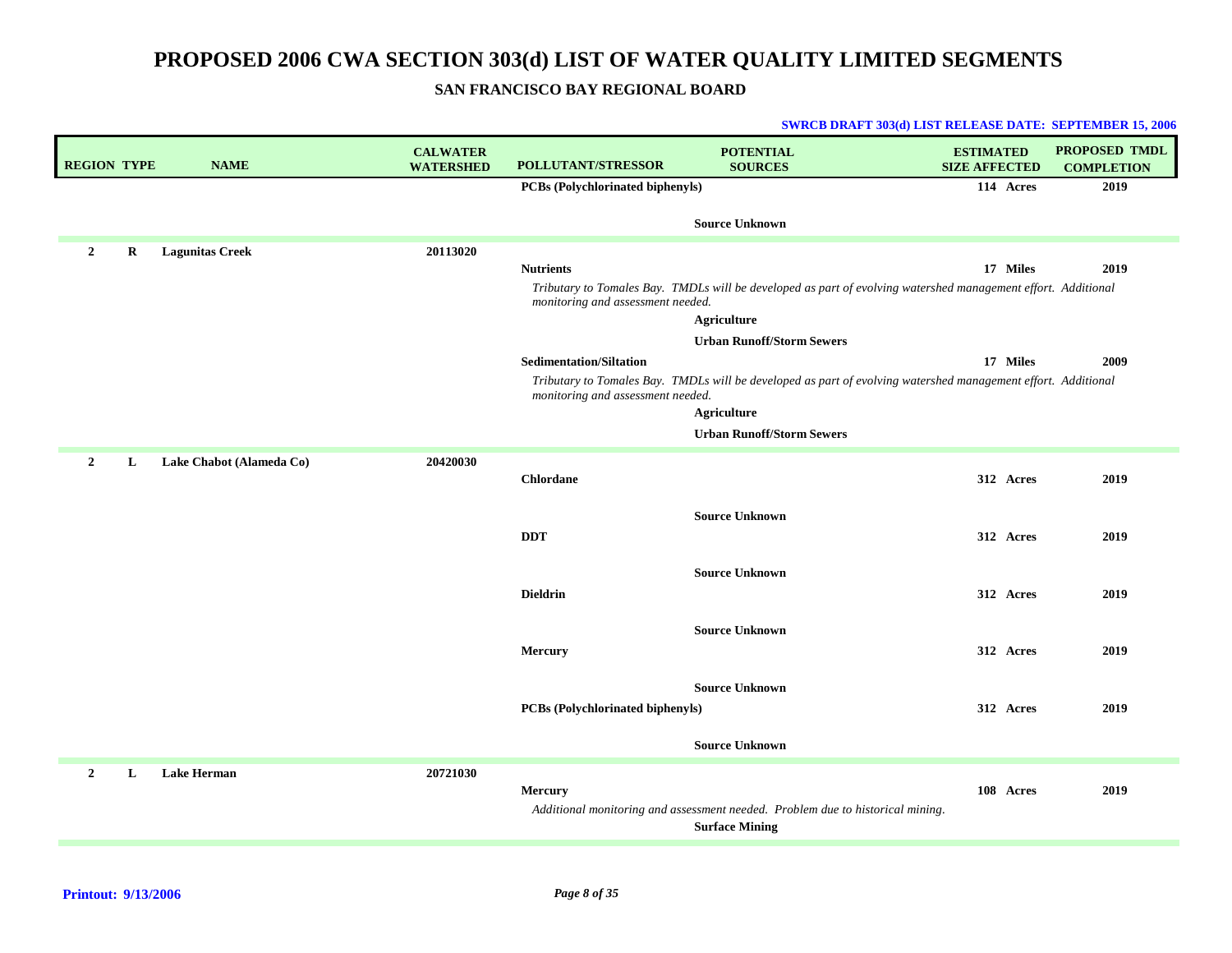# PROPOSED 2006 CWA SECTION 303(d) LIST OF WATER QUALITY LIMITED SEGMENTS

## SAN FRANCISCO BAY REGIONAL BOARD

**SWRCB DRAFT 303(d) LIST RELEASE DATE: SEPTEMBER 15, 2006**

| REGION | TYPE | NAME | CALWATER WATERSHED | POLLUTANT/STRESSOR | POTENTIAL SOURCES | ESTIMATED SIZE AFFECTED | PROPOSED TMDL COMPLETION |
|---|---|---|---|---|---|---|---|
| | | | | **PCBs (Polychlorinated biphenyls)** | | **114 Acres** | **2019** |
| | | | | | **Source Unknown** | | |
| **2** | **R** | **Lagunitas Creek** | **20113020** | | | | |
| | | | | **Nutrients** | | **17 Miles** | **2019** |
| | | | | *Tributary to Tomales Bay. TMDLs will be developed as part of evolving watershed management effort. Additional monitoring and assessment needed.* | | | |
| | | | | | **Agriculture** | | |
| | | | | | **Urban Runoff/Storm Sewers** | | |
| | | | | **Sedimentation/Siltation** | | **17 Miles** | **2009** |
| | | | | *Tributary to Tomales Bay. TMDLs will be developed as part of evolving watershed management effort. Additional monitoring and assessment needed.* | | | |
| | | | | | **Agriculture** | | |
| | | | | | **Urban Runoff/Storm Sewers** | | |
| **2** | **L** | **Lake Chabot (Alameda Co)** | **20420030** | | | | |
| | | | | **Chlordane** | | **312 Acres** | **2019** |
| | | | | | **Source Unknown** | | |
| | | | | **DDT** | | **312 Acres** | **2019** |
| | | | | | **Source Unknown** | | |
| | | | | **Dieldrin** | | **312 Acres** | **2019** |
| | | | | | **Source Unknown** | | |
| | | | | **Mercury** | | **312 Acres** | **2019** |
| | | | | | **Source Unknown** | | |
| | | | | **PCBs (Polychlorinated biphenyls)** | | **312 Acres** | **2019** |
| | | | | | **Source Unknown** | | |
| **2** | **L** | **Lake Herman** | **20721030** | | | | |
| | | | | **Mercury** | | **108 Acres** | **2019** |
| | | | | *Additional monitoring and assessment needed. Problem due to historical mining.* | | | |
| | | | | | **Surface Mining** | | |

**Printout: 9/13/2006**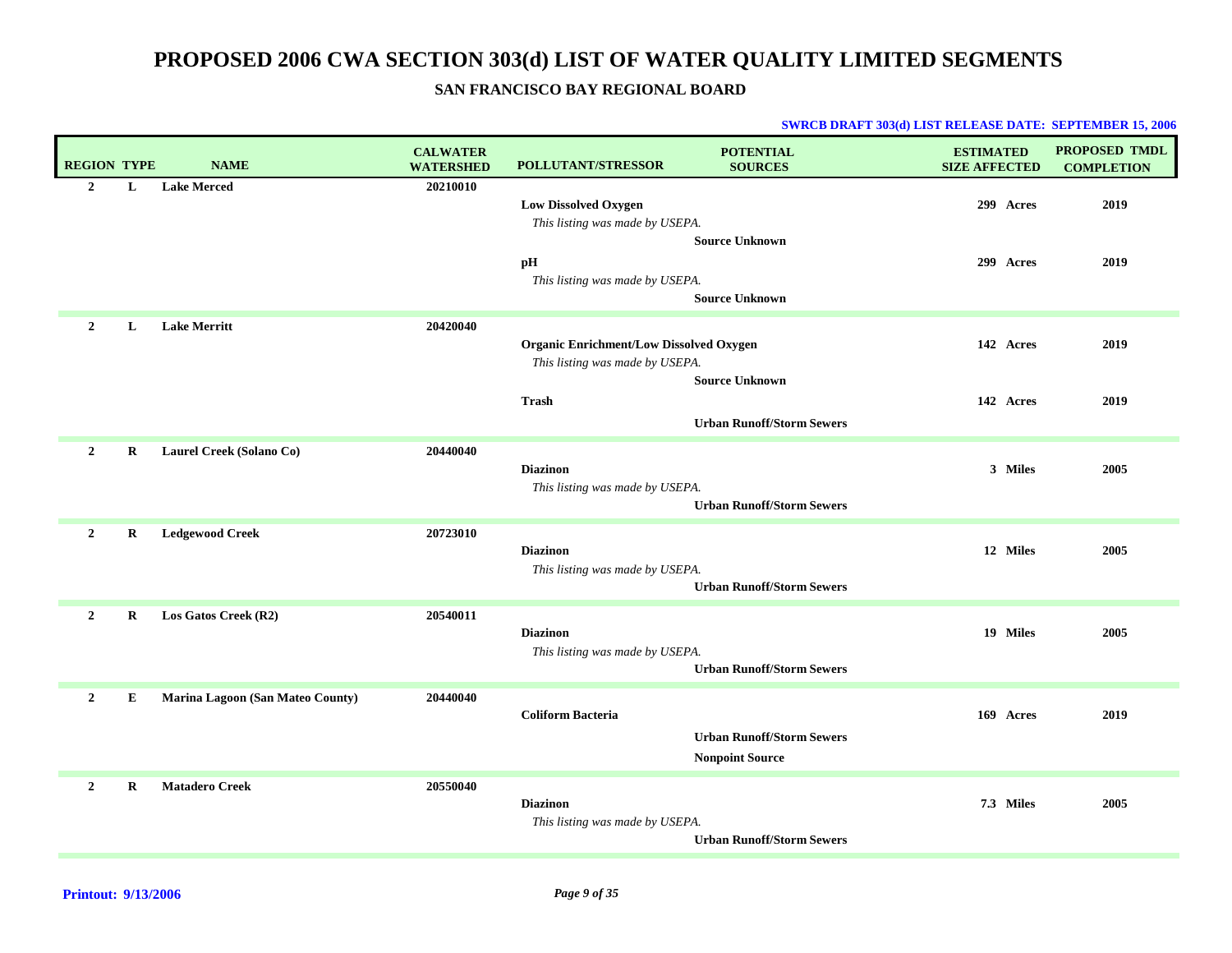# PROPOSED 2006 CWA SECTION 303(d) LIST OF WATER QUALITY LIMITED SEGMENTS

## SAN FRANCISCO BAY REGIONAL BOARD

**SWRCB DRAFT 303(d) LIST RELEASE DATE: SEPTEMBER 15, 2006**

| REGION | TYPE | NAME | CALWATER WATERSHED | POLLUTANT/STRESSOR | POTENTIAL SOURCES | ESTIMATED SIZE AFFECTED | PROPOSED TMDL COMPLETION |
|---|---|---|---|---|---|---|---|
| **2** | **L** | **Lake Merced** | **20210010** | | | | |
| | | | | **Low Dissolved Oxygen** | | **299 Acres** | **2019** |
| | | | | *This listing was made by USEPA.* | | | |
| | | | | | **Source Unknown** | | |
| | | | | **pH** | | **299 Acres** | **2019** |
| | | | | *This listing was made by USEPA.* | | | |
| | | | | | **Source Unknown** | | |
| **2** | **L** | **Lake Merritt** | **20420040** | | | | |
| | | | | **Organic Enrichment/Low Dissolved Oxygen** | | **142 Acres** | **2019** |
| | | | | *This listing was made by USEPA.* | | | |
| | | | | | **Source Unknown** | | |
| | | | | **Trash** | | **142 Acres** | **2019** |
| | | | | | **Urban Runoff/Storm Sewers** | | |
| **2** | **R** | **Laurel Creek (Solano Co)** | **20440040** | | | | |
| | | | | **Diazinon** | | **3 Miles** | **2005** |
| | | | | *This listing was made by USEPA.* | | | |
| | | | | | **Urban Runoff/Storm Sewers** | | |
| **2** | **R** | **Ledgewood Creek** | **20723010** | | | | |
| | | | | **Diazinon** | | **12 Miles** | **2005** |
| | | | | *This listing was made by USEPA.* | | | |
| | | | | | **Urban Runoff/Storm Sewers** | | |
| **2** | **R** | **Los Gatos Creek (R2)** | **20540011** | | | | |
| | | | | **Diazinon** | | **19 Miles** | **2005** |
| | | | | *This listing was made by USEPA.* | | | |
| | | | | | **Urban Runoff/Storm Sewers** | | |
| **2** | **E** | **Marina Lagoon (San Mateo County)** | **20440040** | | | | |
| | | | | **Coliform Bacteria** | | **169 Acres** | **2019** |
| | | | | | **Urban Runoff/Storm Sewers** | | |
| | | | | | **Nonpoint Source** | | |
| **2** | **R** | **Matadero Creek** | **20550040** | | | | |
| | | | | **Diazinon** | | **7.3 Miles** | **2005** |
| | | | | *This listing was made by USEPA.* | | | |
| | | | | | **Urban Runoff/Storm Sewers** | | |

**Printout: 9/13/2006**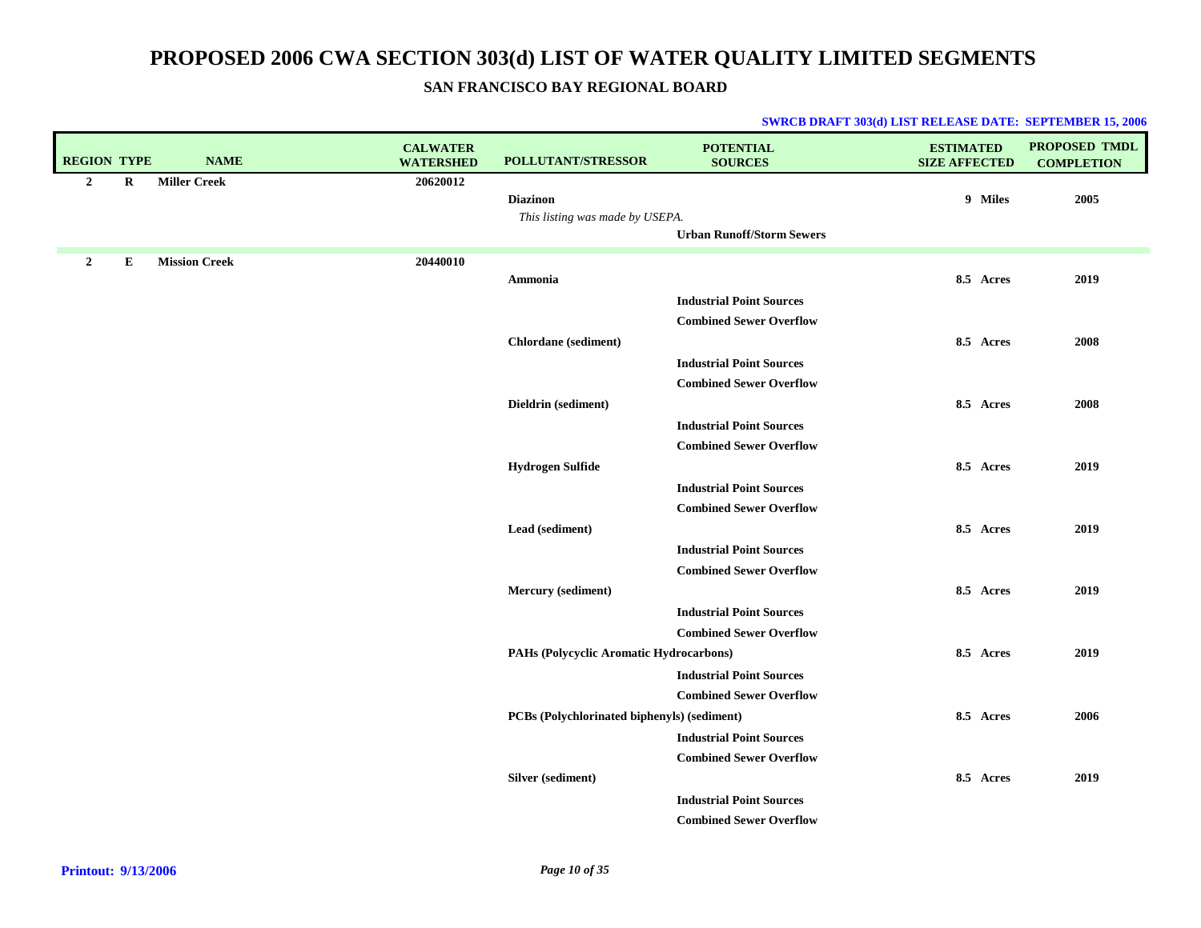# PROPOSED 2006 CWA SECTION 303(d) LIST OF WATER QUALITY LIMITED SEGMENTS

## SAN FRANCISCO BAY REGIONAL BOARD

**SWRCB DRAFT 303(d) LIST RELEASE DATE: SEPTEMBER 15, 2006**

| REGION | TYPE | NAME | CALWATER WATERSHED | POLLUTANT/STRESSOR | POTENTIAL SOURCES | ESTIMATED SIZE AFFECTED | PROPOSED TMDL COMPLETION |
|---|---|---|---|---|---|---|---|
| 2 | R | Miller Creek | 20620012 | | | | |
| | | | | Diazinon | | 9 Miles | 2005 |
| | | | | *This listing was made by USEPA.* | | | |
| | | | | | Urban Runoff/Storm Sewers | | |
| 2 | E | Mission Creek | 20440010 | | | | |
| | | | | Ammonia | | 8.5 Acres | 2019 |
| | | | | | Industrial Point Sources | | |
| | | | | | Combined Sewer Overflow | | |
| | | | | Chlordane (sediment) | | 8.5 Acres | 2008 |
| | | | | | Industrial Point Sources | | |
| | | | | | Combined Sewer Overflow | | |
| | | | | Dieldrin (sediment) | | 8.5 Acres | 2008 |
| | | | | | Industrial Point Sources | | |
| | | | | | Combined Sewer Overflow | | |
| | | | | Hydrogen Sulfide | | 8.5 Acres | 2019 |
| | | | | | Industrial Point Sources | | |
| | | | | | Combined Sewer Overflow | | |
| | | | | Lead (sediment) | | 8.5 Acres | 2019 |
| | | | | | Industrial Point Sources | | |
| | | | | | Combined Sewer Overflow | | |
| | | | | Mercury (sediment) | | 8.5 Acres | 2019 |
| | | | | | Industrial Point Sources | | |
| | | | | | Combined Sewer Overflow | | |
| | | | | PAHs (Polycyclic Aromatic Hydrocarbons) | | 8.5 Acres | 2019 |
| | | | | | Industrial Point Sources | | |
| | | | | | Combined Sewer Overflow | | |
| | | | | PCBs (Polychlorinated biphenyls) (sediment) | | 8.5 Acres | 2006 |
| | | | | | Industrial Point Sources | | |
| | | | | | Combined Sewer Overflow | | |
| | | | | Silver (sediment) | | 8.5 Acres | 2019 |
| | | | | | Industrial Point Sources | | |
| | | | | | Combined Sewer Overflow | | |

**Printout: 9/13/2006**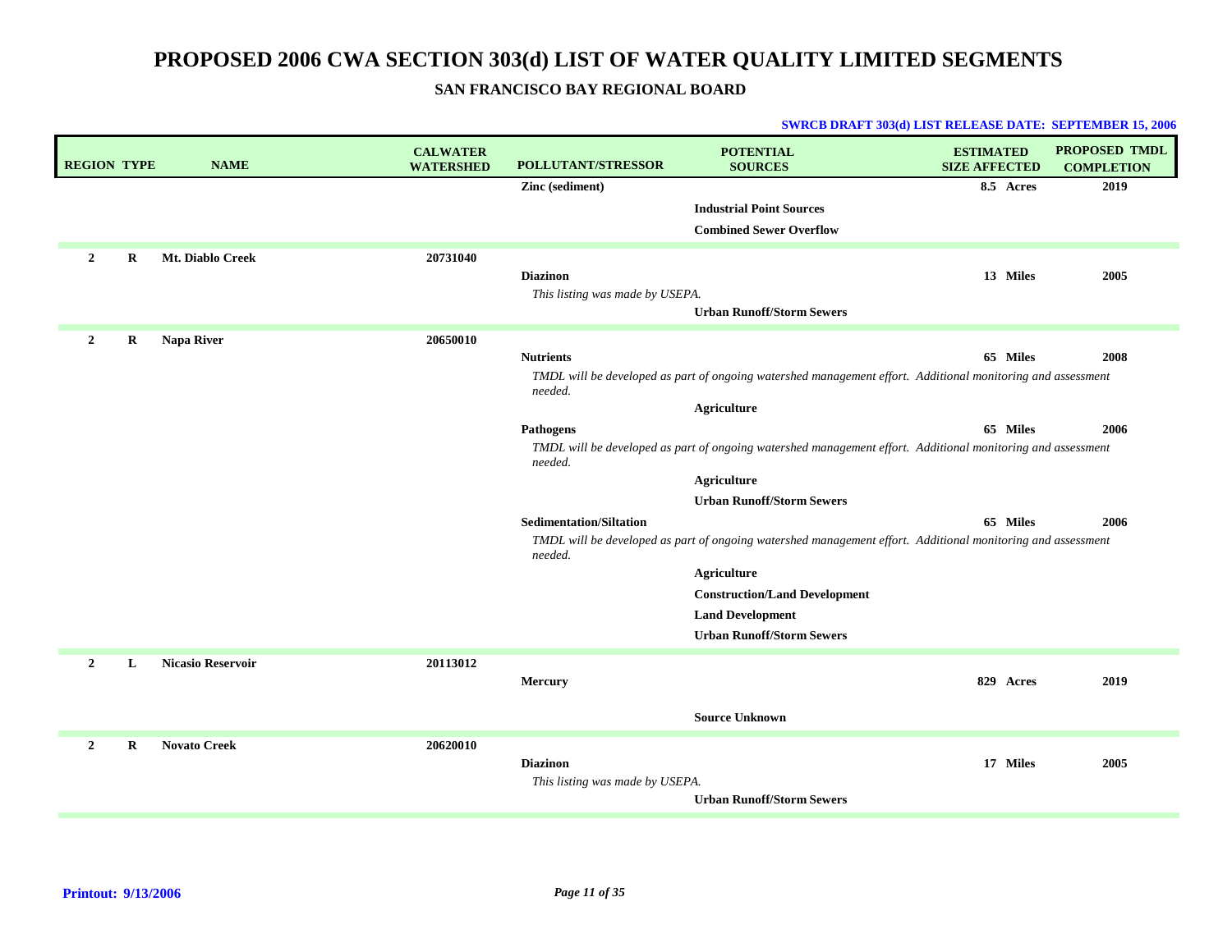# PROPOSED 2006 CWA SECTION 303(d) LIST OF WATER QUALITY LIMITED SEGMENTS

## SAN FRANCISCO BAY REGIONAL BOARD

**SWRCB DRAFT 303(d) LIST RELEASE DATE: SEPTEMBER 15, 2006**

| REGION | TYPE | NAME | CALWATER WATERSHED | POLLUTANT/STRESSOR | POTENTIAL SOURCES | ESTIMATED SIZE AFFECTED | PROPOSED TMDL COMPLETION |
|---|---|---|---|---|---|---|---|
| | | | | **Zinc (sediment)** | | **8.5 Acres** | **2019** |
| | | | | | **Industrial Point Sources** | | |
| | | | | | **Combined Sewer Overflow** | | |
| **2** | **R** | **Mt. Diablo Creek** | **20731040** | | | | |
| | | | | **Diazinon** | | **13 Miles** | **2005** |
| | | | | *This listing was made by USEPA.* | | | |
| | | | | | **Urban Runoff/Storm Sewers** | | |
| **2** | **R** | **Napa River** | **20650010** | | | | |
| | | | | **Nutrients** | | **65 Miles** | **2008** |
| | | | | *TMDL will be developed as part of ongoing watershed management effort. Additional monitoring and assessment needed.* | | | |
| | | | | | **Agriculture** | | |
| | | | | **Pathogens** | | **65 Miles** | **2006** |
| | | | | *TMDL will be developed as part of ongoing watershed management effort. Additional monitoring and assessment needed.* | | | |
| | | | | | **Agriculture** | | |
| | | | | | **Urban Runoff/Storm Sewers** | | |
| | | | | **Sedimentation/Siltation** | | **65 Miles** | **2006** |
| | | | | *TMDL will be developed as part of ongoing watershed management effort. Additional monitoring and assessment needed.* | | | |
| | | | | | **Agriculture** | | |
| | | | | | **Construction/Land Development** | | |
| | | | | | **Land Development** | | |
| | | | | | **Urban Runoff/Storm Sewers** | | |
| **2** | **L** | **Nicasio Reservoir** | **20113012** | | | | |
| | | | | **Mercury** | | **829 Acres** | **2019** |
| | | | | | **Source Unknown** | | |
| **2** | **R** | **Novato Creek** | **20620010** | | | | |
| | | | | **Diazinon** | | **17 Miles** | **2005** |
| | | | | *This listing was made by USEPA.* | | | |
| | | | | | **Urban Runoff/Storm Sewers** | | |

**Printout: 9/13/2006**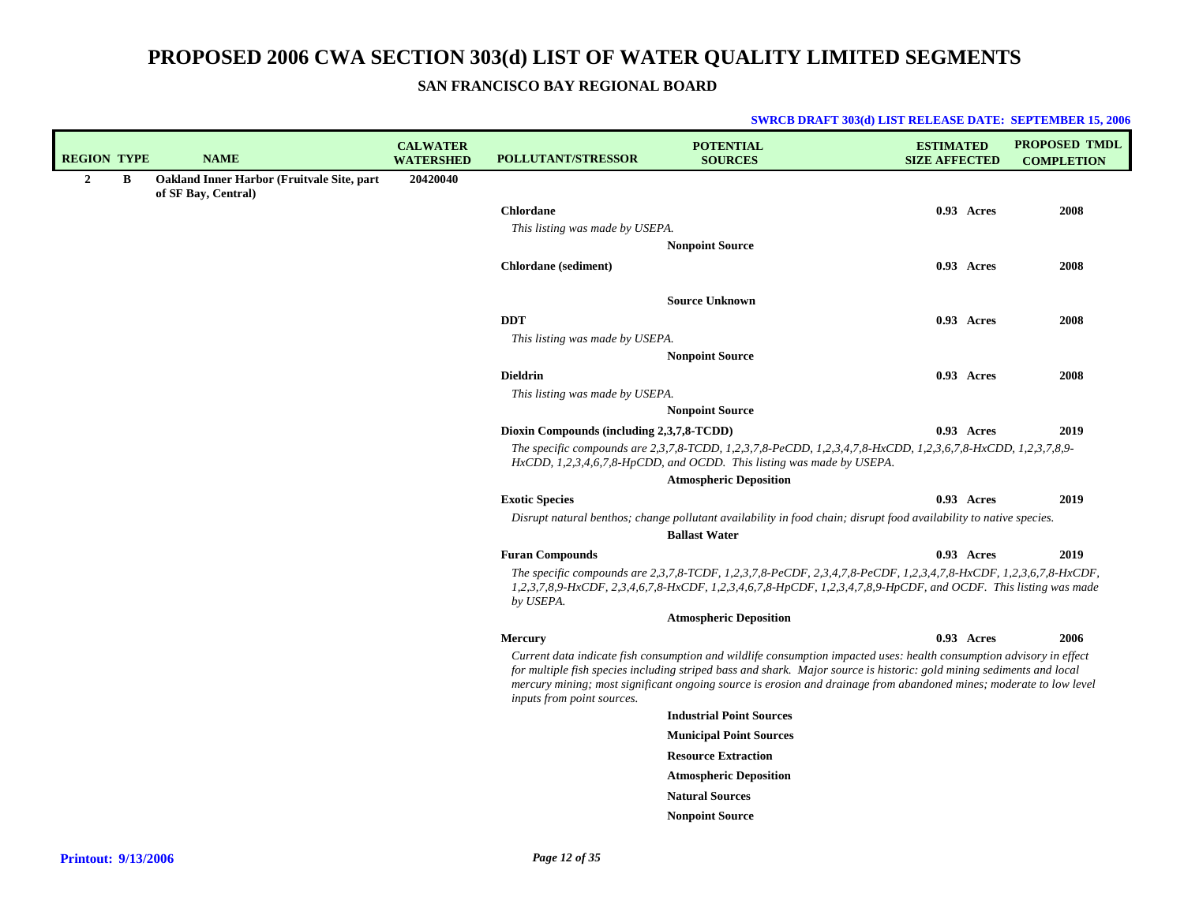# PROPOSED 2006 CWA SECTION 303(d) LIST OF WATER QUALITY LIMITED SEGMENTS

## SAN FRANCISCO BAY REGIONAL BOARD

**SWRCB DRAFT 303(d) LIST RELEASE DATE: SEPTEMBER 15, 2006**

| REGION | TYPE | NAME | CALWATER WATERSHED | POLLUTANT/STRESSOR | POTENTIAL SOURCES | ESTIMATED SIZE AFFECTED | PROPOSED TMDL COMPLETION |
|---|---|---|---|---|---|---|---|
| 2 | B | **Oakland Inner Harbor (Fruitvale Site, part of SF Bay, Central)** | 20420040 | | | | |
| | | | | **Chlordane** | | 0.93 Acres | 2008 |
| | | | | *This listing was made by USEPA.* | | | |
| | | | | | Nonpoint Source | | |
| | | | | **Chlordane (sediment)** | | 0.93 Acres | 2008 |
| | | | | | Source Unknown | | |
| | | | | **DDT** | | 0.93 Acres | 2008 |
| | | | | *This listing was made by USEPA.* | | | |
| | | | | | Nonpoint Source | | |
| | | | | **Dieldrin** | | 0.93 Acres | 2008 |
| | | | | *This listing was made by USEPA.* | | | |
| | | | | | Nonpoint Source | | |
| | | | | **Dioxin Compounds (including 2,3,7,8-TCDD)** | | 0.93 Acres | 2019 |
| | | | | *The specific compounds are 2,3,7,8-TCDD, 1,2,3,7,8-PeCDD, 1,2,3,4,7,8-HxCDD, 1,2,3,6,7,8-HxCDD, 1,2,3,7,8,9-HxCDD, 1,2,3,4,6,7,8-HpCDD, and OCDD. This listing was made by USEPA.* | | | |
| | | | | | Atmospheric Deposition | | |
| | | | | **Exotic Species** | | 0.93 Acres | 2019 |
| | | | | *Disrupt natural benthos; change pollutant availability in food chain; disrupt food availability to native species.* | | | |
| | | | | | Ballast Water | | |
| | | | | **Furan Compounds** | | 0.93 Acres | 2019 |
| | | | | *The specific compounds are 2,3,7,8-TCDF, 1,2,3,7,8-PeCDF, 2,3,4,7,8-PeCDF, 1,2,3,4,7,8-HxCDF, 1,2,3,6,7,8-HxCDF, 1,2,3,7,8,9-HxCDF, 2,3,4,6,7,8-HxCDF, 1,2,3,4,6,7,8-HpCDF, 1,2,3,4,7,8,9-HpCDF, and OCDF. This listing was made by USEPA.* | | | |
| | | | | | Atmospheric Deposition | | |
| | | | | **Mercury** | | 0.93 Acres | 2006 |
| | | | | *Current data indicate fish consumption and wildlife consumption impacted uses: health consumption advisory in effect for multiple fish species including striped bass and shark. Major source is historic: gold mining sediments and local mercury mining; most significant ongoing source is erosion and drainage from abandoned mines; moderate to low level inputs from point sources.* | | | |
| | | | | | Industrial Point Sources | | |
| | | | | | Municipal Point Sources | | |
| | | | | | Resource Extraction | | |
| | | | | | Atmospheric Deposition | | |
| | | | | | Natural Sources | | |
| | | | | | Nonpoint Source | | |

**Printout: 9/13/2006**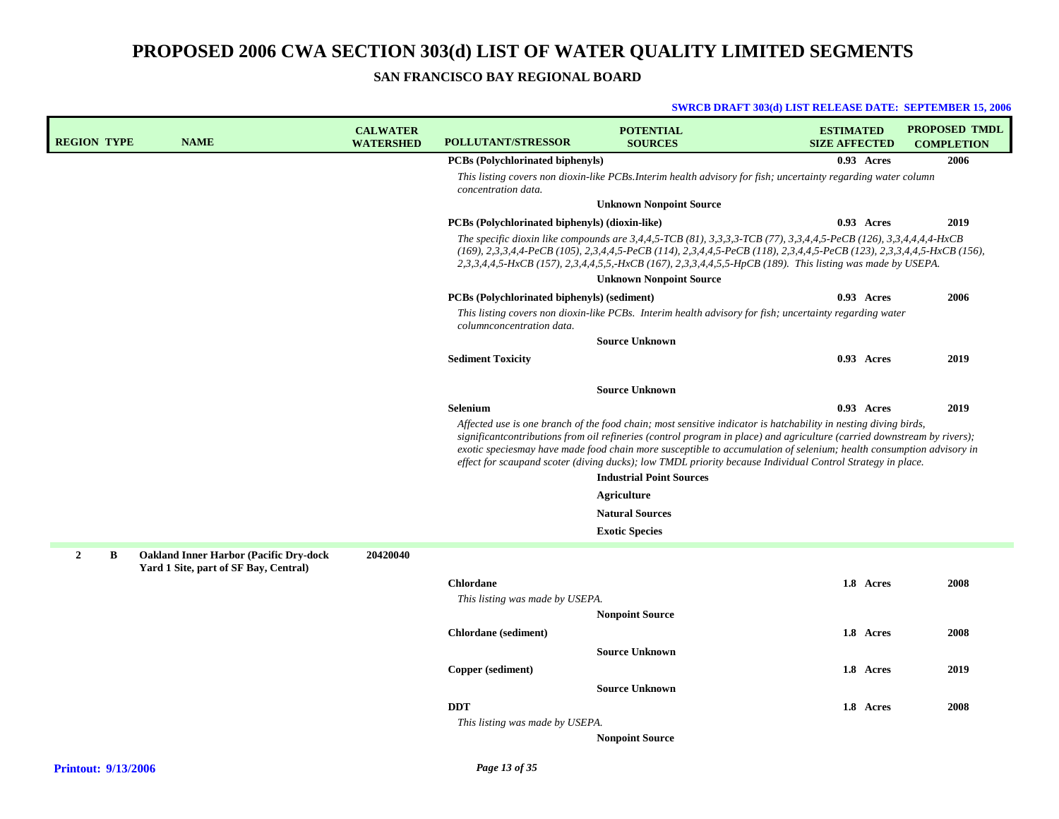# PROPOSED 2006 CWA SECTION 303(d) LIST OF WATER QUALITY LIMITED SEGMENTS

## SAN FRANCISCO BAY REGIONAL BOARD

**SWRCB DRAFT 303(d) LIST RELEASE DATE: SEPTEMBER 15, 2006**

| REGION | TYPE | NAME | CALWATER WATERSHED | POLLUTANT/STRESSOR | POTENTIAL SOURCES | ESTIMATED SIZE AFFECTED | PROPOSED TMDL COMPLETION |
|---|---|---|---|---|---|---|---|
| | | | | **PCBs (Polychlorinated biphenyls)** | | **0.93 Acres** | **2006** |
| | | | | *This listing covers non dioxin-like PCBs.Interim health advisory for fish; uncertainty regarding water column concentration data.* | | | |
| | | | | | **Unknown Nonpoint Source** | | |
| | | | | **PCBs (Polychlorinated biphenyls) (dioxin-like)** | | **0.93 Acres** | **2019** |
| | | | | *The specific dioxin like compounds are 3,4,4,5-TCB (81), 3,3,3,3-TCB (77), 3,3,4,4,5-PeCB (126), 3,3,4,4,4,4-HxCB (169), 2,3,3,4,4-PeCB (105), 2,3,4,4,5-PeCB (114), 2,3,4,4,5-PeCB (118), 2,3,4,4,5-PeCB (123), 2,3,3,4,4,5-HxCB (156), 2,3,3,4,4,5-HxCB (157), 2,3,4,4,5,5,-HxCB (167), 2,3,3,4,4,5,5-HpCB (189). This listing was made by USEPA.* | | | |
| | | | | | **Unknown Nonpoint Source** | | |
| | | | | **PCBs (Polychlorinated biphenyls) (sediment)** | | **0.93 Acres** | **2006** |
| | | | | *This listing covers non dioxin-like PCBs. Interim health advisory for fish; uncertainty regarding water columnconcentration data.* | | | |
| | | | | | **Source Unknown** | | |
| | | | | **Sediment Toxicity** | | **0.93 Acres** | **2019** |
| | | | | | **Source Unknown** | | |
| | | | | **Selenium** | | **0.93 Acres** | **2019** |
| | | | | *Affected use is one branch of the food chain; most sensitive indicator is hatchability in nesting diving birds, significantcontributions from oil refineries (control program in place) and agriculture (carried downstream by rivers); exotic speciesmay have made food chain more susceptible to accumulation of selenium; health consumption advisory in effect for scaupand scoter (diving ducks); low TMDL priority because Individual Control Strategy in place.* | | | |
| | | | | | **Industrial Point Sources** | | |
| | | | | | **Agriculture** | | |
| | | | | | **Natural Sources** | | |
| | | | | | **Exotic Species** | | |
| **2** | **B** | **Oakland Inner Harbor (Pacific Dry-dock Yard 1 Site, part of SF Bay, Central)** | **20420040** | | | | |
| | | | | **Chlordane** | | **1.8 Acres** | **2008** |
| | | | | *This listing was made by USEPA.* | | | |
| | | | | | **Nonpoint Source** | | |
| | | | | **Chlordane (sediment)** | | **1.8 Acres** | **2008** |
| | | | | | **Source Unknown** | | |
| | | | | **Copper (sediment)** | | **1.8 Acres** | **2019** |
| | | | | | **Source Unknown** | | |
| | | | | **DDT** | | **1.8 Acres** | **2008** |
| | | | | *This listing was made by USEPA.* | | | |
| | | | | | **Nonpoint Source** | | |

**Printout: 9/13/2006**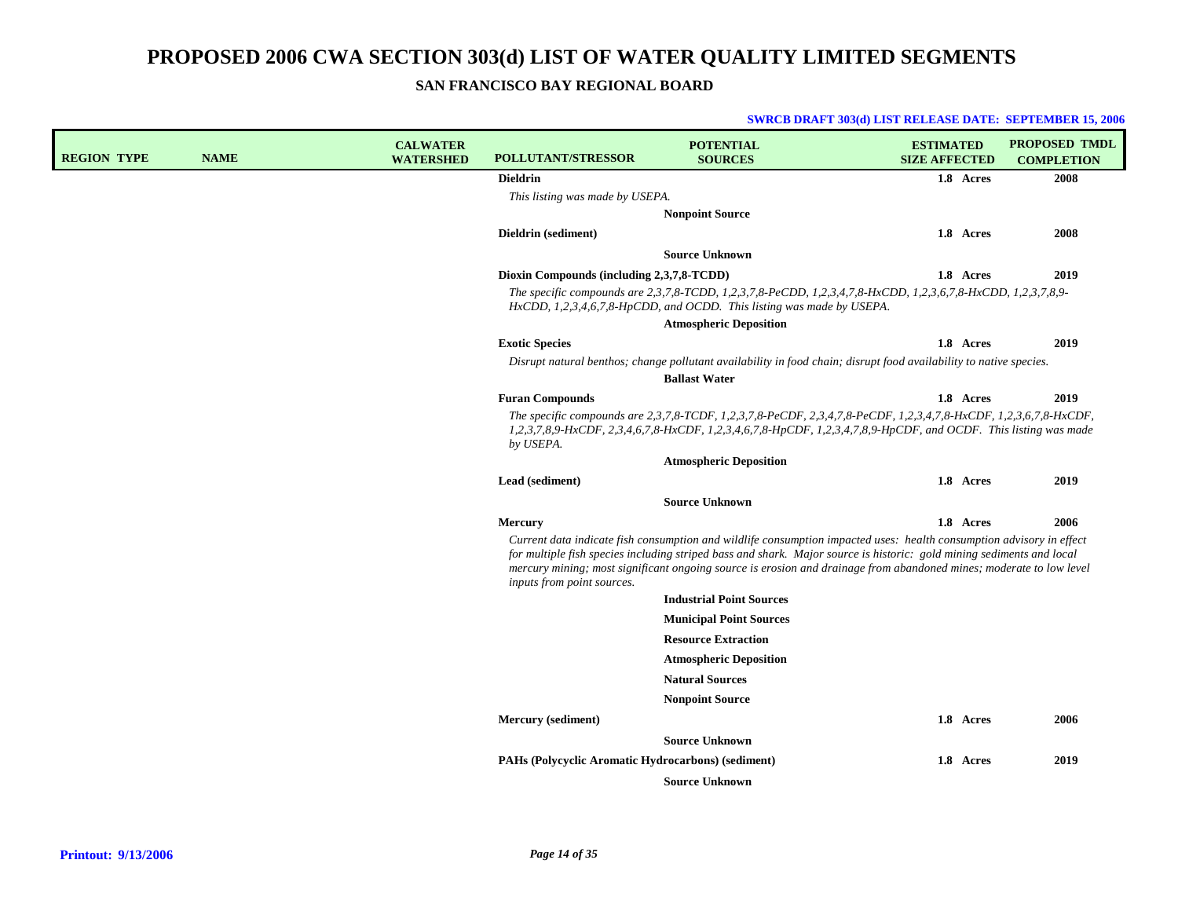# PROPOSED 2006 CWA SECTION 303(d) LIST OF WATER QUALITY LIMITED SEGMENTS

## SAN FRANCISCO BAY REGIONAL BOARD

**SWRCB DRAFT 303(d) LIST RELEASE DATE: SEPTEMBER 15, 2006**

| REGION | TYPE | NAME | CALWATER WATERSHED | POLLUTANT/STRESSOR | POTENTIAL SOURCES | ESTIMATED SIZE AFFECTED | PROPOSED TMDL COMPLETION |
|---|---|---|---|---|---|---|---|
| | | | | **Dieldrin** | | 1.8 Acres | 2008 |
| | | | | *This listing was made by USEPA.* | | | |
| | | | | | **Nonpoint Source** | | |
| | | | | **Dieldrin (sediment)** | | 1.8 Acres | 2008 |
| | | | | | **Source Unknown** | | |
| | | | | **Dioxin Compounds (including 2,3,7,8-TCDD)** | | 1.8 Acres | 2019 |
| | | | | *The specific compounds are 2,3,7,8-TCDD, 1,2,3,7,8-PeCDD, 1,2,3,4,7,8-HxCDD, 1,2,3,6,7,8-HxCDD, 1,2,3,7,8,9-HxCDD, 1,2,3,4,6,7,8-HpCDD, and OCDD. This listing was made by USEPA.* | | | |
| | | | | | **Atmospheric Deposition** | | |
| | | | | **Exotic Species** | | 1.8 Acres | 2019 |
| | | | | *Disrupt natural benthos; change pollutant availability in food chain; disrupt food availability to native species.* | | | |
| | | | | | **Ballast Water** | | |
| | | | | **Furan Compounds** | | 1.8 Acres | 2019 |
| | | | | *The specific compounds are 2,3,7,8-TCDF, 1,2,3,7,8-PeCDF, 2,3,4,7,8-PeCDF, 1,2,3,4,7,8-HxCDF, 1,2,3,6,7,8-HxCDF, 1,2,3,7,8,9-HxCDF, 2,3,4,6,7,8-HxCDF, 1,2,3,4,6,7,8-HpCDF, 1,2,3,4,7,8,9-HpCDF, and OCDF. This listing was made by USEPA.* | | | |
| | | | | | **Atmospheric Deposition** | | |
| | | | | **Lead (sediment)** | | 1.8 Acres | 2019 |
| | | | | | **Source Unknown** | | |
| | | | | **Mercury** | | 1.8 Acres | 2006 |
| | | | | *Current data indicate fish consumption and wildlife consumption impacted uses: health consumption advisory in effect for multiple fish species including striped bass and shark. Major source is historic: gold mining sediments and local mercury mining; most significant ongoing source is erosion and drainage from abandoned mines; moderate to low level inputs from point sources.* | | | |
| | | | | | **Industrial Point Sources** | | |
| | | | | | **Municipal Point Sources** | | |
| | | | | | **Resource Extraction** | | |
| | | | | | **Atmospheric Deposition** | | |
| | | | | | **Natural Sources** | | |
| | | | | | **Nonpoint Source** | | |
| | | | | **Mercury (sediment)** | | 1.8 Acres | 2006 |
| | | | | | **Source Unknown** | | |
| | | | | **PAHs (Polycyclic Aromatic Hydrocarbons) (sediment)** | | 1.8 Acres | 2019 |
| | | | | | **Source Unknown** | | |

**Printout: 9/13/2006**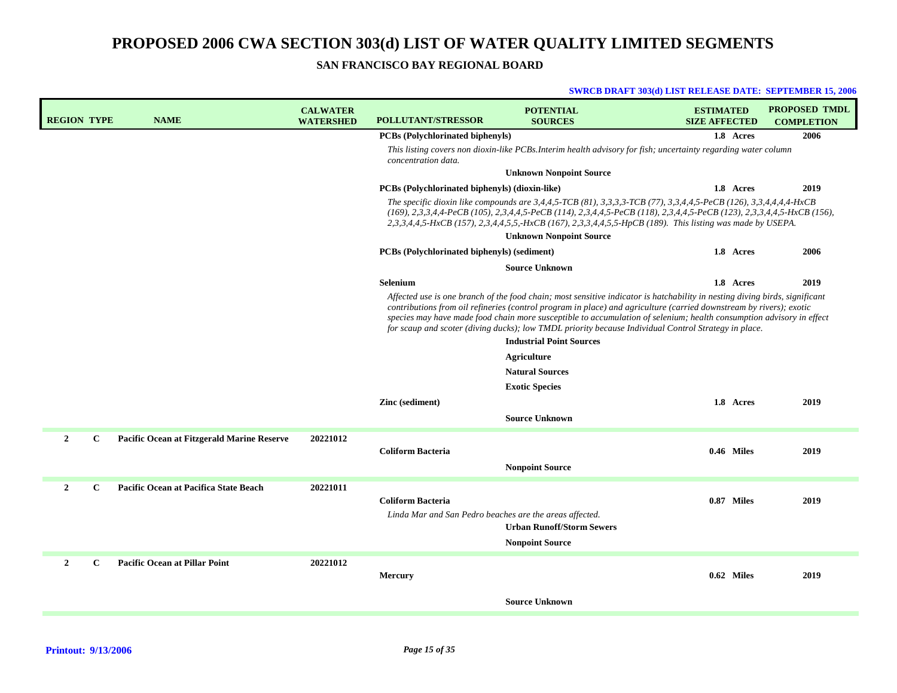# PROPOSED 2006 CWA SECTION 303(d) LIST OF WATER QUALITY LIMITED SEGMENTS

## SAN FRANCISCO BAY REGIONAL BOARD

**SWRCB DRAFT 303(d) LIST RELEASE DATE: SEPTEMBER 15, 2006**

| REGION | TYPE | NAME | CALWATER WATERSHED | POLLUTANT/STRESSOR | POTENTIAL SOURCES | ESTIMATED SIZE AFFECTED | PROPOSED TMDL COMPLETION |
|---|---|---|---|---|---|---|---|
| | | | | **PCBs (Polychlorinated biphenyls)** | | **1.8 Acres** | **2006** |
| | | | | *This listing covers non dioxin-like PCBs.Interim health advisory for fish; uncertainty regarding water column concentration data.* | | | |
| | | | | | **Unknown Nonpoint Source** | | |
| | | | | **PCBs (Polychlorinated biphenyls) (dioxin-like)** | | **1.8 Acres** | **2019** |
| | | | | *The specific dioxin like compounds are 3,4,4,5-TCB (81), 3,3,3,3-TCB (77), 3,3,4,4,5-PeCB (126), 3,3,4,4,4,4-HxCB (169), 2,3,3,4,4-PeCB (105), 2,3,4,4,5-PeCB (114), 2,3,4,4,5-PeCB (118), 2,3,4,4,5-PeCB (123), 2,3,3,4,4,5-HxCB (156), 2,3,3,4,4,5-HxCB (157), 2,3,4,4,5,5,-HxCB (167), 2,3,3,4,4,5,5-HpCB (189). This listing was made by USEPA.* | | | |
| | | | | | **Unknown Nonpoint Source** | | |
| | | | | **PCBs (Polychlorinated biphenyls) (sediment)** | | **1.8 Acres** | **2006** |
| | | | | | **Source Unknown** | | |
| | | | | **Selenium** | | **1.8 Acres** | **2019** |
| | | | | *Affected use is one branch of the food chain; most sensitive indicator is hatchability in nesting diving birds, significant contributions from oil refineries (control program in place) and agriculture (carried downstream by rivers); exotic species may have made food chain more susceptible to accumulation of selenium; health consumption advisory in effect for scaup and scoter (diving ducks); low TMDL priority because Individual Control Strategy in place.* | | | |
| | | | | | **Industrial Point Sources** | | |
| | | | | | **Agriculture** | | |
| | | | | | **Natural Sources** | | |
| | | | | | **Exotic Species** | | |
| | | | | **Zinc (sediment)** | | **1.8 Acres** | **2019** |
| | | | | | **Source Unknown** | | |
| **2** | **C** | **Pacific Ocean at Fitzgerald Marine Reserve** | **20221012** | | | | |
| | | | | **Coliform Bacteria** | | **0.46 Miles** | **2019** |
| | | | | | **Nonpoint Source** | | |
| **2** | **C** | **Pacific Ocean at Pacifica State Beach** | **20221011** | | | | |
| | | | | **Coliform Bacteria** | | **0.87 Miles** | **2019** |
| | | | | *Linda Mar and San Pedro beaches are the areas affected.* | | | |
| | | | | | **Urban Runoff/Storm Sewers** | | |
| | | | | | **Nonpoint Source** | | |
| **2** | **C** | **Pacific Ocean at Pillar Point** | **20221012** | | | | |
| | | | | **Mercury** | | **0.62 Miles** | **2019** |
| | | | | | **Source Unknown** | | |

**Printout: 9/13/2006**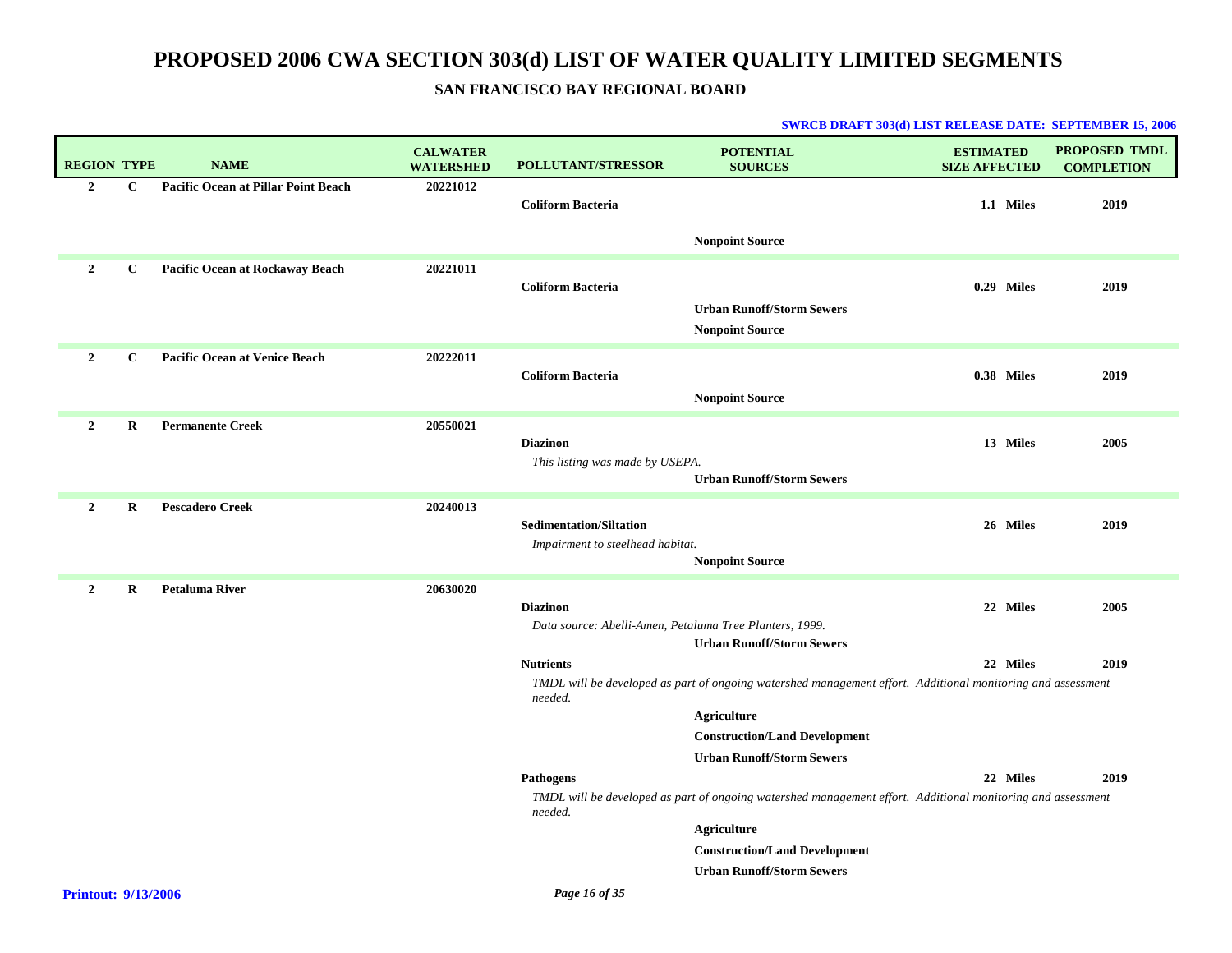# PROPOSED 2006 CWA SECTION 303(d) LIST OF WATER QUALITY LIMITED SEGMENTS

## SAN FRANCISCO BAY REGIONAL BOARD

**SWRCB DRAFT 303(d) LIST RELEASE DATE: SEPTEMBER 15, 2006**

| REGION | TYPE | NAME | CALWATER WATERSHED | POLLUTANT/STRESSOR | POTENTIAL SOURCES | ESTIMATED SIZE AFFECTED | PROPOSED TMDL COMPLETION |
|---|---|---|---|---|---|---|---|
| 2 | C | Pacific Ocean at Pillar Point Beach | 20221012 | | | | |
| | | | | Coliform Bacteria | | 1.1 Miles | 2019 |
| | | | | | Nonpoint Source | | |
| 2 | C | Pacific Ocean at Rockaway Beach | 20221011 | | | | |
| | | | | Coliform Bacteria | | 0.29 Miles | 2019 |
| | | | | | Urban Runoff/Storm Sewers | | |
| | | | | | Nonpoint Source | | |
| 2 | C | Pacific Ocean at Venice Beach | 20222011 | | | | |
| | | | | Coliform Bacteria | | 0.38 Miles | 2019 |
| | | | | | Nonpoint Source | | |
| 2 | R | Permanente Creek | 20550021 | | | | |
| | | | | Diazinon | | 13 Miles | 2005 |
| | | | | *This listing was made by USEPA.* | | | |
| | | | | | Urban Runoff/Storm Sewers | | |
| 2 | R | Pescadero Creek | 20240013 | | | | |
| | | | | Sedimentation/Siltation | | 26 Miles | 2019 |
| | | | | *Impairment to steelhead habitat.* | | | |
| | | | | | Nonpoint Source | | |
| 2 | R | Petaluma River | 20630020 | | | | |
| | | | | Diazinon | | 22 Miles | 2005 |
| | | | | *Data source: Abelli-Amen, Petaluma Tree Planters, 1999.* | | | |
| | | | | | Urban Runoff/Storm Sewers | | |
| | | | | Nutrients | | 22 Miles | 2019 |
| | | | | *TMDL will be developed as part of ongoing watershed management effort. Additional monitoring and assessment needed.* | | | |
| | | | | | Agriculture | | |
| | | | | | Construction/Land Development | | |
| | | | | | Urban Runoff/Storm Sewers | | |
| | | | | Pathogens | | 22 Miles | 2019 |
| | | | | *TMDL will be developed as part of ongoing watershed management effort. Additional monitoring and assessment needed.* | | | |
| | | | | | Agriculture | | |
| | | | | | Construction/Land Development | | |
| | | | | | Urban Runoff/Storm Sewers | | |

**Printout: 9/13/2006**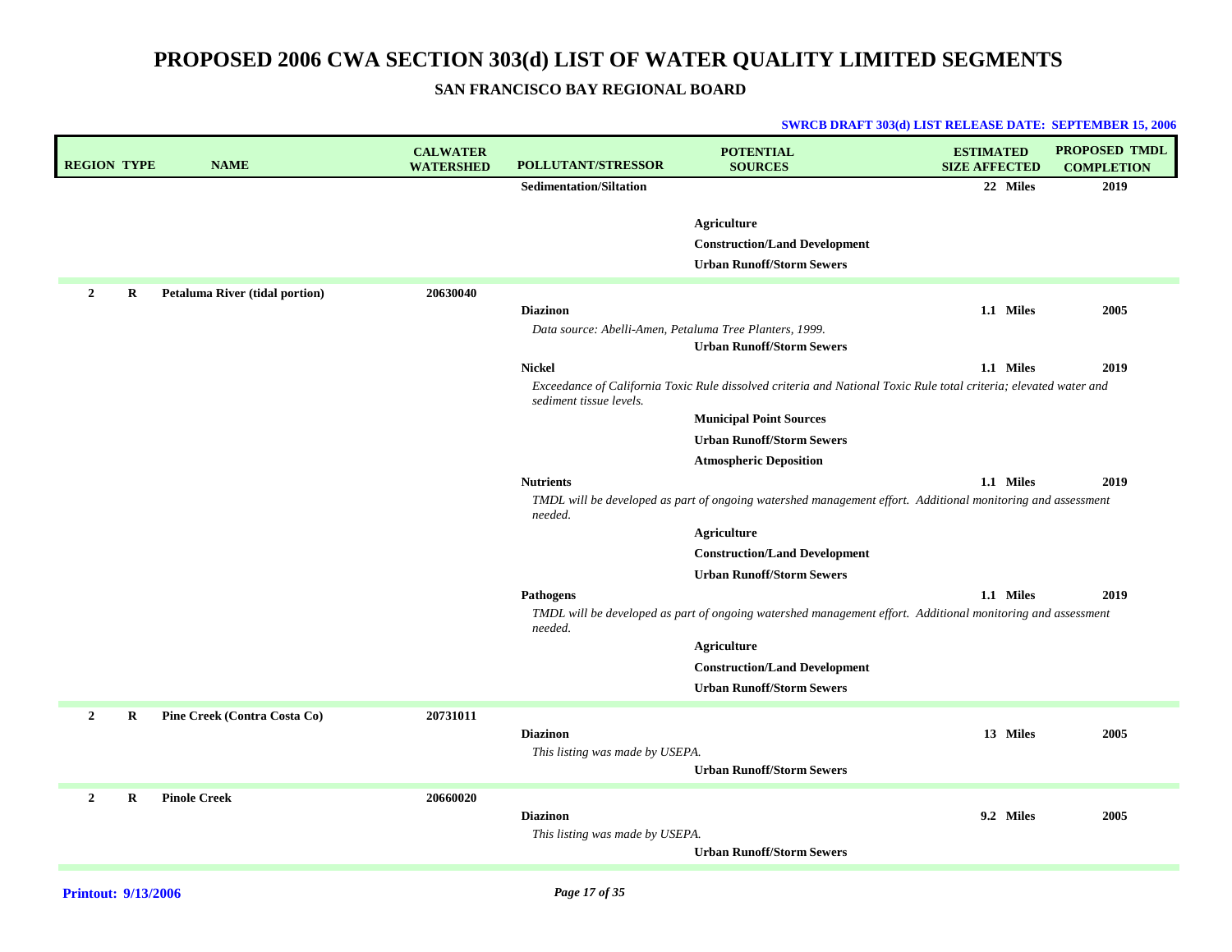# PROPOSED 2006 CWA SECTION 303(d) LIST OF WATER QUALITY LIMITED SEGMENTS

## SAN FRANCISCO BAY REGIONAL BOARD

**SWRCB DRAFT 303(d) LIST RELEASE DATE: SEPTEMBER 15, 2006**

| REGION | TYPE | NAME | CALWATER WATERSHED | POLLUTANT/STRESSOR | POTENTIAL SOURCES | ESTIMATED SIZE AFFECTED | PROPOSED TMDL COMPLETION |
|---|---|---|---|---|---|---|---|
| | | | | **Sedimentation/Siltation** | | 22 Miles | 2019 |
| | | | | | Agriculture | | |
| | | | | | Construction/Land Development | | |
| | | | | | Urban Runoff/Storm Sewers | | |
| 2 | R | Petaluma River (tidal portion) | 20630040 | | | | |
| | | | | **Diazinon** | | 1.1 Miles | 2005 |
| | | | | *Data source: Abelli-Amen, Petaluma Tree Planters, 1999.* | | | |
| | | | | | Urban Runoff/Storm Sewers | | |
| | | | | **Nickel** | | 1.1 Miles | 2019 |
| | | | | *Exceedance of California Toxic Rule dissolved criteria and National Toxic Rule total criteria; elevated water and sediment tissue levels.* | | | |
| | | | | | Municipal Point Sources | | |
| | | | | | Urban Runoff/Storm Sewers | | |
| | | | | | Atmospheric Deposition | | |
| | | | | **Nutrients** | | 1.1 Miles | 2019 |
| | | | | *TMDL will be developed as part of ongoing watershed management effort. Additional monitoring and assessment needed.* | | | |
| | | | | | Agriculture | | |
| | | | | | Construction/Land Development | | |
| | | | | | Urban Runoff/Storm Sewers | | |
| | | | | **Pathogens** | | 1.1 Miles | 2019 |
| | | | | *TMDL will be developed as part of ongoing watershed management effort. Additional monitoring and assessment needed.* | | | |
| | | | | | Agriculture | | |
| | | | | | Construction/Land Development | | |
| | | | | | Urban Runoff/Storm Sewers | | |
| 2 | R | Pine Creek (Contra Costa Co) | 20731011 | | | | |
| | | | | **Diazinon** | | 13 Miles | 2005 |
| | | | | *This listing was made by USEPA.* | | | |
| | | | | | Urban Runoff/Storm Sewers | | |
| 2 | R | Pinole Creek | 20660020 | | | | |
| | | | | **Diazinon** | | 9.2 Miles | 2005 |
| | | | | *This listing was made by USEPA.* | | | |
| | | | | | Urban Runoff/Storm Sewers | | |

**Printout: 9/13/2006**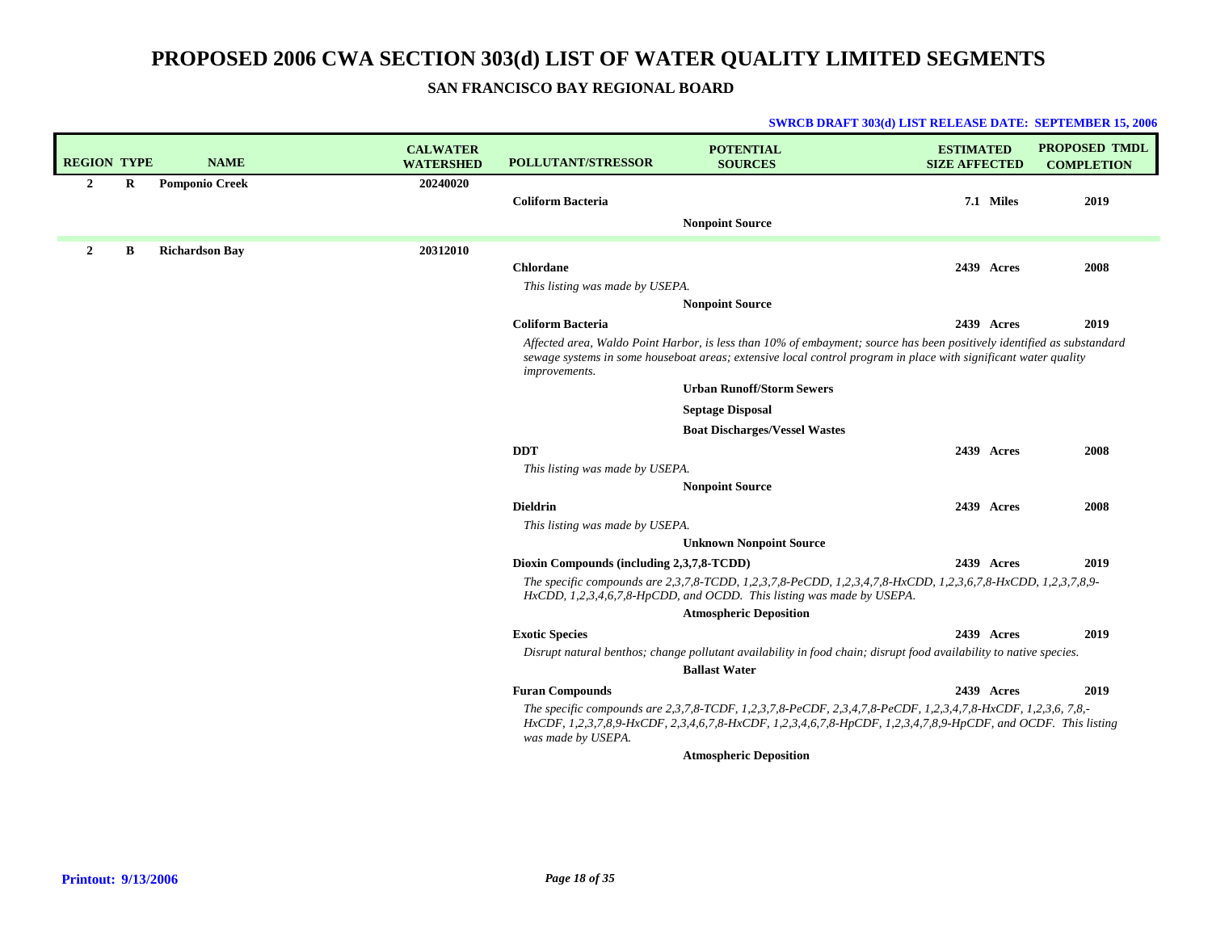# PROPOSED 2006 CWA SECTION 303(d) LIST OF WATER QUALITY LIMITED SEGMENTS

## SAN FRANCISCO BAY REGIONAL BOARD

**SWRCB DRAFT 303(d) LIST RELEASE DATE: SEPTEMBER 15, 2006**

| REGION | TYPE | NAME | CALWATER WATERSHED | POLLUTANT/STRESSOR | POTENTIAL SOURCES | ESTIMATED SIZE AFFECTED | PROPOSED TMDL COMPLETION |
|---|---|---|---|---|---|---|---|
| 2 | R | **Pomponio Creek** | 20240020 | | | | |
| | | | | **Coliform Bacteria** | | 7.1 Miles | 2019 |
| | | | | | **Nonpoint Source** | | |
| 2 | B | **Richardson Bay** | 20312010 | | | | |
| | | | | **Chlordane** | | 2439 Acres | 2008 |
| | | | | *This listing was made by USEPA.* | | | |
| | | | | | **Nonpoint Source** | | |
| | | | | **Coliform Bacteria** | | 2439 Acres | 2019 |
| | | | | *Affected area, Waldo Point Harbor, is less than 10% of embayment; source has been positively identified as substandard sewage systems in some houseboat areas; extensive local control program in place with significant water quality improvements.* | | | |
| | | | | | **Urban Runoff/Storm Sewers** | | |
| | | | | | **Septage Disposal** | | |
| | | | | | **Boat Discharges/Vessel Wastes** | | |
| | | | | **DDT** | | 2439 Acres | 2008 |
| | | | | *This listing was made by USEPA.* | | | |
| | | | | | **Nonpoint Source** | | |
| | | | | **Dieldrin** | | 2439 Acres | 2008 |
| | | | | *This listing was made by USEPA.* | | | |
| | | | | | **Unknown Nonpoint Source** | | |
| | | | | **Dioxin Compounds (including 2,3,7,8-TCDD)** | | 2439 Acres | 2019 |
| | | | | *The specific compounds are 2,3,7,8-TCDD, 1,2,3,7,8-PeCDD, 1,2,3,4,7,8-HxCDD, 1,2,3,6,7,8-HxCDD, 1,2,3,7,8,9-HxCDD, 1,2,3,4,6,7,8-HpCDD, and OCDD. This listing was made by USEPA.* | | | |
| | | | | | **Atmospheric Deposition** | | |
| | | | | **Exotic Species** | | 2439 Acres | 2019 |
| | | | | *Disrupt natural benthos; change pollutant availability in food chain; disrupt food availability to native species.* | | | |
| | | | | | **Ballast Water** | | |
| | | | | **Furan Compounds** | | 2439 Acres | 2019 |
| | | | | *The specific compounds are 2,3,7,8-TCDF, 1,2,3,7,8-PeCDF, 2,3,4,7,8-PeCDF, 1,2,3,4,7,8-HxCDF, 1,2,3,6, 7,8,-HxCDF, 1,2,3,7,8,9-HxCDF, 2,3,4,6,7,8-HxCDF, 1,2,3,4,6,7,8-HpCDF, 1,2,3,4,7,8,9-HpCDF, and OCDF. This listing was made by USEPA.* | | | |
| | | | | | **Atmospheric Deposition** | | |

**Printout: 9/13/2006**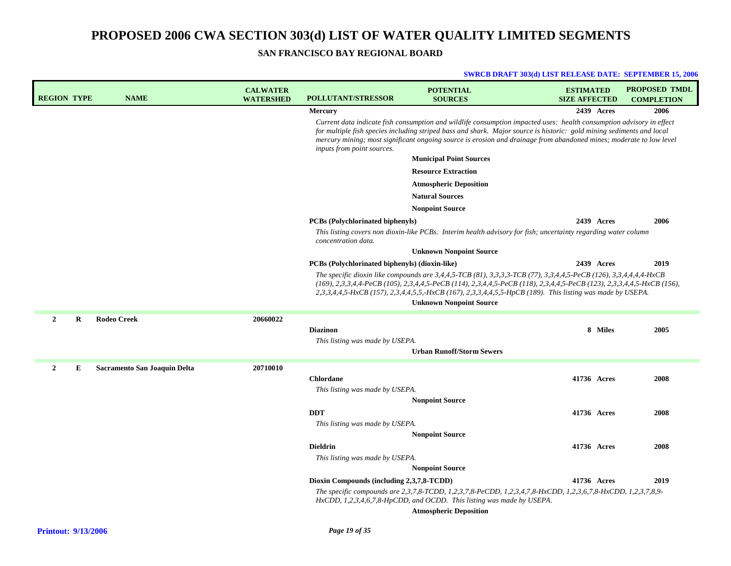# PROPOSED 2006 CWA SECTION 303(d) LIST OF WATER QUALITY LIMITED SEGMENTS

## SAN FRANCISCO BAY REGIONAL BOARD

**SWRCB DRAFT 303(d) LIST RELEASE DATE: SEPTEMBER 15, 2006**

| REGION | TYPE | NAME | CALWATER WATERSHED | POLLUTANT/STRESSOR | POTENTIAL SOURCES | ESTIMATED SIZE AFFECTED | PROPOSED TMDL COMPLETION |
|---|---|---|---|---|---|---|---|
| | | | | **Mercury** | | **2439 Acres** | **2006** |
| | | | | *Current data indicate fish consumption and wildlife consumption impacted uses: health consumption advisory in effect for multiple fish species including striped bass and shark. Major source is historic: gold mining sediments and local mercury mining; most significant ongoing source is erosion and drainage from abandoned mines; moderate to low level inputs from point sources.* | | | |
| | | | | | **Municipal Point Sources** | | |
| | | | | | **Resource Extraction** | | |
| | | | | | **Atmospheric Deposition** | | |
| | | | | | **Natural Sources** | | |
| | | | | | **Nonpoint Source** | | |
| | | | | **PCBs (Polychlorinated biphenyls)** | | **2439 Acres** | **2006** |
| | | | | *This listing covers non dioxin-like PCBs. Interim health advisory for fish; uncertainty regarding water column concentration data.* | | | |
| | | | | | **Unknown Nonpoint Source** | | |
| | | | | **PCBs (Polychlorinated biphenyls) (dioxin-like)** | | **2439 Acres** | **2019** |
| | | | | *The specific dioxin like compounds are 3,4,4,5-TCB (81), 3,3,3,3-TCB (77), 3,3,4,4,5-PeCB (126), 3,3,4,4,4,4-HxCB (169), 2,3,3,4,4-PeCB (105), 2,3,4,4,5-PeCB (114), 2,3,4,4,5-PeCB (118), 2,3,4,4,5-PeCB (123), 2,3,3,4,4,5-HxCB (156), 2,3,3,4,4,5-HxCB (157), 2,3,4,4,5,5,-HxCB (167), 2,3,3,4,4,5,5-HpCB (189). This listing was made by USEPA.* | | | |
| | | | | | **Unknown Nonpoint Source** | | |
| **2** | **R** | **Rodeo Creek** | **20660022** | | | | |
| | | | | **Diazinon** | | **8 Miles** | **2005** |
| | | | | *This listing was made by USEPA.* | | | |
| | | | | | **Urban Runoff/Storm Sewers** | | |
| **2** | **E** | **Sacramento San Joaquin Delta** | **20710010** | | | | |
| | | | | **Chlordane** | | **41736 Acres** | **2008** |
| | | | | *This listing was made by USEPA.* | | | |
| | | | | | **Nonpoint Source** | | |
| | | | | **DDT** | | **41736 Acres** | **2008** |
| | | | | *This listing was made by USEPA.* | | | |
| | | | | | **Nonpoint Source** | | |
| | | | | **Dieldrin** | | **41736 Acres** | **2008** |
| | | | | *This listing was made by USEPA.* | | | |
| | | | | | **Nonpoint Source** | | |
| | | | | **Dioxin Compounds (including 2,3,7,8-TCDD)** | | **41736 Acres** | **2019** |
| | | | | *The specific compounds are 2,3,7,8-TCDD, 1,2,3,7,8-PeCDD, 1,2,3,4,7,8-HxCDD, 1,2,3,6,7,8-HxCDD, 1,2,3,7,8,9-HxCDD, 1,2,3,4,6,7,8-HpCDD, and OCDD. This listing was made by USEPA.* | | | |
| | | | | | **Atmospheric Deposition** | | |

**Printout: 9/13/2006**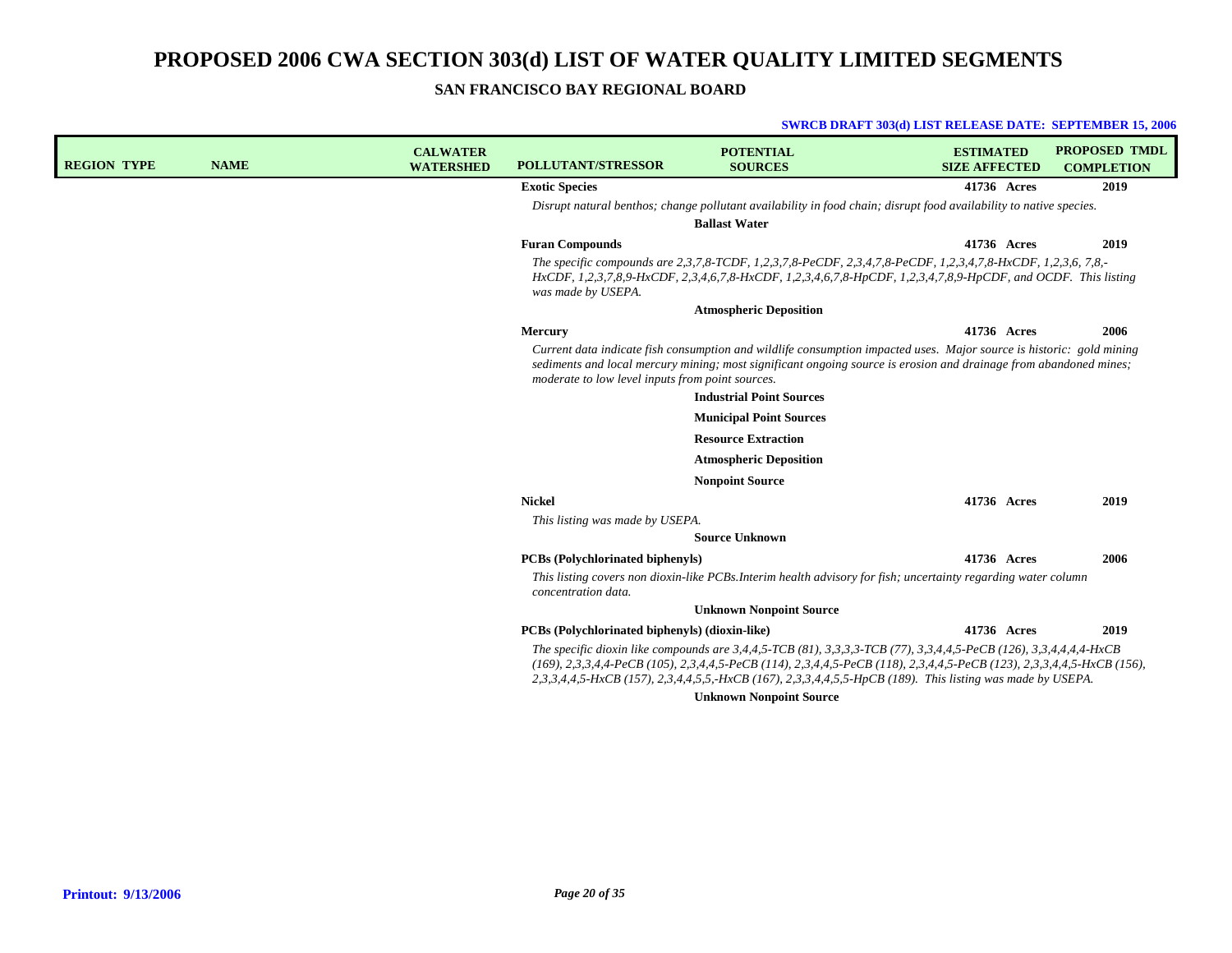# PROPOSED 2006 CWA SECTION 303(d) LIST OF WATER QUALITY LIMITED SEGMENTS

## SAN FRANCISCO BAY REGIONAL BOARD

**SWRCB DRAFT 303(d) LIST RELEASE DATE: SEPTEMBER 15, 2006**

| REGION | TYPE | NAME | CALWATER WATERSHED | POLLUTANT/STRESSOR | POTENTIAL SOURCES | ESTIMATED SIZE AFFECTED | PROPOSED TMDL COMPLETION |
|---|---|---|---|---|---|---|---|
| | | | | **Exotic Species** | | **41736 Acres** | **2019** |
| | | | | *Disrupt natural benthos; change pollutant availability in food chain; disrupt food availability to native species.* | | | |
| | | | | | **Ballast Water** | | |
| | | | | **Furan Compounds** | | **41736 Acres** | **2019** |
| | | | | *The specific compounds are 2,3,7,8-TCDF, 1,2,3,7,8-PeCDF, 2,3,4,7,8-PeCDF, 1,2,3,4,7,8-HxCDF, 1,2,3,6, 7,8,-HxCDF, 1,2,3,7,8,9-HxCDF, 2,3,4,6,7,8-HxCDF, 1,2,3,4,6,7,8-HpCDF, 1,2,3,4,7,8,9-HpCDF, and OCDF. This listing was made by USEPA.* | | | |
| | | | | | **Atmospheric Deposition** | | |
| | | | | **Mercury** | | **41736 Acres** | **2006** |
| | | | | *Current data indicate fish consumption and wildlife consumption impacted uses. Major source is historic: gold mining sediments and local mercury mining; most significant ongoing source is erosion and drainage from abandoned mines; moderate to low level inputs from point sources.* | | | |
| | | | | | **Industrial Point Sources** | | |
| | | | | | **Municipal Point Sources** | | |
| | | | | | **Resource Extraction** | | |
| | | | | | **Atmospheric Deposition** | | |
| | | | | | **Nonpoint Source** | | |
| | | | | **Nickel** | | **41736 Acres** | **2019** |
| | | | | *This listing was made by USEPA.* | | | |
| | | | | | **Source Unknown** | | |
| | | | | **PCBs (Polychlorinated biphenyls)** | | **41736 Acres** | **2006** |
| | | | | *This listing covers non dioxin-like PCBs.Interim health advisory for fish; uncertainty regarding water column concentration data.* | | | |
| | | | | | **Unknown Nonpoint Source** | | |
| | | | | **PCBs (Polychlorinated biphenyls) (dioxin-like)** | | **41736 Acres** | **2019** |
| | | | | *The specific dioxin like compounds are 3,4,4,5-TCB (81), 3,3,3,3-TCB (77), 3,3,4,4,5-PeCB (126), 3,3,4,4,4,4-HxCB (169), 2,3,3,4,4-PeCB (105), 2,3,4,4,5-PeCB (114), 2,3,4,4,5-PeCB (118), 2,3,4,4,5-PeCB (123), 2,3,3,4,4,5-HxCB (156), 2,3,3,4,4,5-HxCB (157), 2,3,4,4,5,5,-HxCB (167), 2,3,3,4,4,5,5-HpCB (189). This listing was made by USEPA.* | | | |
| | | | | | **Unknown Nonpoint Source** | | |

Printout: 9/13/2006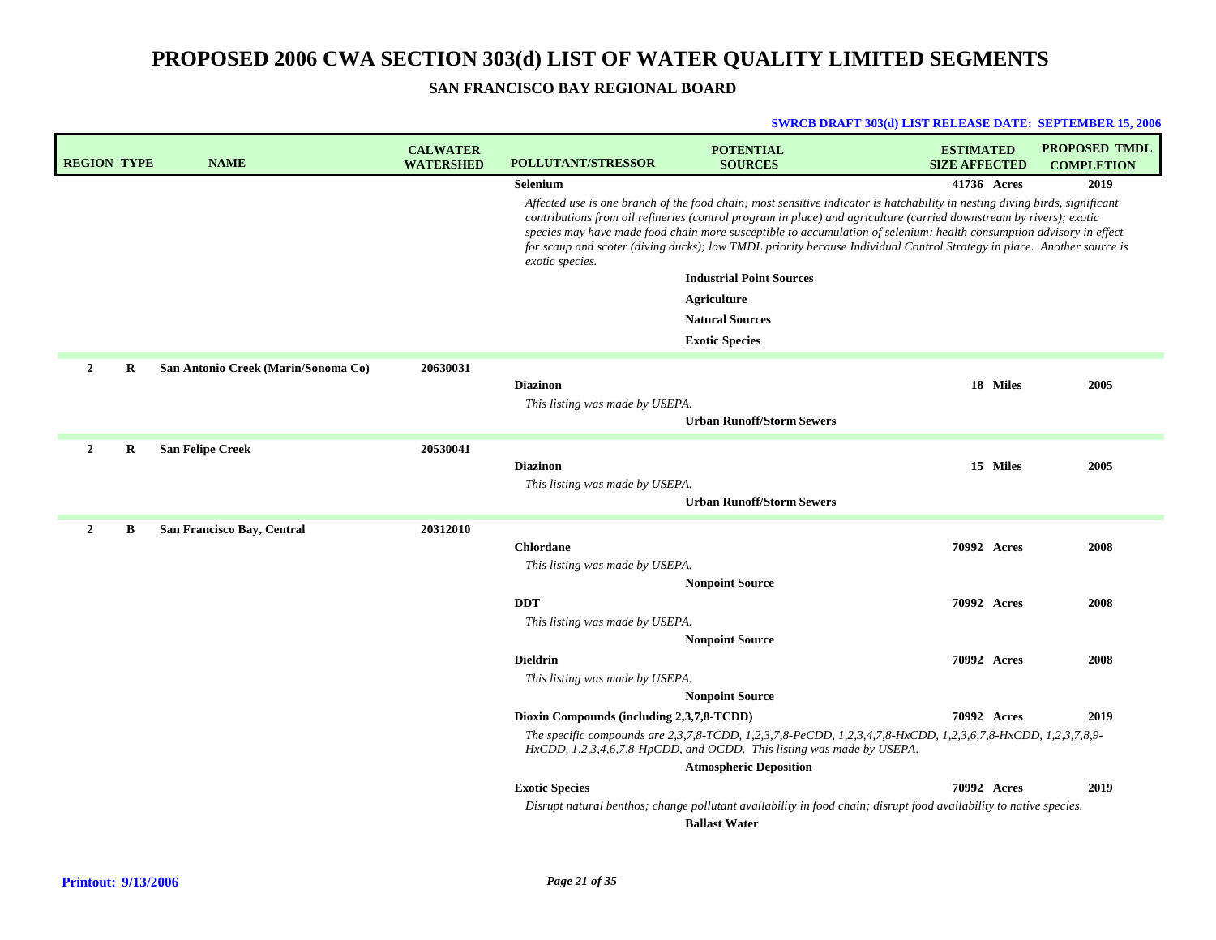# PROPOSED 2006 CWA SECTION 303(d) LIST OF WATER QUALITY LIMITED SEGMENTS

## SAN FRANCISCO BAY REGIONAL BOARD

**SWRCB DRAFT 303(d) LIST RELEASE DATE: SEPTEMBER 15, 2006**

| REGION | TYPE | NAME | CALWATER WATERSHED | POLLUTANT/STRESSOR | POTENTIAL SOURCES | ESTIMATED SIZE AFFECTED | PROPOSED TMDL COMPLETION |
|---|---|---|---|---|---|---|---|
| | | | | **Selenium** | | 41736 Acres | 2019 |
| | | | | *Affected use is one branch of the food chain; most sensitive indicator is hatchability in nesting diving birds, significant contributions from oil refineries (control program in place) and agriculture (carried downstream by rivers); exotic species may have made food chain more susceptible to accumulation of selenium; health consumption advisory in effect for scaup and scoter (diving ducks); low TMDL priority because Individual Control Strategy in place. Another source is exotic species.* | | | |
| | | | | | Industrial Point Sources | | |
| | | | | | Agriculture | | |
| | | | | | Natural Sources | | |
| | | | | | Exotic Species | | |
| 2 | R | San Antonio Creek (Marin/Sonoma Co) | 20630031 | | | | |
| | | | | **Diazinon** | | 18 Miles | 2005 |
| | | | | *This listing was made by USEPA.* | | | |
| | | | | | Urban Runoff/Storm Sewers | | |
| 2 | R | San Felipe Creek | 20530041 | | | | |
| | | | | **Diazinon** | | 15 Miles | 2005 |
| | | | | *This listing was made by USEPA.* | | | |
| | | | | | Urban Runoff/Storm Sewers | | |
| 2 | B | San Francisco Bay, Central | 20312010 | | | | |
| | | | | **Chlordane** | | 70992 Acres | 2008 |
| | | | | *This listing was made by USEPA.* | | | |
| | | | | | Nonpoint Source | | |
| | | | | **DDT** | | 70992 Acres | 2008 |
| | | | | *This listing was made by USEPA.* | | | |
| | | | | | Nonpoint Source | | |
| | | | | **Dieldrin** | | 70992 Acres | 2008 |
| | | | | *This listing was made by USEPA.* | | | |
| | | | | | Nonpoint Source | | |
| | | | | **Dioxin Compounds (including 2,3,7,8-TCDD)** | | 70992 Acres | 2019 |
| | | | | *The specific compounds are 2,3,7,8-TCDD, 1,2,3,7,8-PeCDD, 1,2,3,4,7,8-HxCDD, 1,2,3,6,7,8-HxCDD, 1,2,3,7,8,9-HxCDD, 1,2,3,4,6,7,8-HpCDD, and OCDD. This listing was made by USEPA.* | | | |
| | | | | | Atmospheric Deposition | | |
| | | | | **Exotic Species** | | 70992 Acres | 2019 |
| | | | | *Disrupt natural benthos; change pollutant availability in food chain; disrupt food availability to native species.* | | | |
| | | | | | Ballast Water | | |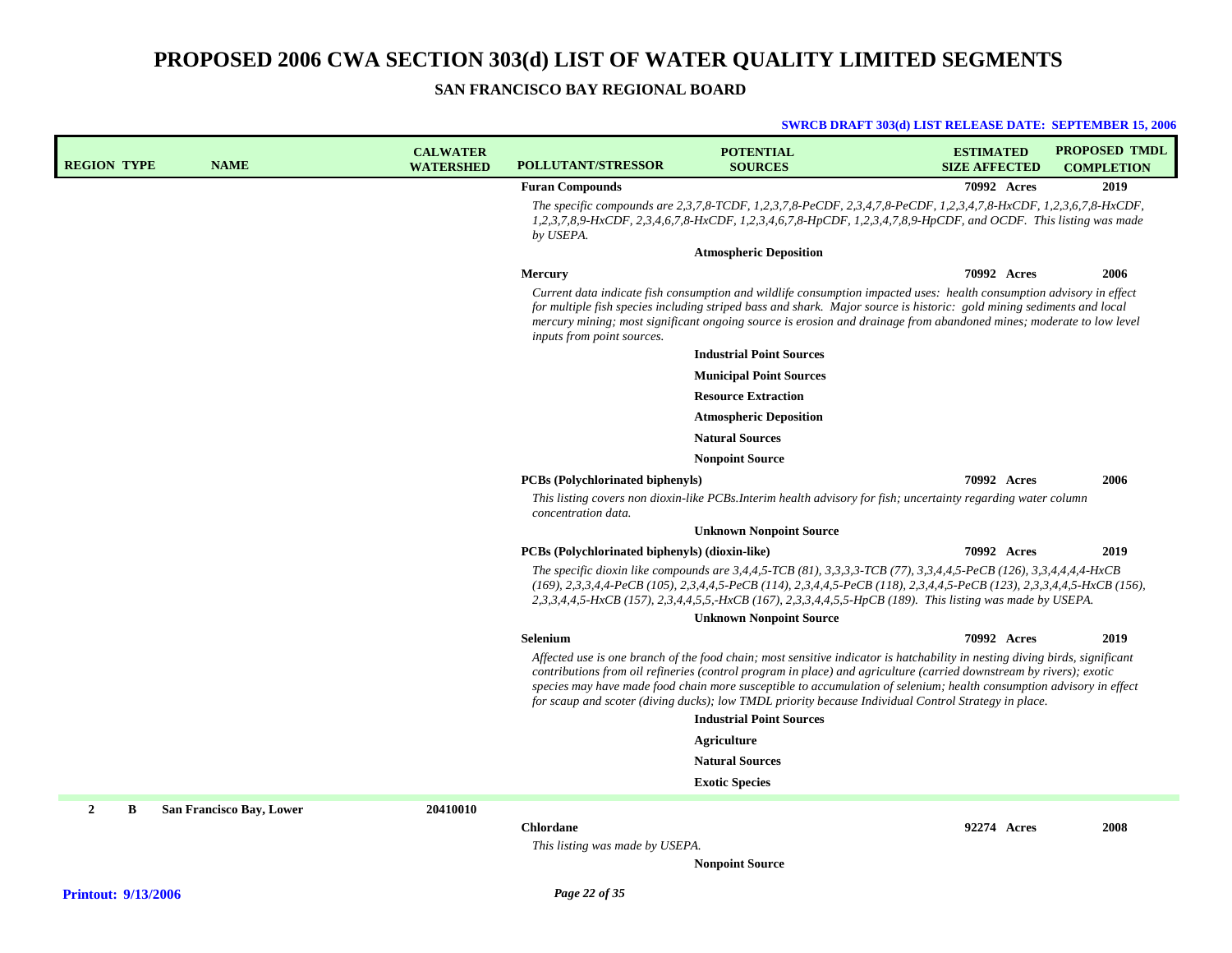# PROPOSED 2006 CWA SECTION 303(d) LIST OF WATER QUALITY LIMITED SEGMENTS

## SAN FRANCISCO BAY REGIONAL BOARD

**SWRCB DRAFT 303(d) LIST RELEASE DATE: SEPTEMBER 15, 2006**

| REGION | TYPE | NAME | CALWATER WATERSHED | POLLUTANT/STRESSOR | POTENTIAL SOURCES | ESTIMATED SIZE AFFECTED | PROPOSED TMDL COMPLETION |
|---|---|---|---|---|---|---|---|
| | | | | **Furan Compounds** | | 70992 Acres | 2019 |
| | | | | *The specific compounds are 2,3,7,8-TCDF, 1,2,3,7,8-PeCDF, 2,3,4,7,8-PeCDF, 1,2,3,4,7,8-HxCDF, 1,2,3,6,7,8-HxCDF, 1,2,3,7,8,9-HxCDF, 2,3,4,6,7,8-HxCDF, 1,2,3,4,6,7,8-HpCDF, 1,2,3,4,7,8,9-HpCDF, and OCDF. This listing was made by USEPA.* | | | |
| | | | | | **Atmospheric Deposition** | | |
| | | | | **Mercury** | | 70992 Acres | 2006 |
| | | | | *Current data indicate fish consumption and wildlife consumption impacted uses: health consumption advisory in effect for multiple fish species including striped bass and shark. Major source is historic: gold mining sediments and local mercury mining; most significant ongoing source is erosion and drainage from abandoned mines; moderate to low level inputs from point sources.* | | | |
| | | | | | **Industrial Point Sources** | | |
| | | | | | **Municipal Point Sources** | | |
| | | | | | **Resource Extraction** | | |
| | | | | | **Atmospheric Deposition** | | |
| | | | | | **Natural Sources** | | |
| | | | | | **Nonpoint Source** | | |
| | | | | **PCBs (Polychlorinated biphenyls)** | | 70992 Acres | 2006 |
| | | | | *This listing covers non dioxin-like PCBs.Interim health advisory for fish; uncertainty regarding water column concentration data.* | | | |
| | | | | | **Unknown Nonpoint Source** | | |
| | | | | **PCBs (Polychlorinated biphenyls) (dioxin-like)** | | 70992 Acres | 2019 |
| | | | | *The specific dioxin like compounds are 3,4,4,5-TCB (81), 3,3,3,3-TCB (77), 3,3,4,4,5-PeCB (126), 3,3,4,4,4,4-HxCB (169), 2,3,3,4,4-PeCB (105), 2,3,4,4,5-PeCB (114), 2,3,4,4,5-PeCB (118), 2,3,4,4,5-PeCB (123), 2,3,3,4,4,5-HxCB (156), 2,3,3,4,4,5-HxCB (157), 2,3,4,4,5,5,-HxCB (167), 2,3,3,4,4,5,5-HpCB (189). This listing was made by USEPA.* | | | |
| | | | | | **Unknown Nonpoint Source** | | |
| | | | | **Selenium** | | 70992 Acres | 2019 |
| | | | | *Affected use is one branch of the food chain; most sensitive indicator is hatchability in nesting diving birds, significant contributions from oil refineries (control program in place) and agriculture (carried downstream by rivers); exotic species may have made food chain more susceptible to accumulation of selenium; health consumption advisory in effect for scaup and scoter (diving ducks); low TMDL priority because Individual Control Strategy in place.* | | | |
| | | | | | **Industrial Point Sources** | | |
| | | | | | **Agriculture** | | |
| | | | | | **Natural Sources** | | |
| | | | | | **Exotic Species** | | |
| 2 | B | **San Francisco Bay, Lower** | 20410010 | | | | |
| | | | | **Chlordane** | | 92274 Acres | 2008 |
| | | | | *This listing was made by USEPA.* | | | |
| | | | | | **Nonpoint Source** | | |

**Printout: 9/13/2006**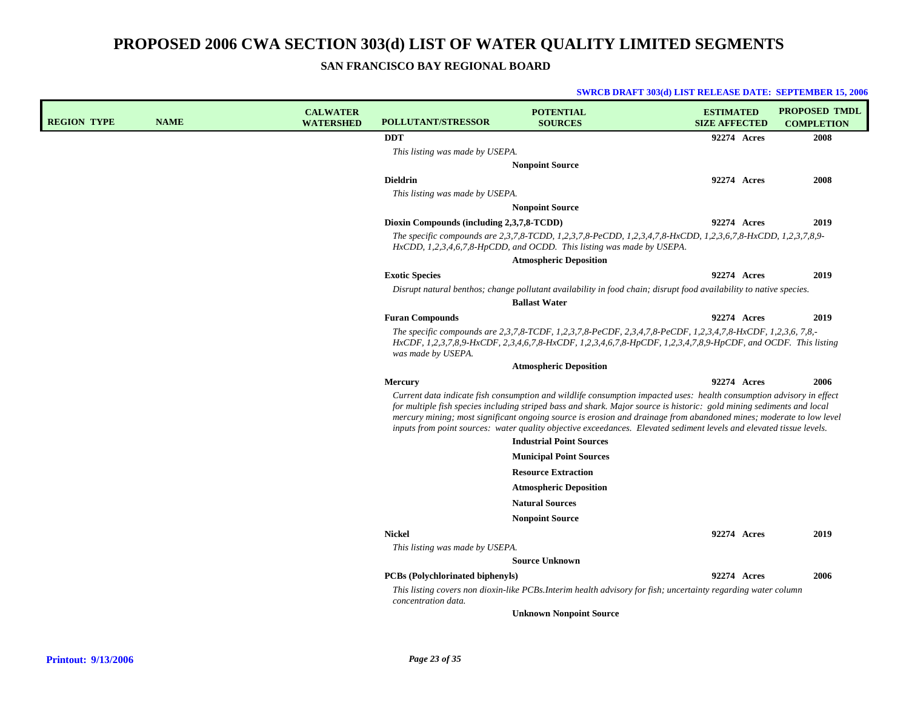# PROPOSED 2006 CWA SECTION 303(d) LIST OF WATER QUALITY LIMITED SEGMENTS

## SAN FRANCISCO BAY REGIONAL BOARD

**SWRCB DRAFT 303(d) LIST RELEASE DATE: SEPTEMBER 15, 2006**

| REGION | TYPE | NAME | CALWATER WATERSHED | POLLUTANT/STRESSOR | POTENTIAL SOURCES | ESTIMATED SIZE AFFECTED | PROPOSED TMDL COMPLETION |
|---|---|---|---|---|---|---|---|
| | | | | **DDT** | | 92274 Acres | 2008 |
| | | | | *This listing was made by USEPA.* | | | |
| | | | | | **Nonpoint Source** | | |
| | | | | **Dieldrin** | | 92274 Acres | 2008 |
| | | | | *This listing was made by USEPA.* | | | |
| | | | | | **Nonpoint Source** | | |
| | | | | **Dioxin Compounds (including 2,3,7,8-TCDD)** | | 92274 Acres | 2019 |
| | | | | *The specific compounds are 2,3,7,8-TCDD, 1,2,3,7,8-PeCDD, 1,2,3,4,7,8-HxCDD, 1,2,3,6,7,8-HxCDD, 1,2,3,7,8,9-HxCDD, 1,2,3,4,6,7,8-HpCDD, and OCDD. This listing was made by USEPA.* | | | |
| | | | | | **Atmospheric Deposition** | | |
| | | | | **Exotic Species** | | 92274 Acres | 2019 |
| | | | | *Disrupt natural benthos; change pollutant availability in food chain; disrupt food availability to native species.* | | | |
| | | | | | **Ballast Water** | | |
| | | | | **Furan Compounds** | | 92274 Acres | 2019 |
| | | | | *The specific compounds are 2,3,7,8-TCDF, 1,2,3,7,8-PeCDF, 2,3,4,7,8-PeCDF, 1,2,3,4,7,8-HxCDF, 1,2,3,6, 7,8,-HxCDF, 1,2,3,7,8,9-HxCDF, 2,3,4,6,7,8-HxCDF, 1,2,3,4,6,7,8-HpCDF, 1,2,3,4,7,8,9-HpCDF, and OCDF. This listing was made by USEPA.* | | | |
| | | | | | **Atmospheric Deposition** | | |
| | | | | **Mercury** | | 92274 Acres | 2006 |
| | | | | *Current data indicate fish consumption and wildlife consumption impacted uses: health consumption advisory in effect for multiple fish species including striped bass and shark. Major source is historic: gold mining sediments and local mercury mining; most significant ongoing source is erosion and drainage from abandoned mines; moderate to low level inputs from point sources: water quality objective exceedances. Elevated sediment levels and elevated tissue levels.* | | | |
| | | | | | **Industrial Point Sources** | | |
| | | | | | **Municipal Point Sources** | | |
| | | | | | **Resource Extraction** | | |
| | | | | | **Atmospheric Deposition** | | |
| | | | | | **Natural Sources** | | |
| | | | | | **Nonpoint Source** | | |
| | | | | **Nickel** | | 92274 Acres | 2019 |
| | | | | *This listing was made by USEPA.* | | | |
| | | | | | **Source Unknown** | | |
| | | | | **PCBs (Polychlorinated biphenyls)** | | 92274 Acres | 2006 |
| | | | | *This listing covers non dioxin-like PCBs.Interim health advisory for fish; uncertainty regarding water column concentration data.* | | | |
| | | | | | **Unknown Nonpoint Source** | | |

**Printout: 9/13/2006**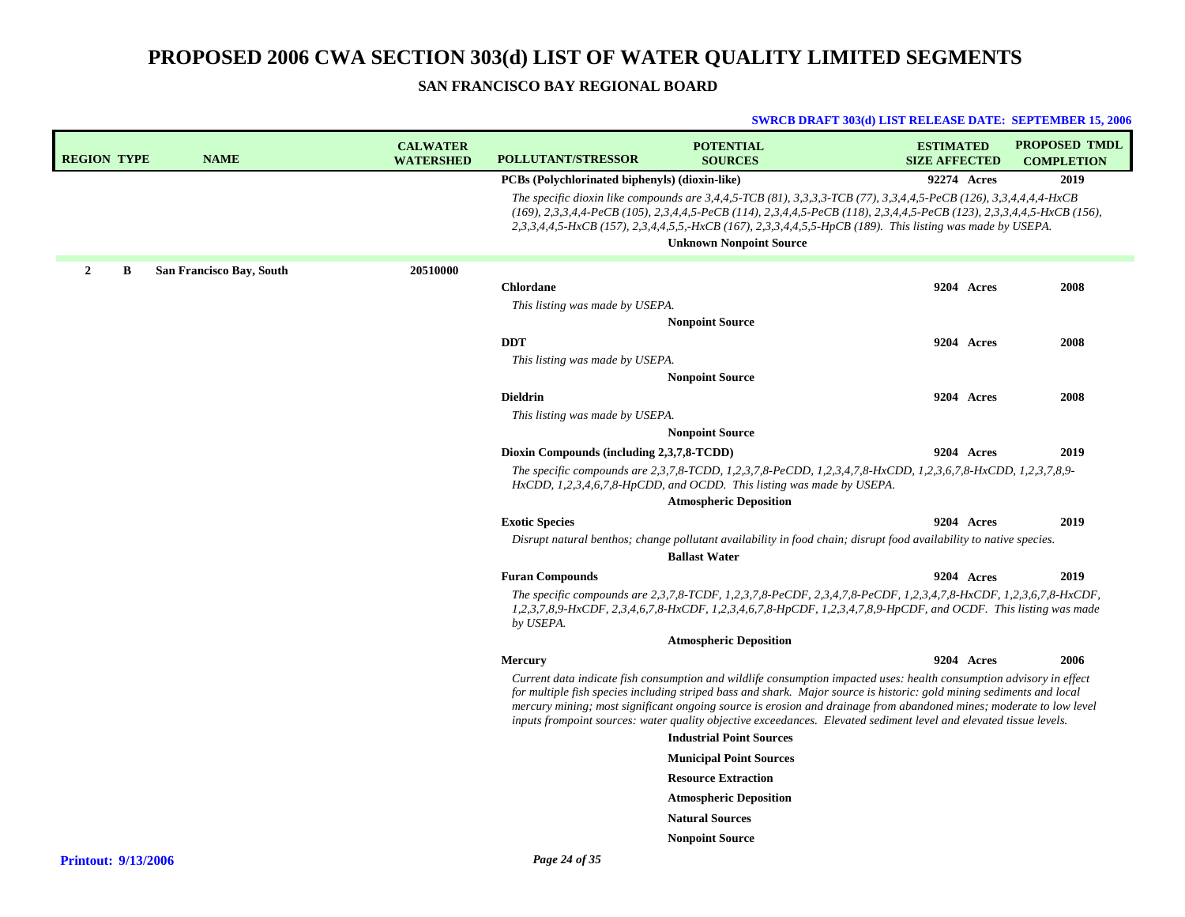# PROPOSED 2006 CWA SECTION 303(d) LIST OF WATER QUALITY LIMITED SEGMENTS

## SAN FRANCISCO BAY REGIONAL BOARD

**SWRCB DRAFT 303(d) LIST RELEASE DATE: SEPTEMBER 15, 2006**

| REGION | TYPE | NAME | CALWATER WATERSHED | POLLUTANT/STRESSOR | POTENTIAL SOURCES | ESTIMATED SIZE AFFECTED | PROPOSED TMDL COMPLETION |
|---|---|---|---|---|---|---|---|
| | | | | **PCBs (Polychlorinated biphenyls) (dioxin-like)** | | **92274 Acres** | **2019** |
| | | | | *The specific dioxin like compounds are 3,4,4,5-TCB (81), 3,3,3,3-TCB (77), 3,3,4,4,5-PeCB (126), 3,3,4,4,4,4-HxCB (169), 2,3,3,4,4-PeCB (105), 2,3,4,4,5-PeCB (114), 2,3,4,4,5-PeCB (118), 2,3,4,4,5-PeCB (123), 2,3,3,4,4,5-HxCB (156), 2,3,3,4,4,5-HxCB (157), 2,3,4,4,5,5,-HxCB (167), 2,3,3,4,4,5,5-HpCB (189). This listing was made by USEPA.* | **Unknown Nonpoint Source** | | |
| **2** | **B** | **San Francisco Bay, South** | **20510000** | | | | |
| | | | | **Chlordane** | | **9204 Acres** | **2008** |
| | | | | *This listing was made by USEPA.* | **Nonpoint Source** | | |
| | | | | **DDT** | | **9204 Acres** | **2008** |
| | | | | *This listing was made by USEPA.* | **Nonpoint Source** | | |
| | | | | **Dieldrin** | | **9204 Acres** | **2008** |
| | | | | *This listing was made by USEPA.* | **Nonpoint Source** | | |
| | | | | **Dioxin Compounds (including 2,3,7,8-TCDD)** | | **9204 Acres** | **2019** |
| | | | | *The specific compounds are 2,3,7,8-TCDD, 1,2,3,7,8-PeCDD, 1,2,3,4,7,8-HxCDD, 1,2,3,6,7,8-HxCDD, 1,2,3,7,8,9-HxCDD, 1,2,3,4,6,7,8-HpCDD, and OCDD. This listing was made by USEPA.* | **Atmospheric Deposition** | | |
| | | | | **Exotic Species** | | **9204 Acres** | **2019** |
| | | | | *Disrupt natural benthos; change pollutant availability in food chain; disrupt food availability to native species.* | **Ballast Water** | | |
| | | | | **Furan Compounds** | | **9204 Acres** | **2019** |
| | | | | *The specific compounds are 2,3,7,8-TCDF, 1,2,3,7,8-PeCDF, 2,3,4,7,8-PeCDF, 1,2,3,4,7,8-HxCDF, 1,2,3,6,7,8-HxCDF, 1,2,3,7,8,9-HxCDF, 2,3,4,6,7,8-HxCDF, 1,2,3,4,6,7,8-HpCDF, 1,2,3,4,7,8,9-HpCDF, and OCDF. This listing was made by USEPA.* | **Atmospheric Deposition** | | |
| | | | | **Mercury** | | **9204 Acres** | **2006** |
| | | | | *Current data indicate fish consumption and wildlife consumption impacted uses: health consumption advisory in effect for multiple fish species including striped bass and shark. Major source is historic: gold mining sediments and local mercury mining; most significant ongoing source is erosion and drainage from abandoned mines; moderate to low level inputs frompoint sources: water quality objective exceedances. Elevated sediment level and elevated tissue levels.* | **Industrial Point Sources** | | |
| | | | | | **Municipal Point Sources** | | |
| | | | | | **Resource Extraction** | | |
| | | | | | **Atmospheric Deposition** | | |
| | | | | | **Natural Sources** | | |
| | | | | | **Nonpoint Source** | | |

**Printout: 9/13/2006**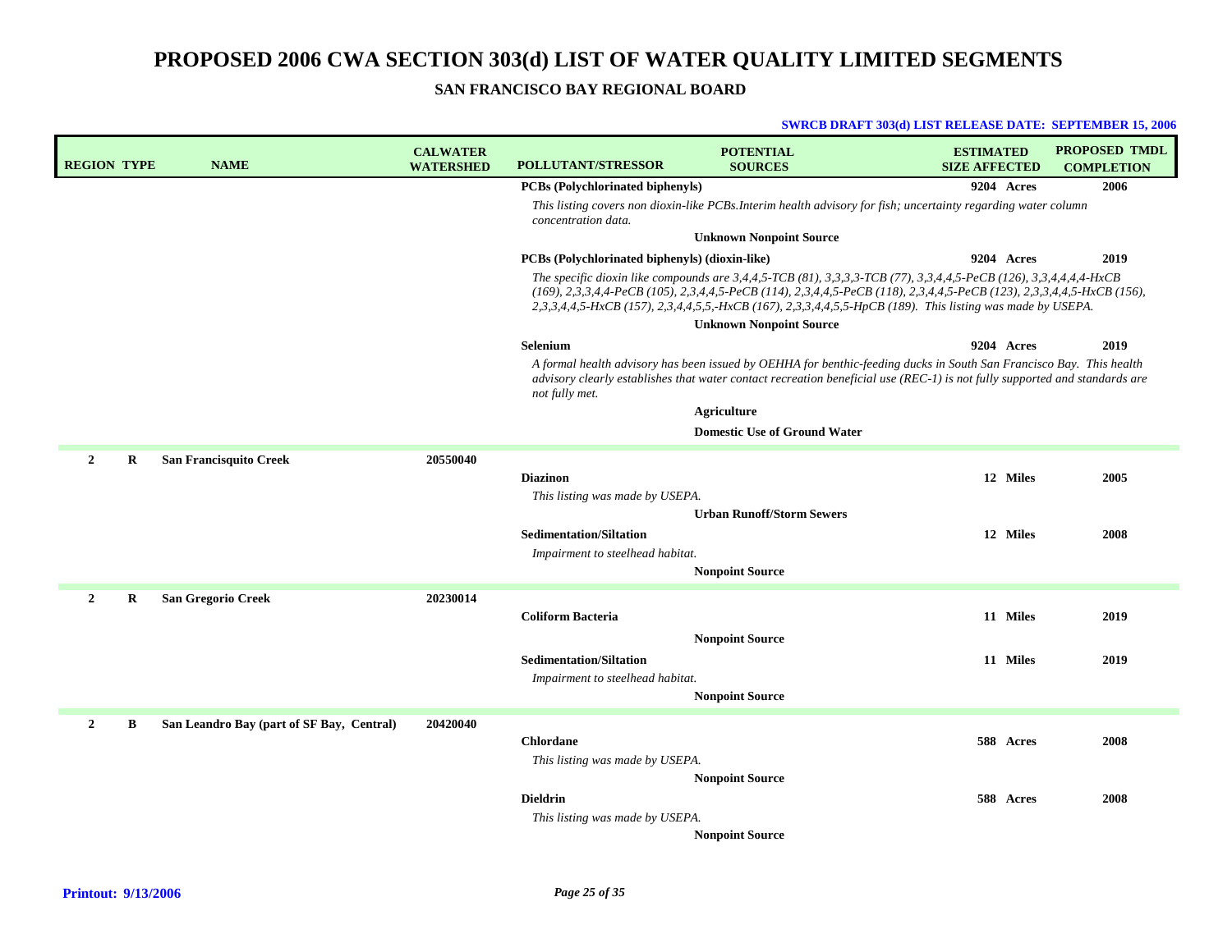# PROPOSED 2006 CWA SECTION 303(d) LIST OF WATER QUALITY LIMITED SEGMENTS

**SAN FRANCISCO BAY REGIONAL BOARD**

**SWRCB DRAFT 303(d) LIST RELEASE DATE: SEPTEMBER 15, 2006**

| REGION | TYPE | NAME | CALWATER WATERSHED | POLLUTANT/STRESSOR | POTENTIAL SOURCES | ESTIMATED SIZE AFFECTED | PROPOSED TMDL COMPLETION |
|---|---|---|---|---|---|---|---|
| | | | | **PCBs (Polychlorinated biphenyls)** | | 9204 Acres | 2006 |
| | | | | *This listing covers non dioxin-like PCBs.Interim health advisory for fish; uncertainty regarding water column concentration data.* | | | |
| | | | | | Unknown Nonpoint Source | | |
| | | | | **PCBs (Polychlorinated biphenyls) (dioxin-like)** | | 9204 Acres | 2019 |
| | | | | *The specific dioxin like compounds are 3,4,4,5-TCB (81), 3,3,3,3-TCB (77), 3,3,4,4,5-PeCB (126), 3,3,4,4,4,4-HxCB (169), 2,3,3,4,4-PeCB (105), 2,3,4,4,5-PeCB (114), 2,3,4,4,5-PeCB (118), 2,3,4,4,5-PeCB (123), 2,3,3,4,4,5-HxCB (156), 2,3,3,4,4,5-HxCB (157), 2,3,4,4,5,5,-HxCB (167), 2,3,3,4,4,5,5-HpCB (189). This listing was made by USEPA.* | | | |
| | | | | | Unknown Nonpoint Source | | |
| | | | | **Selenium** | | 9204 Acres | 2019 |
| | | | | *A formal health advisory has been issued by OEHHA for benthic-feeding ducks in South San Francisco Bay. This health advisory clearly establishes that water contact recreation beneficial use (REC-1) is not fully supported and standards are not fully met.* | | | |
| | | | | | Agriculture | | |
| | | | | | Domestic Use of Ground Water | | |
| 2 | R | **San Francisquito Creek** | 20550040 | | | | |
| | | | | **Diazinon** | | 12 Miles | 2005 |
| | | | | *This listing was made by USEPA.* | | | |
| | | | | | Urban Runoff/Storm Sewers | | |
| | | | | **Sedimentation/Siltation** | | 12 Miles | 2008 |
| | | | | *Impairment to steelhead habitat.* | | | |
| | | | | | Nonpoint Source | | |
| 2 | R | **San Gregorio Creek** | 20230014 | | | | |
| | | | | **Coliform Bacteria** | | 11 Miles | 2019 |
| | | | | | Nonpoint Source | | |
| | | | | **Sedimentation/Siltation** | | 11 Miles | 2019 |
| | | | | *Impairment to steelhead habitat.* | | | |
| | | | | | Nonpoint Source | | |
| 2 | B | **San Leandro Bay (part of SF Bay, Central)** | 20420040 | | | | |
| | | | | **Chlordane** | | 588 Acres | 2008 |
| | | | | *This listing was made by USEPA.* | | | |
| | | | | | Nonpoint Source | | |
| | | | | **Dieldrin** | | 588 Acres | 2008 |
| | | | | *This listing was made by USEPA.* | | | |
| | | | | | Nonpoint Source | | |

**Printout: 9/13/2006**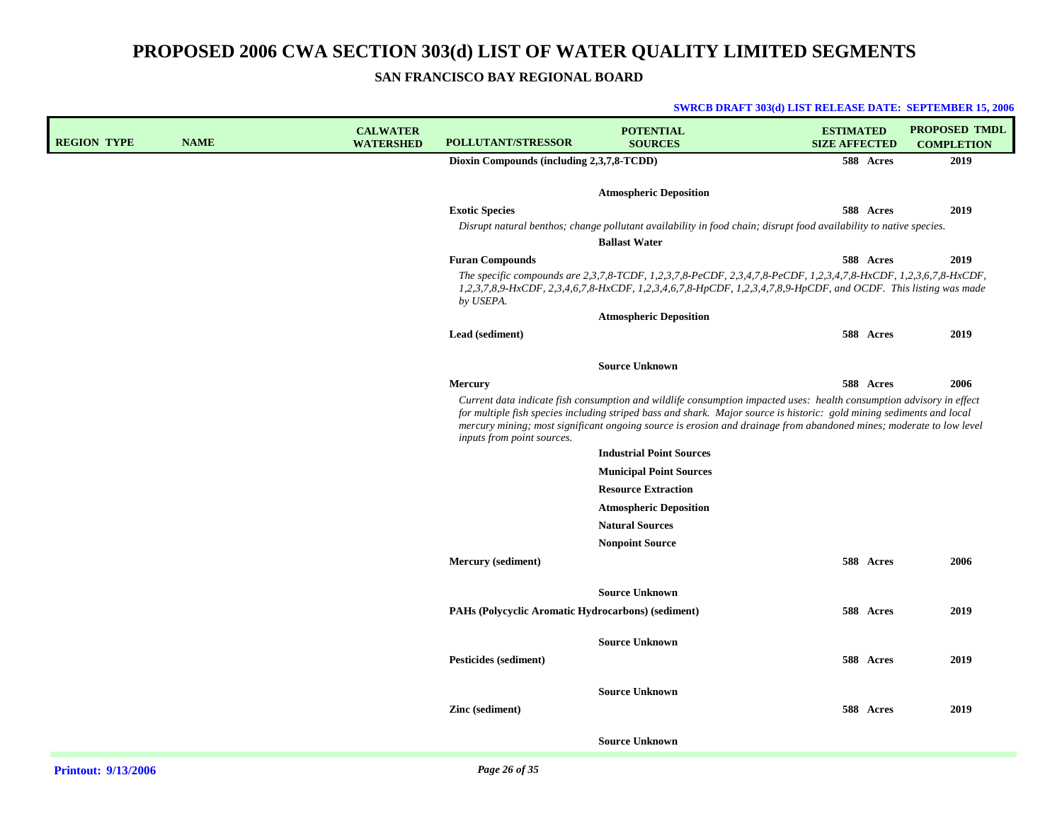# PROPOSED 2006 CWA SECTION 303(d) LIST OF WATER QUALITY LIMITED SEGMENTS

## SAN FRANCISCO BAY REGIONAL BOARD

**SWRCB DRAFT 303(d) LIST RELEASE DATE: SEPTEMBER 15, 2006**

| REGION | TYPE | NAME | CALWATER WATERSHED | POLLUTANT/STRESSOR | POTENTIAL SOURCES | ESTIMATED SIZE AFFECTED | PROPOSED TMDL COMPLETION |
|---|---|---|---|---|---|---|---|
| | | | | **Dioxin Compounds (including 2,3,7,8-TCDD)** | | **588 Acres** | **2019** |
| | | | | | **Atmospheric Deposition** | | |
| | | | | **Exotic Species** | | **588 Acres** | **2019** |
| | | | | *Disrupt natural benthos; change pollutant availability in food chain; disrupt food availability to native species.* | | | |
| | | | | | **Ballast Water** | | |
| | | | | **Furan Compounds** | | **588 Acres** | **2019** |
| | | | | *The specific compounds are 2,3,7,8-TCDF, 1,2,3,7,8-PeCDF, 2,3,4,7,8-PeCDF, 1,2,3,4,7,8-HxCDF, 1,2,3,6,7,8-HxCDF, 1,2,3,7,8,9-HxCDF, 2,3,4,6,7,8-HxCDF, 1,2,3,4,6,7,8-HpCDF, 1,2,3,4,7,8,9-HpCDF, and OCDF. This listing was made by USEPA.* | | | |
| | | | | | **Atmospheric Deposition** | | |
| | | | | **Lead (sediment)** | | **588 Acres** | **2019** |
| | | | | | **Source Unknown** | | |
| | | | | **Mercury** | | **588 Acres** | **2006** |
| | | | | *Current data indicate fish consumption and wildlife consumption impacted uses: health consumption advisory in effect for multiple fish species including striped bass and shark. Major source is historic: gold mining sediments and local mercury mining; most significant ongoing source is erosion and drainage from abandoned mines; moderate to low level inputs from point sources.* | | | |
| | | | | | **Industrial Point Sources** | | |
| | | | | | **Municipal Point Sources** | | |
| | | | | | **Resource Extraction** | | |
| | | | | | **Atmospheric Deposition** | | |
| | | | | | **Natural Sources** | | |
| | | | | | **Nonpoint Source** | | |
| | | | | **Mercury (sediment)** | | **588 Acres** | **2006** |
| | | | | | **Source Unknown** | | |
| | | | | **PAHs (Polycyclic Aromatic Hydrocarbons) (sediment)** | | **588 Acres** | **2019** |
| | | | | | **Source Unknown** | | |
| | | | | **Pesticides (sediment)** | | **588 Acres** | **2019** |
| | | | | | **Source Unknown** | | |
| | | | | **Zinc (sediment)** | | **588 Acres** | **2019** |
| | | | | | **Source Unknown** | | |

**Printout: 9/13/2006**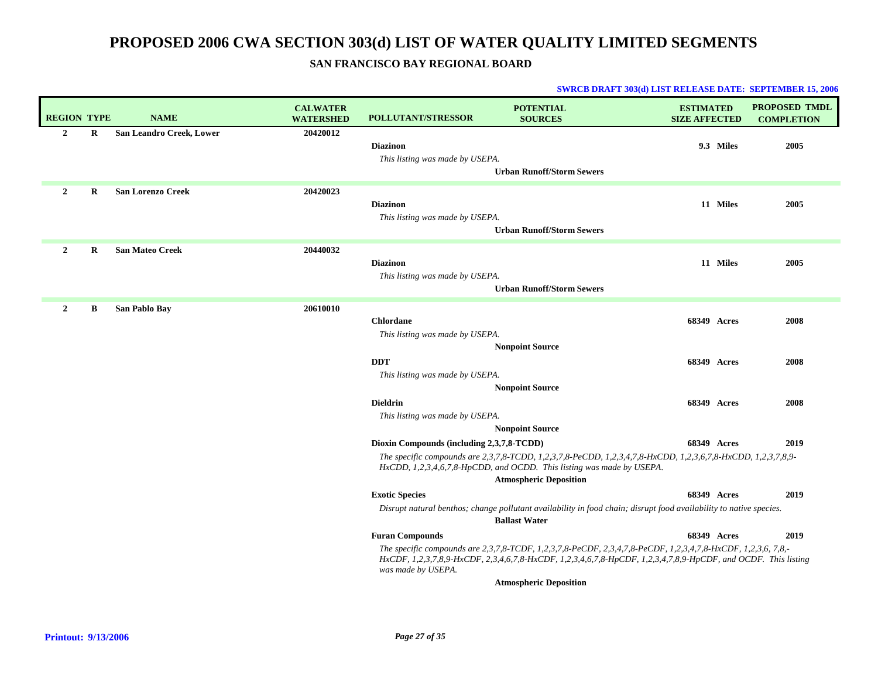# PROPOSED 2006 CWA SECTION 303(d) LIST OF WATER QUALITY LIMITED SEGMENTS

## SAN FRANCISCO BAY REGIONAL BOARD

**SWRCB DRAFT 303(d) LIST RELEASE DATE: SEPTEMBER 15, 2006**

| REGION | TYPE | NAME | CALWATER WATERSHED | POLLUTANT/STRESSOR | POTENTIAL SOURCES | ESTIMATED SIZE AFFECTED | PROPOSED TMDL COMPLETION |
|---|---|---|---|---|---|---|---|
| 2 | R | San Leandro Creek, Lower | 20420012 | | | | |
| | | | | **Diazinon** | | 9.3 Miles | 2005 |
| | | | | *This listing was made by USEPA.* | | | |
| | | | | | Urban Runoff/Storm Sewers | | |
| 2 | R | San Lorenzo Creek | 20420023 | | | | |
| | | | | **Diazinon** | | 11 Miles | 2005 |
| | | | | *This listing was made by USEPA.* | | | |
| | | | | | Urban Runoff/Storm Sewers | | |
| 2 | R | San Mateo Creek | 20440032 | | | | |
| | | | | **Diazinon** | | 11 Miles | 2005 |
| | | | | *This listing was made by USEPA.* | | | |
| | | | | | Urban Runoff/Storm Sewers | | |
| 2 | B | San Pablo Bay | 20610010 | | | | |
| | | | | **Chlordane** | | 68349 Acres | 2008 |
| | | | | *This listing was made by USEPA.* | | | |
| | | | | | Nonpoint Source | | |
| | | | | **DDT** | | 68349 Acres | 2008 |
| | | | | *This listing was made by USEPA.* | | | |
| | | | | | Nonpoint Source | | |
| | | | | **Dieldrin** | | 68349 Acres | 2008 |
| | | | | *This listing was made by USEPA.* | | | |
| | | | | | Nonpoint Source | | |
| | | | | **Dioxin Compounds (including 2,3,7,8-TCDD)** | | 68349 Acres | 2019 |
| | | | | *The specific compounds are 2,3,7,8-TCDD, 1,2,3,7,8-PeCDD, 1,2,3,4,7,8-HxCDD, 1,2,3,6,7,8-HxCDD, 1,2,3,7,8,9-HxCDD, 1,2,3,4,6,7,8-HpCDD, and OCDD. This listing was made by USEPA.* | | | |
| | | | | | Atmospheric Deposition | | |
| | | | | **Exotic Species** | | 68349 Acres | 2019 |
| | | | | *Disrupt natural benthos; change pollutant availability in food chain; disrupt food availability to native species.* | | | |
| | | | | | Ballast Water | | |
| | | | | **Furan Compounds** | | 68349 Acres | 2019 |
| | | | | *The specific compounds are 2,3,7,8-TCDF, 1,2,3,7,8-PeCDF, 2,3,4,7,8-PeCDF, 1,2,3,4,7,8-HxCDF, 1,2,3,6, 7,8,-HxCDF, 1,2,3,7,8,9-HxCDF, 2,3,4,6,7,8-HxCDF, 1,2,3,4,6,7,8-HpCDF, 1,2,3,4,7,8,9-HpCDF, and OCDF. This listing was made by USEPA.* | | | |
| | | | | | Atmospheric Deposition | | |

**Printout: 9/13/2006**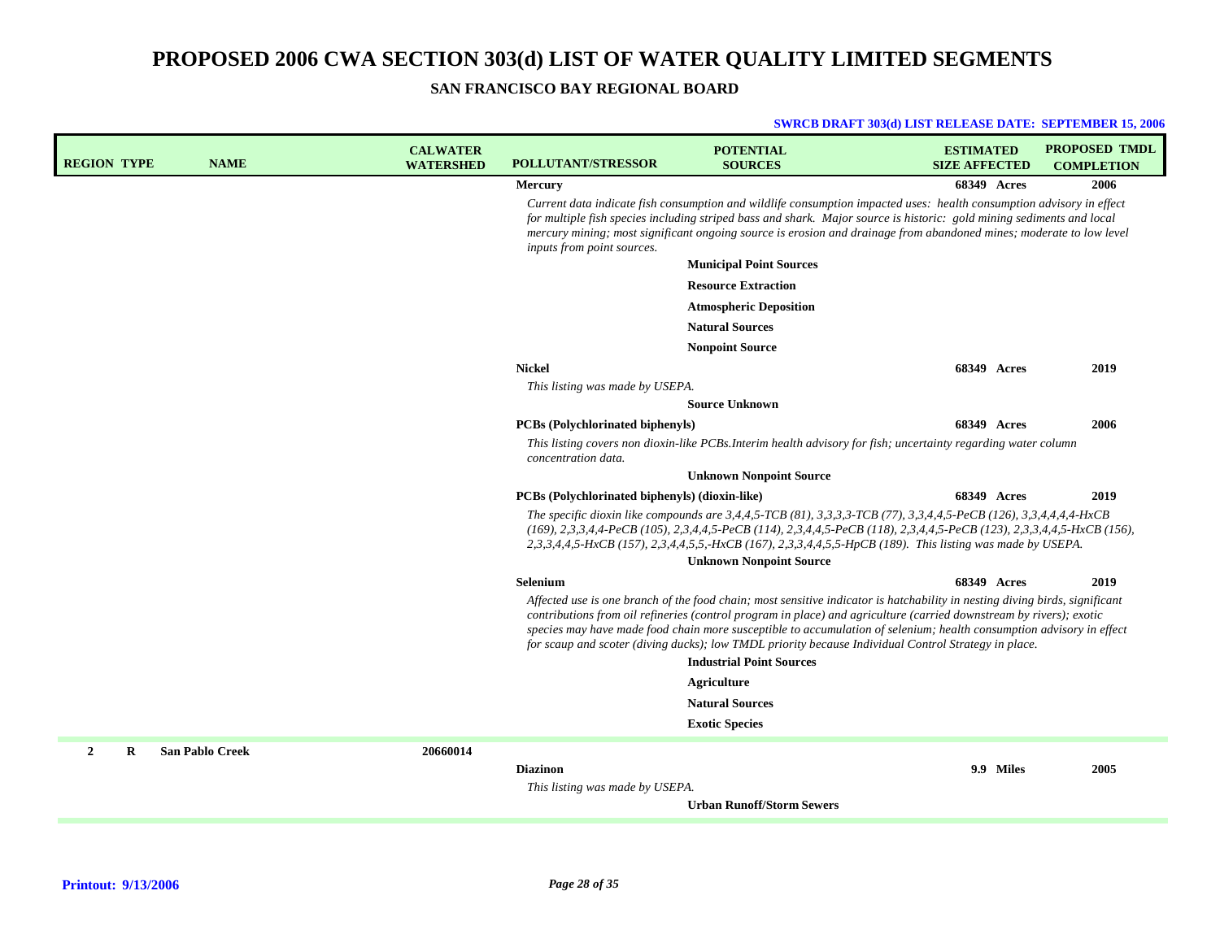# PROPOSED 2006 CWA SECTION 303(d) LIST OF WATER QUALITY LIMITED SEGMENTS

## SAN FRANCISCO BAY REGIONAL BOARD

**SWRCB DRAFT 303(d) LIST RELEASE DATE: SEPTEMBER 15, 2006**

| REGION | TYPE | NAME | CALWATER WATERSHED | POLLUTANT/STRESSOR | POTENTIAL SOURCES | ESTIMATED SIZE AFFECTED | PROPOSED TMDL COMPLETION |
|---|---|---|---|---|---|---|---|
| | | | | **Mercury** | | **68349 Acres** | **2006** |
| | | | | *Current data indicate fish consumption and wildlife consumption impacted uses: health consumption advisory in effect for multiple fish species including striped bass and shark. Major source is historic: gold mining sediments and local mercury mining; most significant ongoing source is erosion and drainage from abandoned mines; moderate to low level inputs from point sources.* | | | |
| | | | | | **Municipal Point Sources** | | |
| | | | | | **Resource Extraction** | | |
| | | | | | **Atmospheric Deposition** | | |
| | | | | | **Natural Sources** | | |
| | | | | | **Nonpoint Source** | | |
| | | | | **Nickel** | | **68349 Acres** | **2019** |
| | | | | *This listing was made by USEPA.* | | | |
| | | | | | **Source Unknown** | | |
| | | | | **PCBs (Polychlorinated biphenyls)** | | **68349 Acres** | **2006** |
| | | | | *This listing covers non dioxin-like PCBs.Interim health advisory for fish; uncertainty regarding water column concentration data.* | | | |
| | | | | | **Unknown Nonpoint Source** | | |
| | | | | **PCBs (Polychlorinated biphenyls) (dioxin-like)** | | **68349 Acres** | **2019** |
| | | | | *The specific dioxin like compounds are 3,4,4,5-TCB (81), 3,3,3,3-TCB (77), 3,3,4,4,5-PeCB (126), 3,3,4,4,4,4-HxCB (169), 2,3,3,4,4-PeCB (105), 2,3,4,4,5-PeCB (114), 2,3,4,4,5-PeCB (118), 2,3,4,4,5-PeCB (123), 2,3,3,4,4,5-HxCB (156), 2,3,3,4,4,5-HxCB (157), 2,3,4,4,5,5,-HxCB (167), 2,3,3,4,4,5,5-HpCB (189). This listing was made by USEPA.* | | | |
| | | | | | **Unknown Nonpoint Source** | | |
| | | | | **Selenium** | | **68349 Acres** | **2019** |
| | | | | *Affected use is one branch of the food chain; most sensitive indicator is hatchability in nesting diving birds, significant contributions from oil refineries (control program in place) and agriculture (carried downstream by rivers); exotic species may have made food chain more susceptible to accumulation of selenium; health consumption advisory in effect for scaup and scoter (diving ducks); low TMDL priority because Individual Control Strategy in place.* | | | |
| | | | | | **Industrial Point Sources** | | |
| | | | | | **Agriculture** | | |
| | | | | | **Natural Sources** | | |
| | | | | | **Exotic Species** | | |
| **2** | **R** | **San Pablo Creek** | **20660014** | | | | |
| | | | | **Diazinon** | | **9.9 Miles** | **2005** |
| | | | | *This listing was made by USEPA.* | | | |
| | | | | | **Urban Runoff/Storm Sewers** | | |

**Printout: 9/13/2006**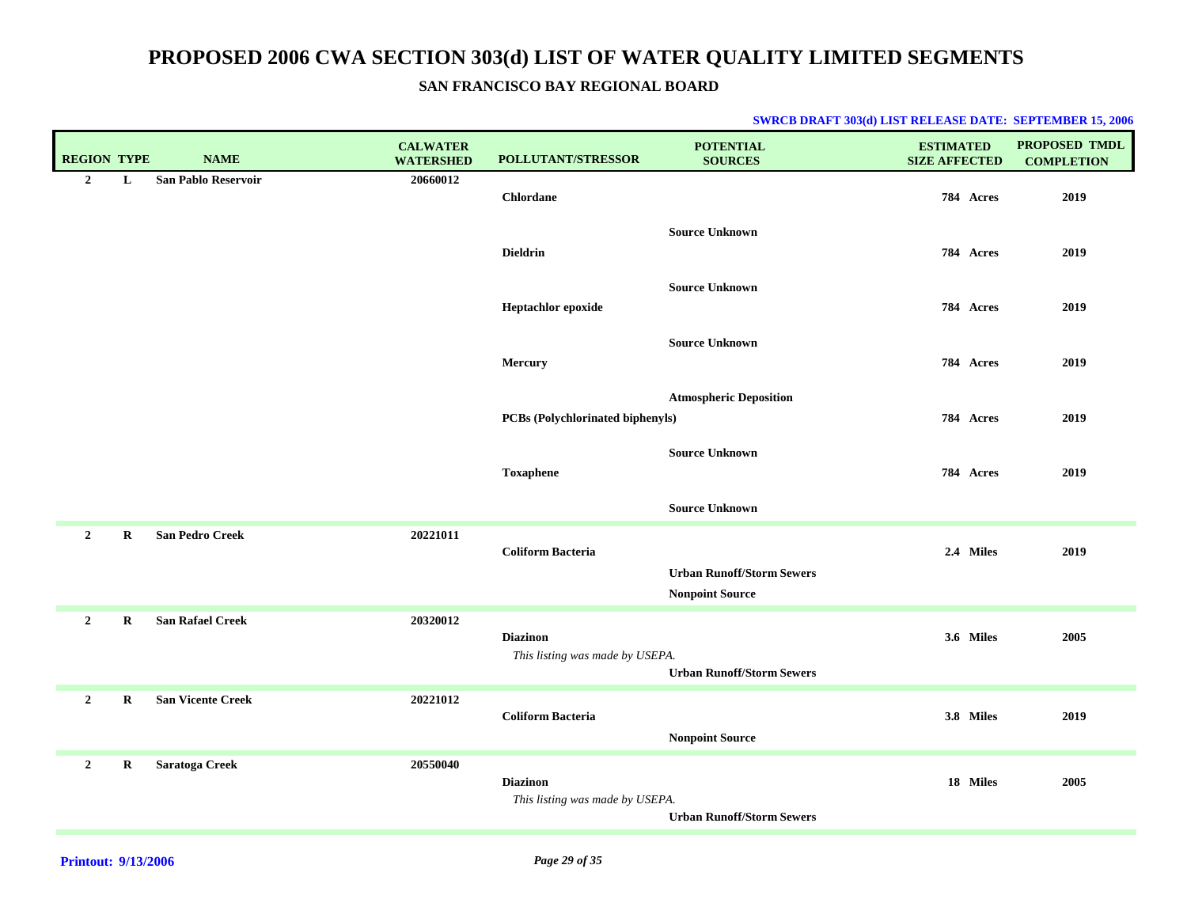# PROPOSED 2006 CWA SECTION 303(d) LIST OF WATER QUALITY LIMITED SEGMENTS

## SAN FRANCISCO BAY REGIONAL BOARD

**SWRCB DRAFT 303(d) LIST RELEASE DATE: SEPTEMBER 15, 2006**

| REGION | TYPE | NAME | CALWATER WATERSHED | POLLUTANT/STRESSOR | POTENTIAL SOURCES | ESTIMATED SIZE AFFECTED | PROPOSED TMDL COMPLETION |
|---|---|---|---|---|---|---|---|
| 2 | L | San Pablo Reservoir | 20660012 | | | | |
| | | | | Chlordane | | 784 Acres | 2019 |
| | | | | | Source Unknown | | |
| | | | | Dieldrin | | 784 Acres | 2019 |
| | | | | | Source Unknown | | |
| | | | | Heptachlor epoxide | | 784 Acres | 2019 |
| | | | | | Source Unknown | | |
| | | | | Mercury | | 784 Acres | 2019 |
| | | | | | Atmospheric Deposition | | |
| | | | | PCBs (Polychlorinated biphenyls) | | 784 Acres | 2019 |
| | | | | | Source Unknown | | |
| | | | | Toxaphene | | 784 Acres | 2019 |
| | | | | | Source Unknown | | |
| 2 | R | San Pedro Creek | 20221011 | | | | |
| | | | | Coliform Bacteria | | 2.4 Miles | 2019 |
| | | | | | Urban Runoff/Storm Sewers | | |
| | | | | | Nonpoint Source | | |
| 2 | R | San Rafael Creek | 20320012 | | | | |
| | | | | Diazinon | | 3.6 Miles | 2005 |
| | | | | *This listing was made by USEPA.* | | | |
| | | | | | Urban Runoff/Storm Sewers | | |
| 2 | R | San Vicente Creek | 20221012 | | | | |
| | | | | Coliform Bacteria | | 3.8 Miles | 2019 |
| | | | | | Nonpoint Source | | |
| 2 | R | Saratoga Creek | 20550040 | | | | |
| | | | | Diazinon | | 18 Miles | 2005 |
| | | | | *This listing was made by USEPA.* | | | |
| | | | | | Urban Runoff/Storm Sewers | | |

**Printout: 9/13/2006**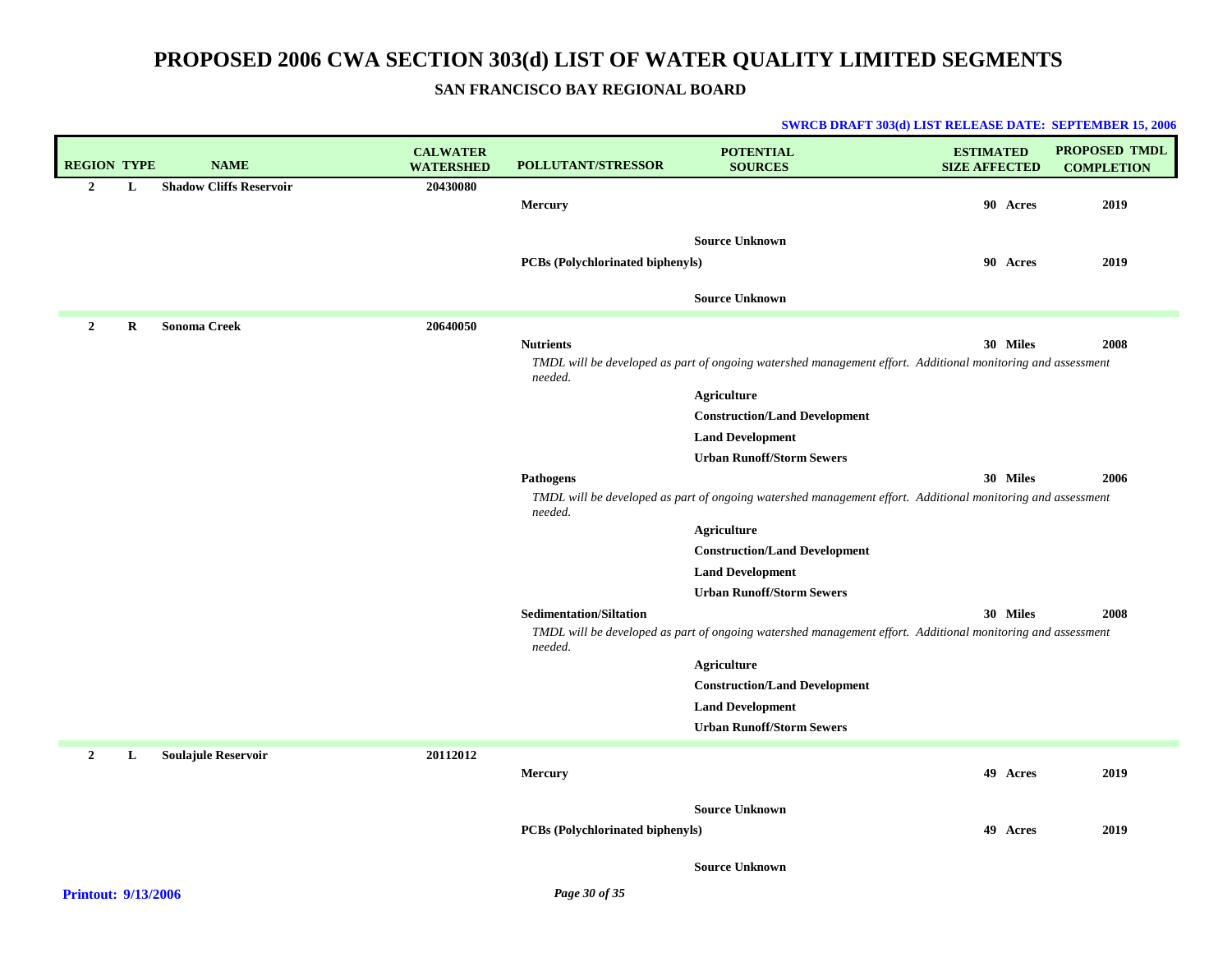# PROPOSED 2006 CWA SECTION 303(d) LIST OF WATER QUALITY LIMITED SEGMENTS

### SAN FRANCISCO BAY REGIONAL BOARD

**SWRCB DRAFT 303(d) LIST RELEASE DATE: SEPTEMBER 15, 2006**

| REGION | TYPE | NAME | CALWATER WATERSHED | POLLUTANT/STRESSOR | POTENTIAL SOURCES | ESTIMATED SIZE AFFECTED | PROPOSED TMDL COMPLETION |
|---|---|---|---|---|---|---|---|
| 2 | L | Shadow Cliffs Reservoir | 20430080 | | | | |
| | | | | Mercury | | 90 Acres | 2019 |
| | | | | | Source Unknown | | |
| | | | | PCBs (Polychlorinated biphenyls) | | 90 Acres | 2019 |
| | | | | | Source Unknown | | |
| 2 | R | Sonoma Creek | 20640050 | | | | |
| | | | | Nutrients | | 30 Miles | 2008 |
| | | | | *TMDL will be developed as part of ongoing watershed management effort. Additional monitoring and assessment needed.* | | | |
| | | | | | Agriculture | | |
| | | | | | Construction/Land Development | | |
| | | | | | Land Development | | |
| | | | | | Urban Runoff/Storm Sewers | | |
| | | | | Pathogens | | 30 Miles | 2006 |
| | | | | *TMDL will be developed as part of ongoing watershed management effort. Additional monitoring and assessment needed.* | | | |
| | | | | | Agriculture | | |
| | | | | | Construction/Land Development | | |
| | | | | | Land Development | | |
| | | | | | Urban Runoff/Storm Sewers | | |
| | | | | Sedimentation/Siltation | | 30 Miles | 2008 |
| | | | | *TMDL will be developed as part of ongoing watershed management effort. Additional monitoring and assessment needed.* | | | |
| | | | | | Agriculture | | |
| | | | | | Construction/Land Development | | |
| | | | | | Land Development | | |
| | | | | | Urban Runoff/Storm Sewers | | |
| 2 | L | Soulajule Reservoir | 20112012 | | | | |
| | | | | Mercury | | 49 Acres | 2019 |
| | | | | | Source Unknown | | |
| | | | | PCBs (Polychlorinated biphenyls) | | 49 Acres | 2019 |
| | | | | | Source Unknown | | |

Printout: 9/13/2006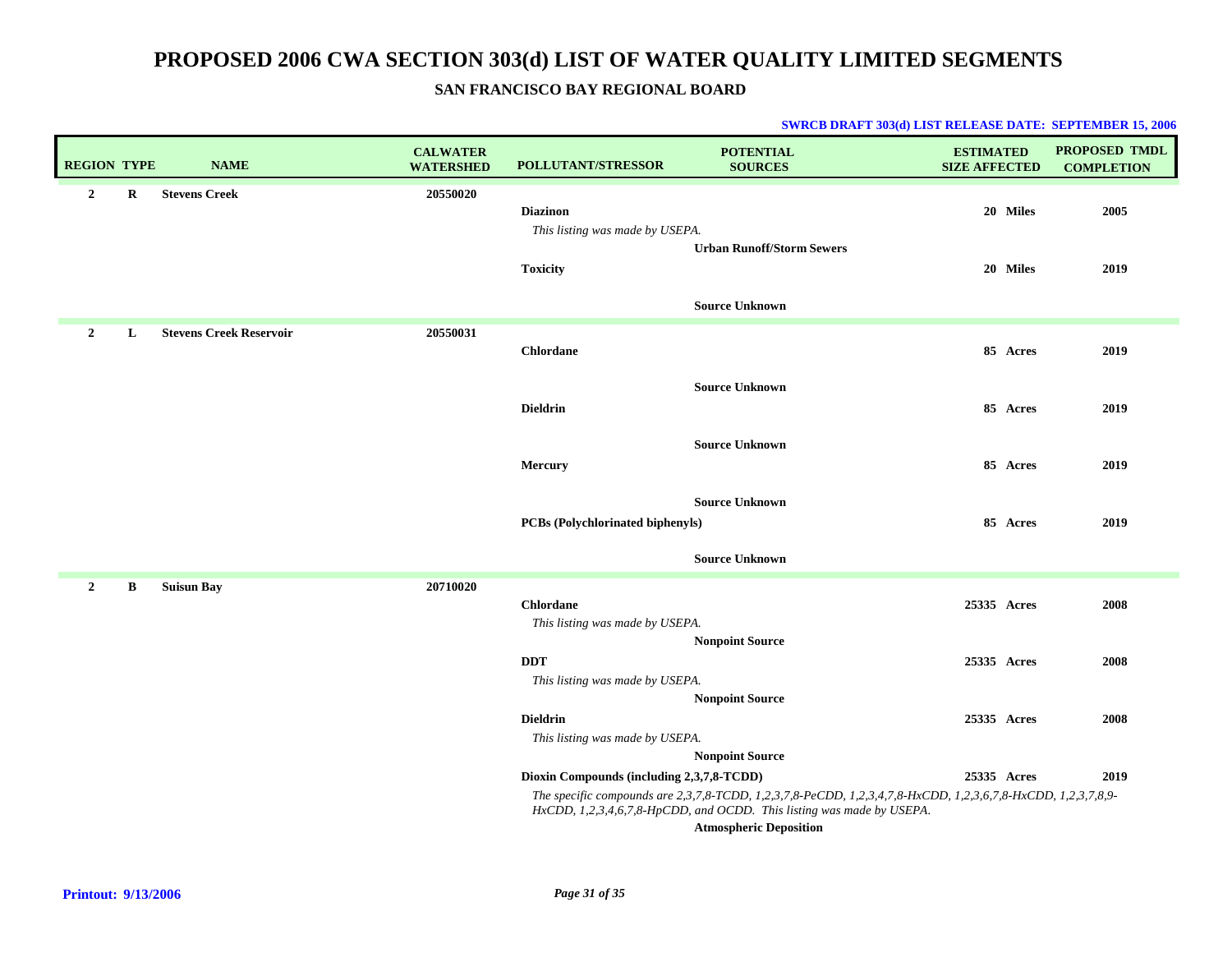# PROPOSED 2006 CWA SECTION 303(d) LIST OF WATER QUALITY LIMITED SEGMENTS

## SAN FRANCISCO BAY REGIONAL BOARD

**SWRCB DRAFT 303(d) LIST RELEASE DATE: SEPTEMBER 15, 2006**

| REGION | TYPE | NAME | CALWATER WATERSHED | POLLUTANT/STRESSOR | POTENTIAL SOURCES | ESTIMATED SIZE AFFECTED | PROPOSED TMDL COMPLETION |
|---|---|---|---|---|---|---|---|
| 2 | R | Stevens Creek | 20550020 | | | | |
| | | | | **Diazinon** | | 20 Miles | 2005 |
| | | | | *This listing was made by USEPA.* | | | |
| | | | | | Urban Runoff/Storm Sewers | | |
| | | | | **Toxicity** | | 20 Miles | 2019 |
| | | | | | Source Unknown | | |
| 2 | L | Stevens Creek Reservoir | 20550031 | | | | |
| | | | | **Chlordane** | | 85 Acres | 2019 |
| | | | | | Source Unknown | | |
| | | | | **Dieldrin** | | 85 Acres | 2019 |
| | | | | | Source Unknown | | |
| | | | | **Mercury** | | 85 Acres | 2019 |
| | | | | | Source Unknown | | |
| | | | | **PCBs (Polychlorinated biphenyls)** | | 85 Acres | 2019 |
| | | | | | Source Unknown | | |
| 2 | B | Suisun Bay | 20710020 | | | | |
| | | | | **Chlordane** | | 25335 Acres | 2008 |
| | | | | *This listing was made by USEPA.* | | | |
| | | | | | Nonpoint Source | | |
| | | | | **DDT** | | 25335 Acres | 2008 |
| | | | | *This listing was made by USEPA.* | | | |
| | | | | | Nonpoint Source | | |
| | | | | **Dieldrin** | | 25335 Acres | 2008 |
| | | | | *This listing was made by USEPA.* | | | |
| | | | | | Nonpoint Source | | |
| | | | | **Dioxin Compounds (including 2,3,7,8-TCDD)** | | 25335 Acres | 2019 |
| | | | | *The specific compounds are 2,3,7,8-TCDD, 1,2,3,7,8-PeCDD, 1,2,3,4,7,8-HxCDD, 1,2,3,6,7,8-HxCDD, 1,2,3,7,8,9-HxCDD, 1,2,3,4,6,7,8-HpCDD, and OCDD. This listing was made by USEPA.* | | | |
| | | | | | Atmospheric Deposition | | |

**Printout: 9/13/2006**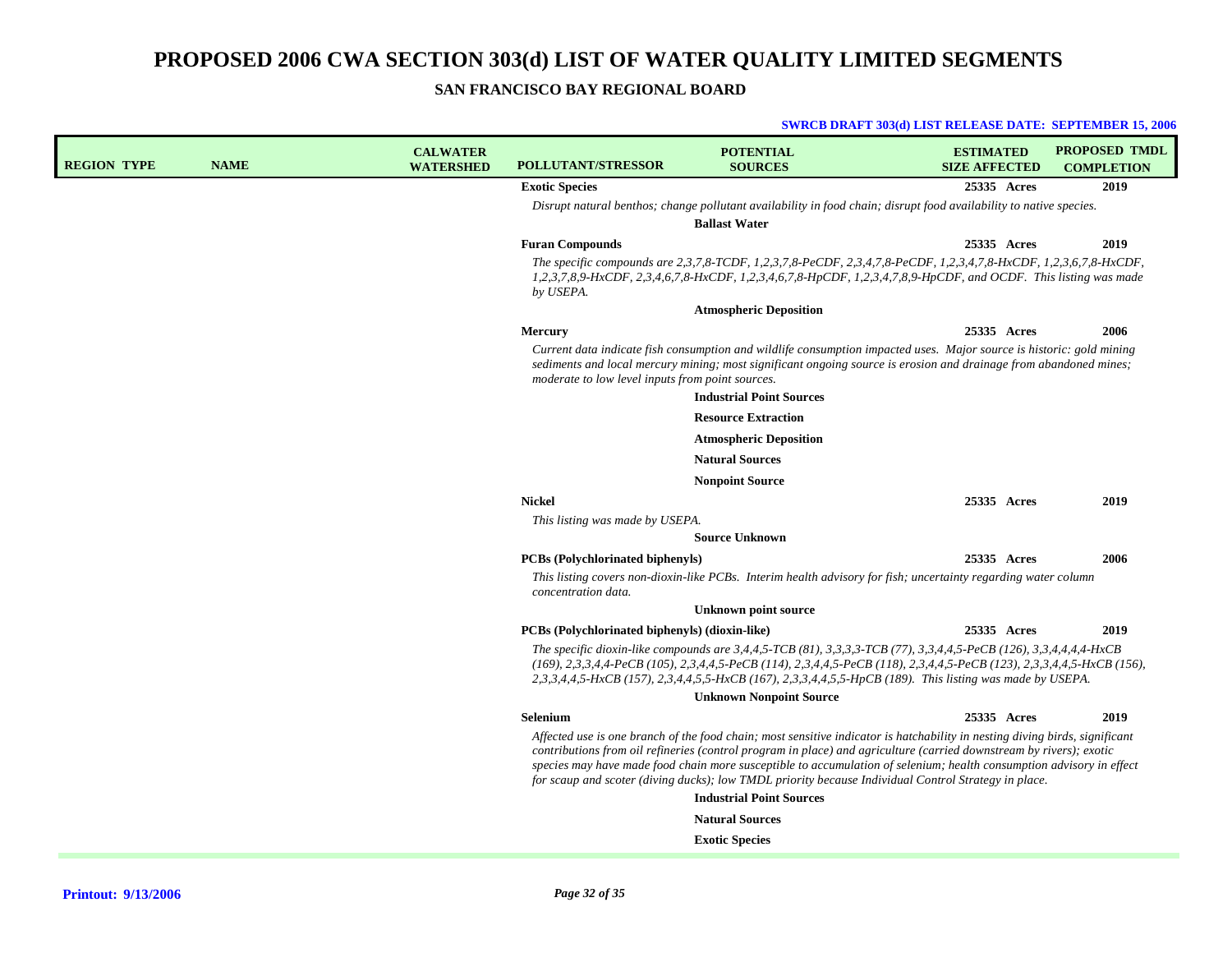# PROPOSED 2006 CWA SECTION 303(d) LIST OF WATER QUALITY LIMITED SEGMENTS

## SAN FRANCISCO BAY REGIONAL BOARD

**SWRCB DRAFT 303(d) LIST RELEASE DATE: SEPTEMBER 15, 2006**

| REGION | TYPE | NAME | CALWATER WATERSHED | POLLUTANT/STRESSOR | POTENTIAL SOURCES | ESTIMATED SIZE AFFECTED | PROPOSED TMDL COMPLETION |
|---|---|---|---|---|---|---|---|
| | | | | **Exotic Species** | | 25335 Acres | 2019 |
| | | | | *Disrupt natural benthos; change pollutant availability in food chain; disrupt food availability to native species.* | | | |
| | | | | | **Ballast Water** | | |
| | | | | **Furan Compounds** | | 25335 Acres | 2019 |
| | | | | *The specific compounds are 2,3,7,8-TCDF, 1,2,3,7,8-PeCDF, 2,3,4,7,8-PeCDF, 1,2,3,4,7,8-HxCDF, 1,2,3,6,7,8-HxCDF, 1,2,3,7,8,9-HxCDF, 2,3,4,6,7,8-HxCDF, 1,2,3,4,6,7,8-HpCDF, 1,2,3,4,7,8,9-HpCDF, and OCDF. This listing was made by USEPA.* | | | |
| | | | | | **Atmospheric Deposition** | | |
| | | | | **Mercury** | | 25335 Acres | 2006 |
| | | | | *Current data indicate fish consumption and wildlife consumption impacted uses. Major source is historic: gold mining sediments and local mercury mining; most significant ongoing source is erosion and drainage from abandoned mines; moderate to low level inputs from point sources.* | | | |
| | | | | | **Industrial Point Sources** | | |
| | | | | | **Resource Extraction** | | |
| | | | | | **Atmospheric Deposition** | | |
| | | | | | **Natural Sources** | | |
| | | | | | **Nonpoint Source** | | |
| | | | | **Nickel** | | 25335 Acres | 2019 |
| | | | | *This listing was made by USEPA.* | | | |
| | | | | | **Source Unknown** | | |
| | | | | **PCBs (Polychlorinated biphenyls)** | | 25335 Acres | 2006 |
| | | | | *This listing covers non-dioxin-like PCBs. Interim health advisory for fish; uncertainty regarding water column concentration data.* | | | |
| | | | | | **Unknown point source** | | |
| | | | | **PCBs (Polychlorinated biphenyls) (dioxin-like)** | | 25335 Acres | 2019 |
| | | | | *The specific dioxin-like compounds are 3,4,4,5-TCB (81), 3,3,3,3-TCB (77), 3,3,4,4,5-PeCB (126), 3,3,4,4,4,4-HxCB (169), 2,3,3,4,4-PeCB (105), 2,3,4,4,5-PeCB (114), 2,3,4,4,5-PeCB (118), 2,3,4,4,5-PeCB (123), 2,3,3,4,4,5-HxCB (156), 2,3,3,4,4,5-HxCB (157), 2,3,4,4,5,5-HxCB (167), 2,3,3,4,4,5,5-HpCB (189). This listing was made by USEPA.* | | | |
| | | | | | **Unknown Nonpoint Source** | | |
| | | | | **Selenium** | | 25335 Acres | 2019 |
| | | | | *Affected use is one branch of the food chain; most sensitive indicator is hatchability in nesting diving birds, significant contributions from oil refineries (control program in place) and agriculture (carried downstream by rivers); exotic species may have made food chain more susceptible to accumulation of selenium; health consumption advisory in effect for scaup and scoter (diving ducks); low TMDL priority because Individual Control Strategy in place.* | | | |
| | | | | | **Industrial Point Sources** | | |
| | | | | | **Natural Sources** | | |
| | | | | | **Exotic Species** | | |

**Printout: 9/13/2006**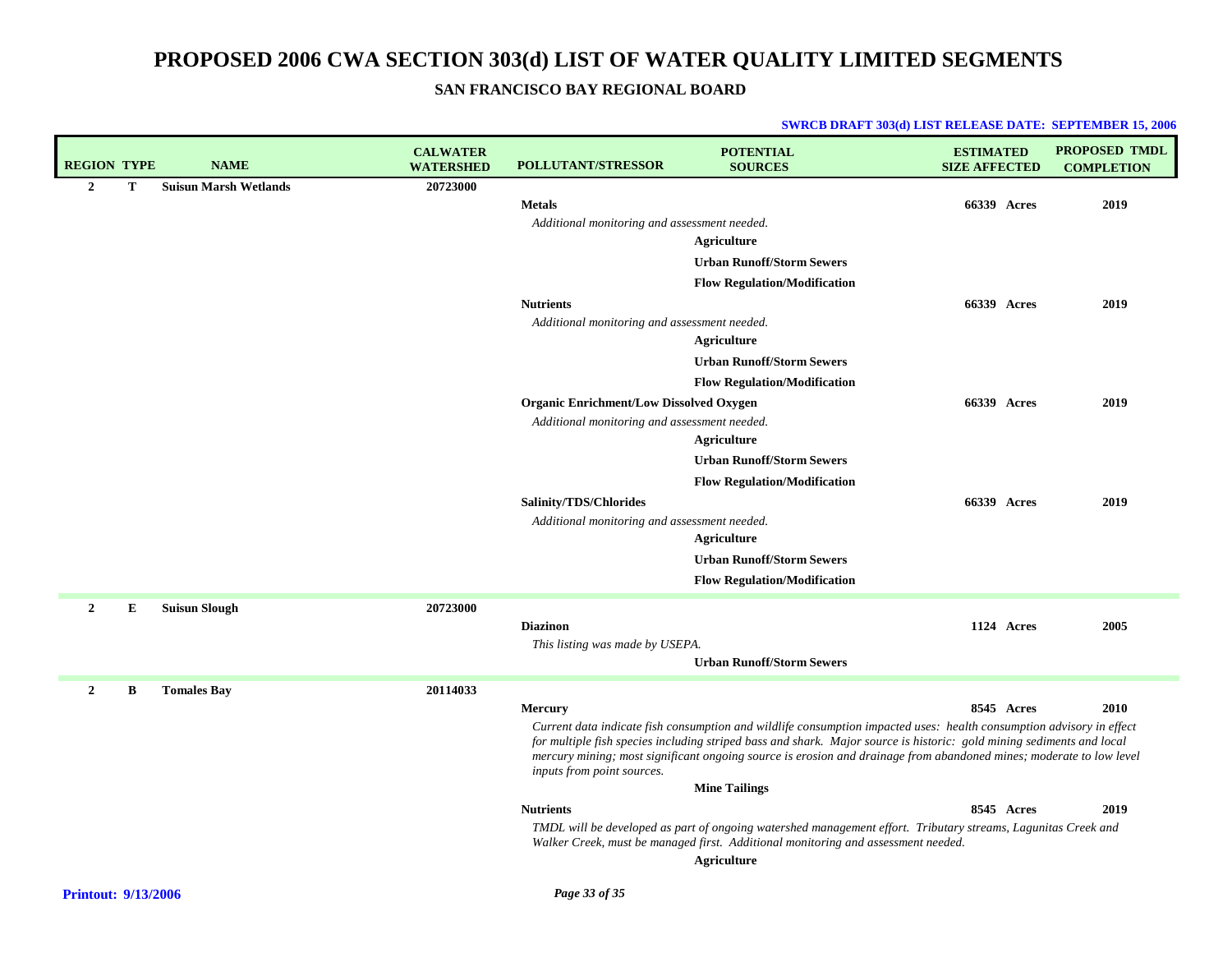# PROPOSED 2006 CWA SECTION 303(d) LIST OF WATER QUALITY LIMITED SEGMENTS

## SAN FRANCISCO BAY REGIONAL BOARD

**SWRCB DRAFT 303(d) LIST RELEASE DATE: SEPTEMBER 15, 2006**

| REGION | TYPE | NAME | CALWATER WATERSHED | POLLUTANT/STRESSOR | POTENTIAL SOURCES | ESTIMATED SIZE AFFECTED | PROPOSED TMDL COMPLETION |
|---|---|---|---|---|---|---|---|
| **2** | **T** | **Suisun Marsh Wetlands** | **20723000** | | | | |
| | | | | **Metals** | | **66339 Acres** | **2019** |
| | | | | *Additional monitoring and assessment needed.* | | | |
| | | | | | **Agriculture** | | |
| | | | | | **Urban Runoff/Storm Sewers** | | |
| | | | | | **Flow Regulation/Modification** | | |
| | | | | **Nutrients** | | **66339 Acres** | **2019** |
| | | | | *Additional monitoring and assessment needed.* | | | |
| | | | | | **Agriculture** | | |
| | | | | | **Urban Runoff/Storm Sewers** | | |
| | | | | | **Flow Regulation/Modification** | | |
| | | | | **Organic Enrichment/Low Dissolved Oxygen** | | **66339 Acres** | **2019** |
| | | | | *Additional monitoring and assessment needed.* | | | |
| | | | | | **Agriculture** | | |
| | | | | | **Urban Runoff/Storm Sewers** | | |
| | | | | | **Flow Regulation/Modification** | | |
| | | | | **Salinity/TDS/Chlorides** | | **66339 Acres** | **2019** |
| | | | | *Additional monitoring and assessment needed.* | | | |
| | | | | | **Agriculture** | | |
| | | | | | **Urban Runoff/Storm Sewers** | | |
| | | | | | **Flow Regulation/Modification** | | |
| **2** | **E** | **Suisun Slough** | **20723000** | | | | |
| | | | | **Diazinon** | | **1124 Acres** | **2005** |
| | | | | *This listing was made by USEPA.* | | | |
| | | | | | **Urban Runoff/Storm Sewers** | | |
| **2** | **B** | **Tomales Bay** | **20114033** | | | | |
| | | | | **Mercury** | | **8545 Acres** | **2010** |
| | | | | *Current data indicate fish consumption and wildlife consumption impacted uses: health consumption advisory in effect for multiple fish species including striped bass and shark. Major source is historic: gold mining sediments and local mercury mining; most significant ongoing source is erosion and drainage from abandoned mines; moderate to low level inputs from point sources.* | | | |
| | | | | | **Mine Tailings** | | |
| | | | | **Nutrients** | | **8545 Acres** | **2019** |
| | | | | *TMDL will be developed as part of ongoing watershed management effort. Tributary streams, Lagunitas Creek and Walker Creek, must be managed first. Additional monitoring and assessment needed.* | | | |
| | | | | | **Agriculture** | | |

**Printout: 9/13/2006**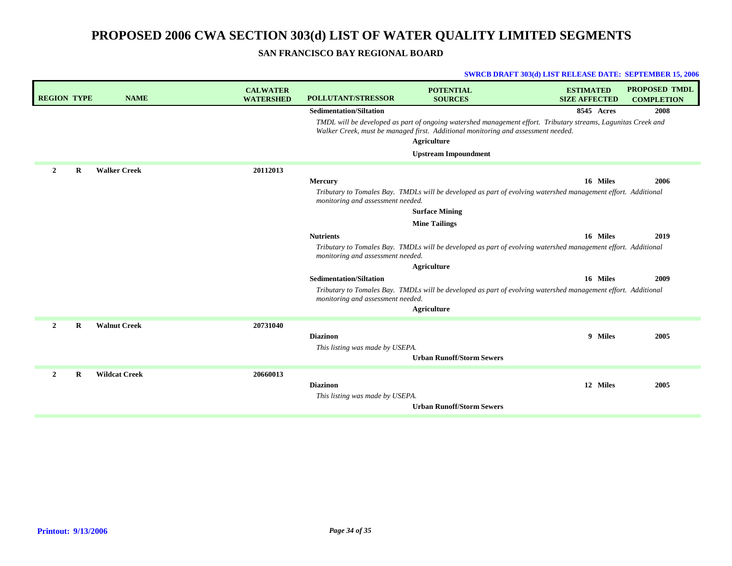# PROPOSED 2006 CWA SECTION 303(d) LIST OF WATER QUALITY LIMITED SEGMENTS

## SAN FRANCISCO BAY REGIONAL BOARD

**SWRCB DRAFT 303(d) LIST RELEASE DATE: SEPTEMBER 15, 2006**

| REGION | TYPE | NAME | CALWATER WATERSHED | POLLUTANT/STRESSOR | POTENTIAL SOURCES | ESTIMATED SIZE AFFECTED | PROPOSED TMDL COMPLETION |
|---|---|---|---|---|---|---|---|
| | | | | **Sedimentation/Siltation** | | 8545 Acres | 2008 |
| | | | | *TMDL will be developed as part of ongoing watershed management effort. Tributary streams, Lagunitas Creek and Walker Creek, must be managed first. Additional monitoring and assessment needed.* | | | |
| | | | | | Agriculture | | |
| | | | | | Upstream Impoundment | | |
| 2 | R | Walker Creek | 20112013 | | | | |
| | | | | **Mercury** | | 16 Miles | 2006 |
| | | | | *Tributary to Tomales Bay. TMDLs will be developed as part of evolving watershed management effort. Additional monitoring and assessment needed.* | | | |
| | | | | | Surface Mining | | |
| | | | | | Mine Tailings | | |
| | | | | **Nutrients** | | 16 Miles | 2019 |
| | | | | *Tributary to Tomales Bay. TMDLs will be developed as part of evolving watershed management effort. Additional monitoring and assessment needed.* | | | |
| | | | | | Agriculture | | |
| | | | | **Sedimentation/Siltation** | | 16 Miles | 2009 |
| | | | | *Tributary to Tomales Bay. TMDLs will be developed as part of evolving watershed management effort. Additional monitoring and assessment needed.* | | | |
| | | | | | Agriculture | | |
| 2 | R | Walnut Creek | 20731040 | | | | |
| | | | | **Diazinon** | | 9 Miles | 2005 |
| | | | | *This listing was made by USEPA.* | | | |
| | | | | | Urban Runoff/Storm Sewers | | |
| 2 | R | Wildcat Creek | 20660013 | | | | |
| | | | | **Diazinon** | | 12 Miles | 2005 |
| | | | | *This listing was made by USEPA.* | | | |
| | | | | | Urban Runoff/Storm Sewers | | |

Printout: 9/13/2006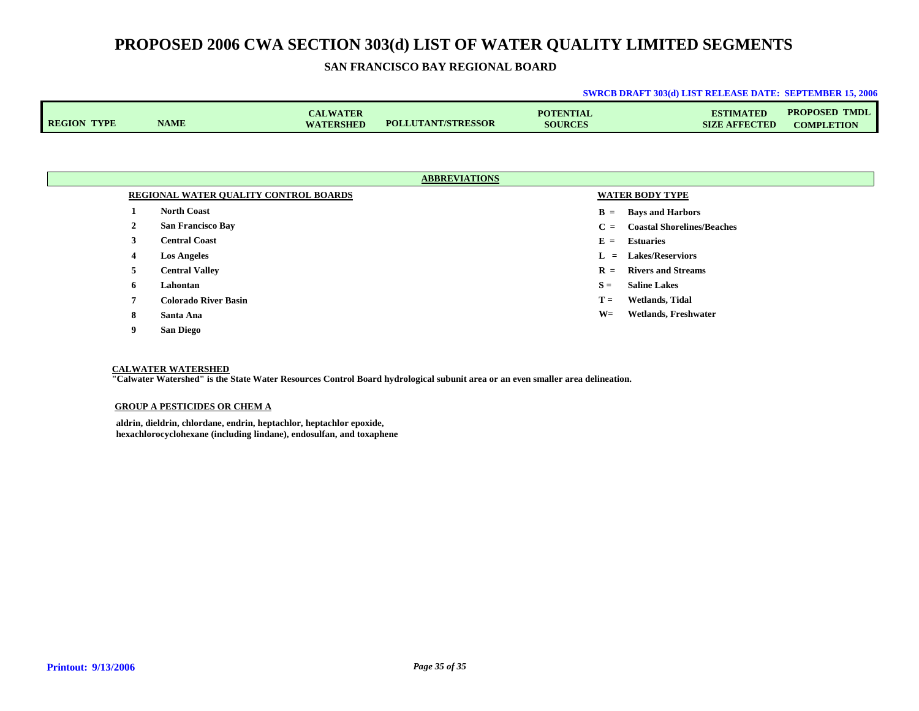# PROPOSED 2006 CWA SECTION 303(d) LIST OF WATER QUALITY LIMITED SEGMENTS

## SAN FRANCISCO BAY REGIONAL BOARD

**SWRCB DRAFT 303(d) LIST RELEASE DATE: SEPTEMBER 15, 2006**

| REGION | TYPE | NAME | CALWATER WATERSHED | POLLUTANT/STRESSOR | POTENTIAL SOURCES | ESTIMATED SIZE AFFECTED | PROPOSED TMDL COMPLETION |
|---|---|---|---|---|---|---|---|

## ABBREVIATIONS

**REGIONAL WATER QUALITY CONTROL BOARDS**

| | |
|---|---|
| 1 | North Coast |
| 2 | San Francisco Bay |
| 3 | Central Coast |
| 4 | Los Angeles |
| 5 | Central Valley |
| 6 | Lahontan |
| 7 | Colorado River Basin |
| 8 | Santa Ana |
| 9 | San Diego |

**WATER BODY TYPE**

| | |
|---|---|
| B = | Bays and Harbors |
| C = | Coastal Shorelines/Beaches |
| E = | Estuaries |
| L = | Lakes/Reserviors |
| R = | Rivers and Streams |
| S = | Saline Lakes |
| T = | Wetlands, Tidal |
| W= | Wetlands, Freshwater |

**CALWATER WATERSHED**

"Calwater Watershed" is the State Water Resources Control Board hydrological subunit area or an even smaller area delineation.

**GROUP A PESTICIDES OR CHEM A**

aldrin, dieldrin, chlordane, endrin, heptachlor, heptachlor epoxide, hexachlorocyclohexane (including lindane), endosulfan, and toxaphene

Printout: 9/13/2006